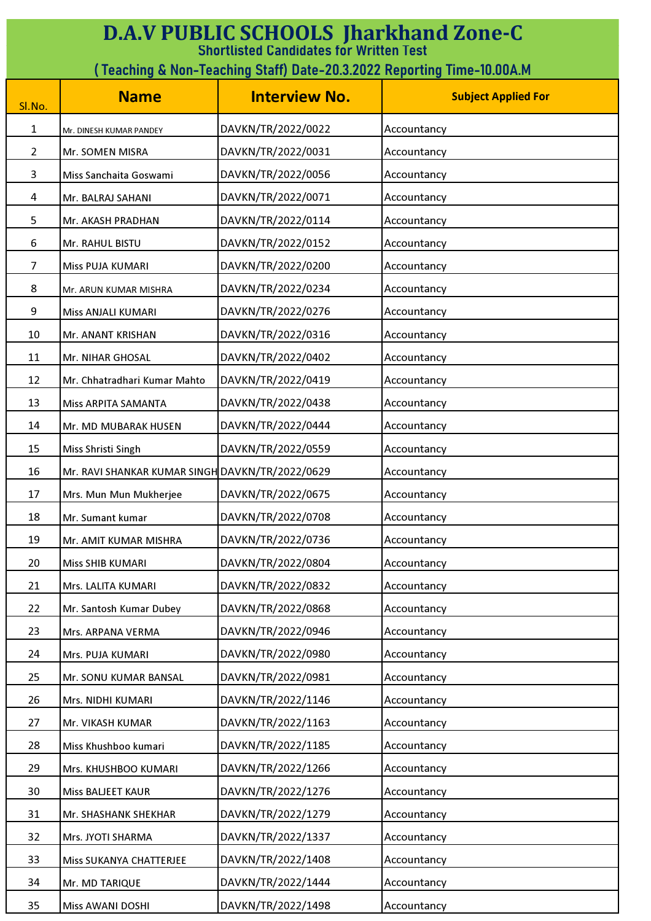# D.A.V PUBLIC SCHOOLS Jharkhand Zone-C

## Shortlisted Candidates for Written Test

## ( Teaching & Non-Teaching Staff) Date-20.3.2022 Reporting Time-10.00A.M

| Sl.No. | Name | Interview No. | Subject Applied For |
|---|---|---|---|
| 1 | Mr. DINESH KUMAR PANDEY | DAVKN/TR/2022/0022 | Accountancy |
| 2 | Mr. SOMEN MISRA | DAVKN/TR/2022/0031 | Accountancy |
| 3 | Miss Sanchaita Goswami | DAVKN/TR/2022/0056 | Accountancy |
| 4 | Mr. BALRAJ SAHANI | DAVKN/TR/2022/0071 | Accountancy |
| 5 | Mr. AKASH PRADHAN | DAVKN/TR/2022/0114 | Accountancy |
| 6 | Mr. RAHUL BISTU | DAVKN/TR/2022/0152 | Accountancy |
| 7 | Miss PUJA KUMARI | DAVKN/TR/2022/0200 | Accountancy |
| 8 | Mr. ARUN KUMAR MISHRA | DAVKN/TR/2022/0234 | Accountancy |
| 9 | Miss ANJALI KUMARI | DAVKN/TR/2022/0276 | Accountancy |
| 10 | Mr. ANANT KRISHAN | DAVKN/TR/2022/0316 | Accountancy |
| 11 | Mr. NIHAR GHOSAL | DAVKN/TR/2022/0402 | Accountancy |
| 12 | Mr. Chhatradhari Kumar Mahto | DAVKN/TR/2022/0419 | Accountancy |
| 13 | Miss ARPITA SAMANTA | DAVKN/TR/2022/0438 | Accountancy |
| 14 | Mr. MD MUBARAK HUSEN | DAVKN/TR/2022/0444 | Accountancy |
| 15 | Miss Shristi Singh | DAVKN/TR/2022/0559 | Accountancy |
| 16 | Mr. RAVI SHANKAR KUMAR SINGH | DAVKN/TR/2022/0629 | Accountancy |
| 17 | Mrs. Mun Mun Mukherjee | DAVKN/TR/2022/0675 | Accountancy |
| 18 | Mr. Sumant kumar | DAVKN/TR/2022/0708 | Accountancy |
| 19 | Mr. AMIT KUMAR MISHRA | DAVKN/TR/2022/0736 | Accountancy |
| 20 | Miss SHIB KUMARI | DAVKN/TR/2022/0804 | Accountancy |
| 21 | Mrs. LALITA KUMARI | DAVKN/TR/2022/0832 | Accountancy |
| 22 | Mr. Santosh Kumar Dubey | DAVKN/TR/2022/0868 | Accountancy |
| 23 | Mrs. ARPANA VERMA | DAVKN/TR/2022/0946 | Accountancy |
| 24 | Mrs. PUJA KUMARI | DAVKN/TR/2022/0980 | Accountancy |
| 25 | Mr. SONU KUMAR BANSAL | DAVKN/TR/2022/0981 | Accountancy |
| 26 | Mrs. NIDHI KUMARI | DAVKN/TR/2022/1146 | Accountancy |
| 27 | Mr. VIKASH KUMAR | DAVKN/TR/2022/1163 | Accountancy |
| 28 | Miss Khushboo kumari | DAVKN/TR/2022/1185 | Accountancy |
| 29 | Mrs. KHUSHBOO KUMARI | DAVKN/TR/2022/1266 | Accountancy |
| 30 | Miss BALJEET KAUR | DAVKN/TR/2022/1276 | Accountancy |
| 31 | Mr. SHASHANK SHEKHAR | DAVKN/TR/2022/1279 | Accountancy |
| 32 | Mrs. JYOTI SHARMA | DAVKN/TR/2022/1337 | Accountancy |
| 33 | Miss SUKANYA CHATTERJEE | DAVKN/TR/2022/1408 | Accountancy |
| 34 | Mr. MD TARIQUE | DAVKN/TR/2022/1444 | Accountancy |
| 35 | Miss AWANI DOSHI | DAVKN/TR/2022/1498 | Accountancy |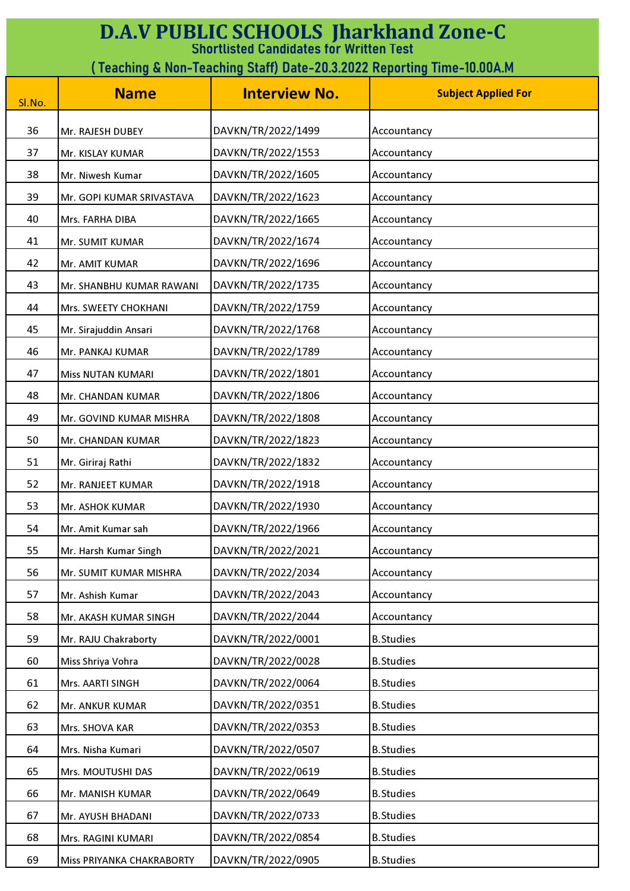# D.A.V PUBLIC SCHOOLS Jharkhand Zone-C

## Shortlisted Candidates for Written Test

## ( Teaching & Non-Teaching Staff) Date-20.3.2022 Reporting Time-10.00A.M

| Sl.No. | Name | Interview No. | Subject Applied For |
|---|---|---|---|
| 36 | Mr. RAJESH DUBEY | DAVKN/TR/2022/1499 | Accountancy |
| 37 | Mr. KISLAY KUMAR | DAVKN/TR/2022/1553 | Accountancy |
| 38 | Mr. Niwesh Kumar | DAVKN/TR/2022/1605 | Accountancy |
| 39 | Mr. GOPI KUMAR SRIVASTAVA | DAVKN/TR/2022/1623 | Accountancy |
| 40 | Mrs. FARHA DIBA | DAVKN/TR/2022/1665 | Accountancy |
| 41 | Mr. SUMIT KUMAR | DAVKN/TR/2022/1674 | Accountancy |
| 42 | Mr. AMIT KUMAR | DAVKN/TR/2022/1696 | Accountancy |
| 43 | Mr. SHANBHU KUMAR RAWANI | DAVKN/TR/2022/1735 | Accountancy |
| 44 | Mrs. SWEETY CHOKHANI | DAVKN/TR/2022/1759 | Accountancy |
| 45 | Mr. Sirajuddin Ansari | DAVKN/TR/2022/1768 | Accountancy |
| 46 | Mr. PANKAJ KUMAR | DAVKN/TR/2022/1789 | Accountancy |
| 47 | Miss NUTAN KUMARI | DAVKN/TR/2022/1801 | Accountancy |
| 48 | Mr. CHANDAN KUMAR | DAVKN/TR/2022/1806 | Accountancy |
| 49 | Mr. GOVIND KUMAR MISHRA | DAVKN/TR/2022/1808 | Accountancy |
| 50 | Mr. CHANDAN KUMAR | DAVKN/TR/2022/1823 | Accountancy |
| 51 | Mr. Giriraj Rathi | DAVKN/TR/2022/1832 | Accountancy |
| 52 | Mr. RANJEET KUMAR | DAVKN/TR/2022/1918 | Accountancy |
| 53 | Mr. ASHOK KUMAR | DAVKN/TR/2022/1930 | Accountancy |
| 54 | Mr. Amit Kumar sah | DAVKN/TR/2022/1966 | Accountancy |
| 55 | Mr. Harsh Kumar Singh | DAVKN/TR/2022/2021 | Accountancy |
| 56 | Mr. SUMIT KUMAR MISHRA | DAVKN/TR/2022/2034 | Accountancy |
| 57 | Mr. Ashish Kumar | DAVKN/TR/2022/2043 | Accountancy |
| 58 | Mr. AKASH KUMAR SINGH | DAVKN/TR/2022/2044 | Accountancy |
| 59 | Mr. RAJU Chakraborty | DAVKN/TR/2022/0001 | B.Studies |
| 60 | Miss Shriya Vohra | DAVKN/TR/2022/0028 | B.Studies |
| 61 | Mrs. AARTI SINGH | DAVKN/TR/2022/0064 | B.Studies |
| 62 | Mr. ANKUR KUMAR | DAVKN/TR/2022/0351 | B.Studies |
| 63 | Mrs. SHOVA KAR | DAVKN/TR/2022/0353 | B.Studies |
| 64 | Mrs. Nisha Kumari | DAVKN/TR/2022/0507 | B.Studies |
| 65 | Mrs. MOUTUSHI DAS | DAVKN/TR/2022/0619 | B.Studies |
| 66 | Mr. MANISH KUMAR | DAVKN/TR/2022/0649 | B.Studies |
| 67 | Mr. AYUSH BHADANI | DAVKN/TR/2022/0733 | B.Studies |
| 68 | Mrs. RAGINI KUMARI | DAVKN/TR/2022/0854 | B.Studies |
| 69 | Miss PRIYANKA CHAKRABORTY | DAVKN/TR/2022/0905 | B.Studies |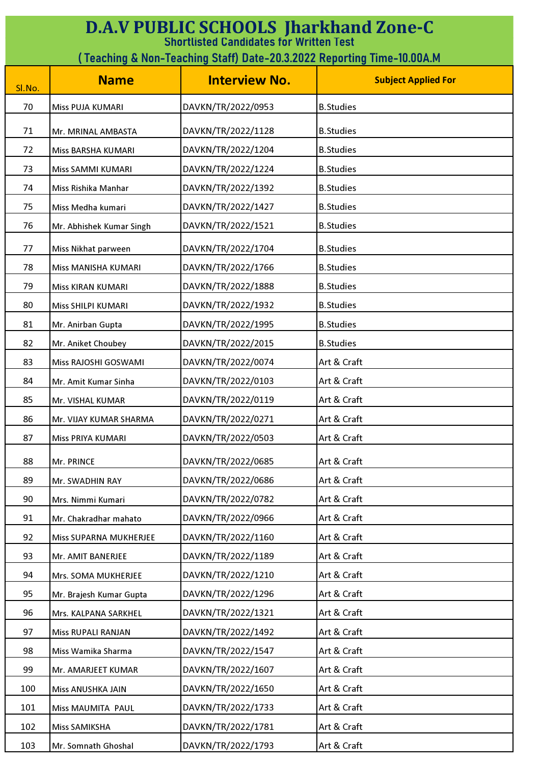# D.A.V PUBLIC SCHOOLS Jharkhand Zone-C

## Shortlisted Candidates for Written Test

## ( Teaching & Non-Teaching Staff) Date-20.3.2022 Reporting Time-10.00A.M

| Sl.No. | Name | Interview No. | Subject Applied For |
|---|---|---|---|
| 70 | Miss PUJA KUMARI | DAVKN/TR/2022/0953 | B.Studies |
| 71 | Mr. MRINAL AMBASTA | DAVKN/TR/2022/1128 | B.Studies |
| 72 | Miss BARSHA KUMARI | DAVKN/TR/2022/1204 | B.Studies |
| 73 | Miss SAMMI KUMARI | DAVKN/TR/2022/1224 | B.Studies |
| 74 | Miss Rishika Manhar | DAVKN/TR/2022/1392 | B.Studies |
| 75 | Miss Medha kumari | DAVKN/TR/2022/1427 | B.Studies |
| 76 | Mr. Abhishek Kumar Singh | DAVKN/TR/2022/1521 | B.Studies |
| 77 | Miss Nikhat parween | DAVKN/TR/2022/1704 | B.Studies |
| 78 | Miss MANISHA KUMARI | DAVKN/TR/2022/1766 | B.Studies |
| 79 | Miss KIRAN KUMARI | DAVKN/TR/2022/1888 | B.Studies |
| 80 | Miss SHILPI KUMARI | DAVKN/TR/2022/1932 | B.Studies |
| 81 | Mr. Anirban Gupta | DAVKN/TR/2022/1995 | B.Studies |
| 82 | Mr. Aniket Choubey | DAVKN/TR/2022/2015 | B.Studies |
| 83 | Miss RAJOSHI GOSWAMI | DAVKN/TR/2022/0074 | Art & Craft |
| 84 | Mr. Amit Kumar Sinha | DAVKN/TR/2022/0103 | Art & Craft |
| 85 | Mr. VISHAL KUMAR | DAVKN/TR/2022/0119 | Art & Craft |
| 86 | Mr. VIJAY KUMAR SHARMA | DAVKN/TR/2022/0271 | Art & Craft |
| 87 | Miss PRIYA KUMARI | DAVKN/TR/2022/0503 | Art & Craft |
| 88 | Mr. PRINCE | DAVKN/TR/2022/0685 | Art & Craft |
| 89 | Mr. SWADHIN RAY | DAVKN/TR/2022/0686 | Art & Craft |
| 90 | Mrs. Nimmi Kumari | DAVKN/TR/2022/0782 | Art & Craft |
| 91 | Mr. Chakradhar mahato | DAVKN/TR/2022/0966 | Art & Craft |
| 92 | Miss SUPARNA MUKHERJEE | DAVKN/TR/2022/1160 | Art & Craft |
| 93 | Mr. AMIT BANERJEE | DAVKN/TR/2022/1189 | Art & Craft |
| 94 | Mrs. SOMA MUKHERJEE | DAVKN/TR/2022/1210 | Art & Craft |
| 95 | Mr. Brajesh Kumar Gupta | DAVKN/TR/2022/1296 | Art & Craft |
| 96 | Mrs. KALPANA SARKHEL | DAVKN/TR/2022/1321 | Art & Craft |
| 97 | Miss RUPALI RANJAN | DAVKN/TR/2022/1492 | Art & Craft |
| 98 | Miss Wamika Sharma | DAVKN/TR/2022/1547 | Art & Craft |
| 99 | Mr. AMARJEET KUMAR | DAVKN/TR/2022/1607 | Art & Craft |
| 100 | Miss ANUSHKA JAIN | DAVKN/TR/2022/1650 | Art & Craft |
| 101 | Miss MAUMITA PAUL | DAVKN/TR/2022/1733 | Art & Craft |
| 102 | Miss SAMIKSHA | DAVKN/TR/2022/1781 | Art & Craft |
| 103 | Mr. Somnath Ghoshal | DAVKN/TR/2022/1793 | Art & Craft |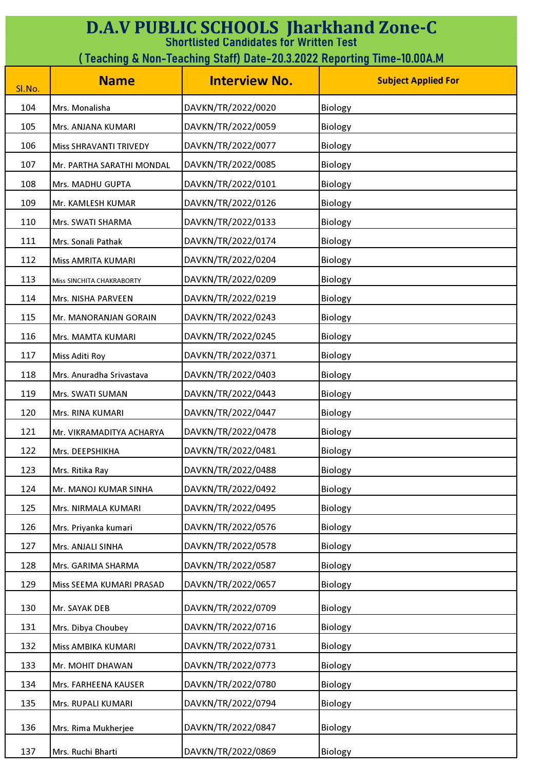# D.A.V PUBLIC SCHOOLS Jharkhand Zone-C

## Shortlisted Candidates for Written Test

## ( Teaching & Non-Teaching Staff) Date-20.3.2022 Reporting Time-10.00A.M

| Sl.No. | Name | Interview No. | Subject Applied For |
|---|---|---|---|
| 104 | Mrs. Monalisha | DAVKN/TR/2022/0020 | Biology |
| 105 | Mrs. ANJANA KUMARI | DAVKN/TR/2022/0059 | Biology |
| 106 | Miss SHRAVANTI TRIVEDY | DAVKN/TR/2022/0077 | Biology |
| 107 | Mr. PARTHA SARATHI MONDAL | DAVKN/TR/2022/0085 | Biology |
| 108 | Mrs. MADHU GUPTA | DAVKN/TR/2022/0101 | Biology |
| 109 | Mr. KAMLESH KUMAR | DAVKN/TR/2022/0126 | Biology |
| 110 | Mrs. SWATI SHARMA | DAVKN/TR/2022/0133 | Biology |
| 111 | Mrs. Sonali Pathak | DAVKN/TR/2022/0174 | Biology |
| 112 | Miss AMRITA KUMARI | DAVKN/TR/2022/0204 | Biology |
| 113 | Miss SINCHITA CHAKRABORTY | DAVKN/TR/2022/0209 | Biology |
| 114 | Mrs. NISHA PARVEEN | DAVKN/TR/2022/0219 | Biology |
| 115 | Mr. MANORANJAN GORAIN | DAVKN/TR/2022/0243 | Biology |
| 116 | Mrs. MAMTA KUMARI | DAVKN/TR/2022/0245 | Biology |
| 117 | Miss Aditi Roy | DAVKN/TR/2022/0371 | Biology |
| 118 | Mrs. Anuradha Srivastava | DAVKN/TR/2022/0403 | Biology |
| 119 | Mrs. SWATI SUMAN | DAVKN/TR/2022/0443 | Biology |
| 120 | Mrs. RINA KUMARI | DAVKN/TR/2022/0447 | Biology |
| 121 | Mr. VIKRAMADITYA ACHARYA | DAVKN/TR/2022/0478 | Biology |
| 122 | Mrs. DEEPSHIKHA | DAVKN/TR/2022/0481 | Biology |
| 123 | Mrs. Ritika Ray | DAVKN/TR/2022/0488 | Biology |
| 124 | Mr. MANOJ KUMAR SINHA | DAVKN/TR/2022/0492 | Biology |
| 125 | Mrs. NIRMALA KUMARI | DAVKN/TR/2022/0495 | Biology |
| 126 | Mrs. Priyanka kumari | DAVKN/TR/2022/0576 | Biology |
| 127 | Mrs. ANJALI SINHA | DAVKN/TR/2022/0578 | Biology |
| 128 | Mrs. GARIMA SHARMA | DAVKN/TR/2022/0587 | Biology |
| 129 | Miss SEEMA KUMARI PRASAD | DAVKN/TR/2022/0657 | Biology |
| 130 | Mr. SAYAK DEB | DAVKN/TR/2022/0709 | Biology |
| 131 | Mrs. Dibya Choubey | DAVKN/TR/2022/0716 | Biology |
| 132 | Miss AMBIKA KUMARI | DAVKN/TR/2022/0731 | Biology |
| 133 | Mr. MOHIT DHAWAN | DAVKN/TR/2022/0773 | Biology |
| 134 | Mrs. FARHEENA KAUSER | DAVKN/TR/2022/0780 | Biology |
| 135 | Mrs. RUPALI KUMARI | DAVKN/TR/2022/0794 | Biology |
| 136 | Mrs. Rima Mukherjee | DAVKN/TR/2022/0847 | Biology |
| 137 | Mrs. Ruchi Bharti | DAVKN/TR/2022/0869 | Biology |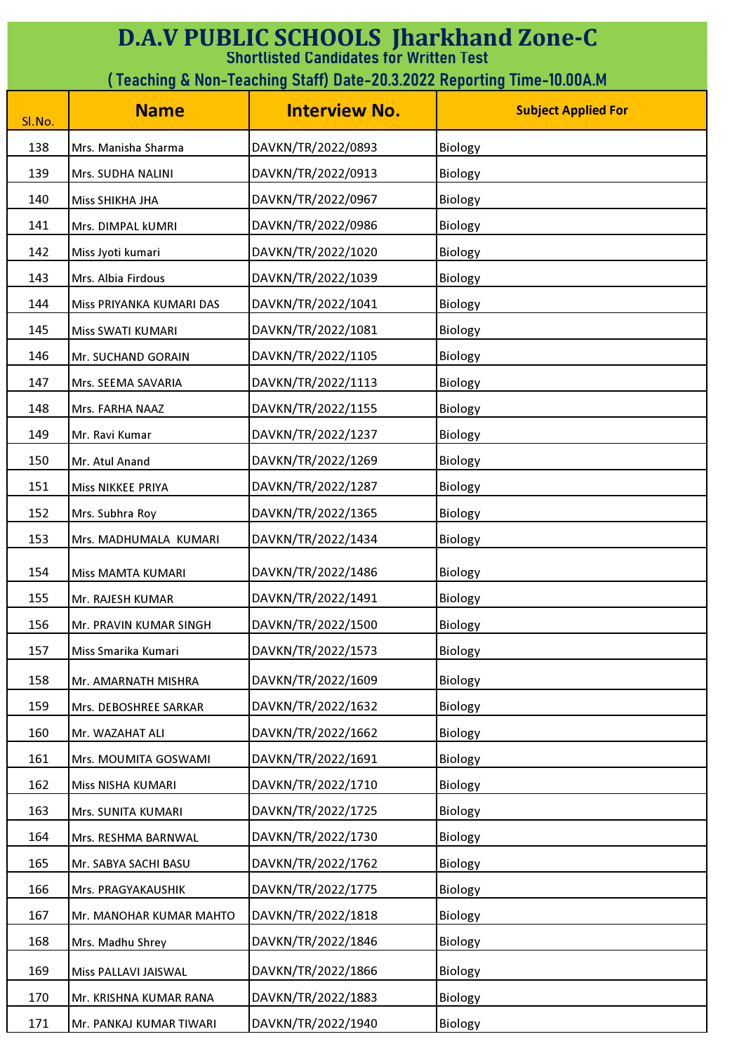# D.A.V PUBLIC SCHOOLS Jharkhand Zone-C

## Shortlisted Candidates for Written Test

### ( Teaching & Non-Teaching Staff) Date-20.3.2022 Reporting Time-10.00A.M

| Sl.No. | Name | Interview No. | Subject Applied For |
|---|---|---|---|
| 138 | Mrs. Manisha Sharma | DAVKN/TR/2022/0893 | Biology |
| 139 | Mrs. SUDHA NALINI | DAVKN/TR/2022/0913 | Biology |
| 140 | Miss SHIKHA JHA | DAVKN/TR/2022/0967 | Biology |
| 141 | Mrs. DIMPAL kUMRI | DAVKN/TR/2022/0986 | Biology |
| 142 | Miss Jyoti kumari | DAVKN/TR/2022/1020 | Biology |
| 143 | Mrs. Albia Firdous | DAVKN/TR/2022/1039 | Biology |
| 144 | Miss PRIYANKA KUMARI DAS | DAVKN/TR/2022/1041 | Biology |
| 145 | Miss SWATI KUMARI | DAVKN/TR/2022/1081 | Biology |
| 146 | Mr. SUCHAND GORAIN | DAVKN/TR/2022/1105 | Biology |
| 147 | Mrs. SEEMA SAVARIA | DAVKN/TR/2022/1113 | Biology |
| 148 | Mrs. FARHA NAAZ | DAVKN/TR/2022/1155 | Biology |
| 149 | Mr. Ravi Kumar | DAVKN/TR/2022/1237 | Biology |
| 150 | Mr. Atul Anand | DAVKN/TR/2022/1269 | Biology |
| 151 | Miss NIKKEE PRIYA | DAVKN/TR/2022/1287 | Biology |
| 152 | Mrs. Subhra Roy | DAVKN/TR/2022/1365 | Biology |
| 153 | Mrs. MADHUMALA KUMARI | DAVKN/TR/2022/1434 | Biology |
| 154 | Miss MAMTA KUMARI | DAVKN/TR/2022/1486 | Biology |
| 155 | Mr. RAJESH KUMAR | DAVKN/TR/2022/1491 | Biology |
| 156 | Mr. PRAVIN KUMAR SINGH | DAVKN/TR/2022/1500 | Biology |
| 157 | Miss Smarika Kumari | DAVKN/TR/2022/1573 | Biology |
| 158 | Mr. AMARNATH MISHRA | DAVKN/TR/2022/1609 | Biology |
| 159 | Mrs. DEBOSHREE SARKAR | DAVKN/TR/2022/1632 | Biology |
| 160 | Mr. WAZAHAT ALI | DAVKN/TR/2022/1662 | Biology |
| 161 | Mrs. MOUMITA GOSWAMI | DAVKN/TR/2022/1691 | Biology |
| 162 | Miss NISHA KUMARI | DAVKN/TR/2022/1710 | Biology |
| 163 | Mrs. SUNITA KUMARI | DAVKN/TR/2022/1725 | Biology |
| 164 | Mrs. RESHMA BARNWAL | DAVKN/TR/2022/1730 | Biology |
| 165 | Mr. SABYA SACHI BASU | DAVKN/TR/2022/1762 | Biology |
| 166 | Mrs. PRAGYAKAUSHIK | DAVKN/TR/2022/1775 | Biology |
| 167 | Mr. MANOHAR KUMAR MAHTO | DAVKN/TR/2022/1818 | Biology |
| 168 | Mrs. Madhu Shrey | DAVKN/TR/2022/1846 | Biology |
| 169 | Miss PALLAVI JAISWAL | DAVKN/TR/2022/1866 | Biology |
| 170 | Mr. KRISHNA KUMAR RANA | DAVKN/TR/2022/1883 | Biology |
| 171 | Mr. PANKAJ KUMAR TIWARI | DAVKN/TR/2022/1940 | Biology |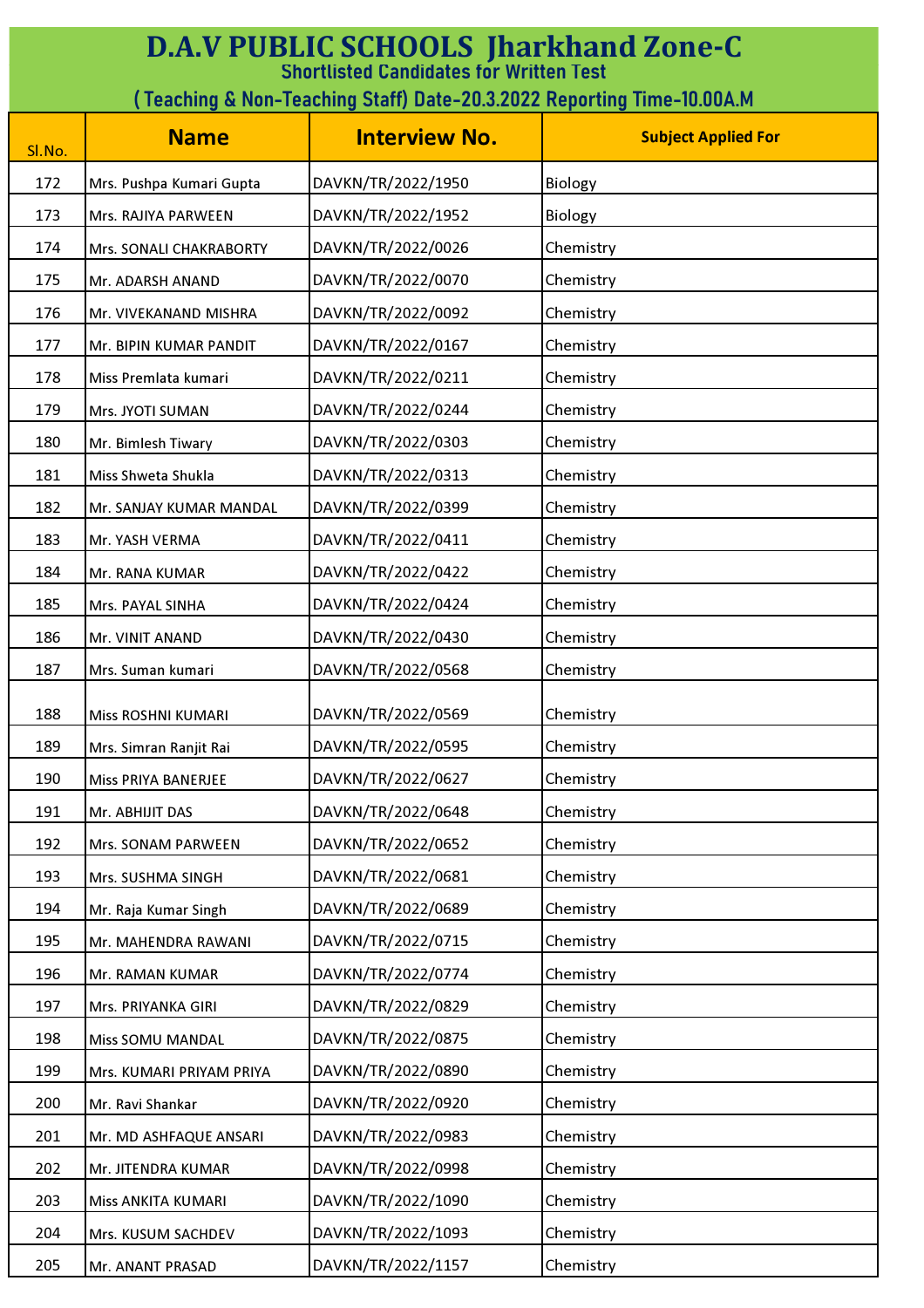# D.A.V PUBLIC SCHOOLS Jharkhand Zone-C

## Shortlisted Candidates for Written Test

### ( Teaching & Non-Teaching Staff) Date-20.3.2022 Reporting Time-10.00A.M

| Sl.No. | Name | Interview No. | Subject Applied For |
|---|---|---|---|
| 172 | Mrs. Pushpa Kumari Gupta | DAVKN/TR/2022/1950 | Biology |
| 173 | Mrs. RAJIYA PARWEEN | DAVKN/TR/2022/1952 | Biology |
| 174 | Mrs. SONALI CHAKRABORTY | DAVKN/TR/2022/0026 | Chemistry |
| 175 | Mr. ADARSH ANAND | DAVKN/TR/2022/0070 | Chemistry |
| 176 | Mr. VIVEKANAND MISHRA | DAVKN/TR/2022/0092 | Chemistry |
| 177 | Mr. BIPIN KUMAR PANDIT | DAVKN/TR/2022/0167 | Chemistry |
| 178 | Miss Premlata kumari | DAVKN/TR/2022/0211 | Chemistry |
| 179 | Mrs. JYOTI SUMAN | DAVKN/TR/2022/0244 | Chemistry |
| 180 | Mr. Bimlesh Tiwary | DAVKN/TR/2022/0303 | Chemistry |
| 181 | Miss Shweta Shukla | DAVKN/TR/2022/0313 | Chemistry |
| 182 | Mr. SANJAY KUMAR MANDAL | DAVKN/TR/2022/0399 | Chemistry |
| 183 | Mr. YASH VERMA | DAVKN/TR/2022/0411 | Chemistry |
| 184 | Mr. RANA KUMAR | DAVKN/TR/2022/0422 | Chemistry |
| 185 | Mrs. PAYAL SINHA | DAVKN/TR/2022/0424 | Chemistry |
| 186 | Mr. VINIT ANAND | DAVKN/TR/2022/0430 | Chemistry |
| 187 | Mrs. Suman kumari | DAVKN/TR/2022/0568 | Chemistry |
| 188 | Miss ROSHNI KUMARI | DAVKN/TR/2022/0569 | Chemistry |
| 189 | Mrs. Simran Ranjit Rai | DAVKN/TR/2022/0595 | Chemistry |
| 190 | Miss PRIYA BANERJEE | DAVKN/TR/2022/0627 | Chemistry |
| 191 | Mr. ABHIJIT DAS | DAVKN/TR/2022/0648 | Chemistry |
| 192 | Mrs. SONAM PARWEEN | DAVKN/TR/2022/0652 | Chemistry |
| 193 | Mrs. SUSHMA SINGH | DAVKN/TR/2022/0681 | Chemistry |
| 194 | Mr. Raja Kumar Singh | DAVKN/TR/2022/0689 | Chemistry |
| 195 | Mr. MAHENDRA RAWANI | DAVKN/TR/2022/0715 | Chemistry |
| 196 | Mr. RAMAN KUMAR | DAVKN/TR/2022/0774 | Chemistry |
| 197 | Mrs. PRIYANKA GIRI | DAVKN/TR/2022/0829 | Chemistry |
| 198 | Miss SOMU MANDAL | DAVKN/TR/2022/0875 | Chemistry |
| 199 | Mrs. KUMARI PRIYAM PRIYA | DAVKN/TR/2022/0890 | Chemistry |
| 200 | Mr. Ravi Shankar | DAVKN/TR/2022/0920 | Chemistry |
| 201 | Mr. MD ASHFAQUE ANSARI | DAVKN/TR/2022/0983 | Chemistry |
| 202 | Mr. JITENDRA KUMAR | DAVKN/TR/2022/0998 | Chemistry |
| 203 | Miss ANKITA KUMARI | DAVKN/TR/2022/1090 | Chemistry |
| 204 | Mrs. KUSUM SACHDEV | DAVKN/TR/2022/1093 | Chemistry |
| 205 | Mr. ANANT PRASAD | DAVKN/TR/2022/1157 | Chemistry |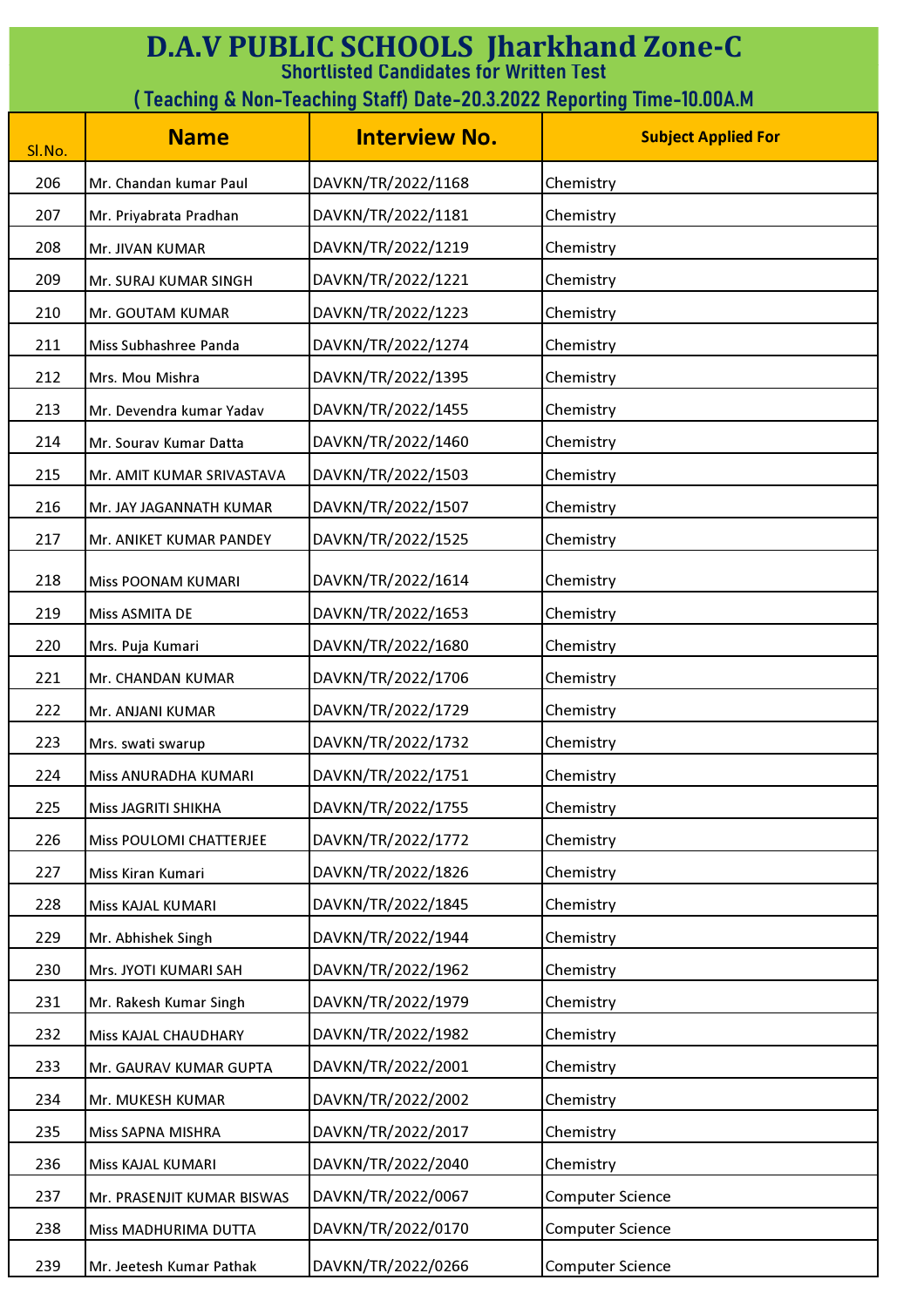# D.A.V PUBLIC SCHOOLS Jharkhand Zone-C

## Shortlisted Candidates for Written Test

### ( Teaching & Non-Teaching Staff) Date-20.3.2022 Reporting Time-10.00A.M

| Sl.No. | Name | Interview No. | Subject Applied For |
|---|---|---|---|
| 206 | Mr. Chandan kumar Paul | DAVKN/TR/2022/1168 | Chemistry |
| 207 | Mr. Priyabrata Pradhan | DAVKN/TR/2022/1181 | Chemistry |
| 208 | Mr. JIVAN KUMAR | DAVKN/TR/2022/1219 | Chemistry |
| 209 | Mr. SURAJ KUMAR SINGH | DAVKN/TR/2022/1221 | Chemistry |
| 210 | Mr. GOUTAM KUMAR | DAVKN/TR/2022/1223 | Chemistry |
| 211 | Miss Subhashree Panda | DAVKN/TR/2022/1274 | Chemistry |
| 212 | Mrs. Mou Mishra | DAVKN/TR/2022/1395 | Chemistry |
| 213 | Mr. Devendra kumar Yadav | DAVKN/TR/2022/1455 | Chemistry |
| 214 | Mr. Sourav Kumar Datta | DAVKN/TR/2022/1460 | Chemistry |
| 215 | Mr. AMIT KUMAR SRIVASTAVA | DAVKN/TR/2022/1503 | Chemistry |
| 216 | Mr. JAY JAGANNATH KUMAR | DAVKN/TR/2022/1507 | Chemistry |
| 217 | Mr. ANIKET KUMAR PANDEY | DAVKN/TR/2022/1525 | Chemistry |
| 218 | Miss POONAM KUMARI | DAVKN/TR/2022/1614 | Chemistry |
| 219 | Miss ASMITA DE | DAVKN/TR/2022/1653 | Chemistry |
| 220 | Mrs. Puja Kumari | DAVKN/TR/2022/1680 | Chemistry |
| 221 | Mr. CHANDAN KUMAR | DAVKN/TR/2022/1706 | Chemistry |
| 222 | Mr. ANJANI KUMAR | DAVKN/TR/2022/1729 | Chemistry |
| 223 | Mrs. swati swarup | DAVKN/TR/2022/1732 | Chemistry |
| 224 | Miss ANURADHA KUMARI | DAVKN/TR/2022/1751 | Chemistry |
| 225 | Miss JAGRITI SHIKHA | DAVKN/TR/2022/1755 | Chemistry |
| 226 | Miss POULOMI CHATTERJEE | DAVKN/TR/2022/1772 | Chemistry |
| 227 | Miss Kiran Kumari | DAVKN/TR/2022/1826 | Chemistry |
| 228 | Miss KAJAL KUMARI | DAVKN/TR/2022/1845 | Chemistry |
| 229 | Mr. Abhishek Singh | DAVKN/TR/2022/1944 | Chemistry |
| 230 | Mrs. JYOTI KUMARI SAH | DAVKN/TR/2022/1962 | Chemistry |
| 231 | Mr. Rakesh Kumar Singh | DAVKN/TR/2022/1979 | Chemistry |
| 232 | Miss KAJAL CHAUDHARY | DAVKN/TR/2022/1982 | Chemistry |
| 233 | Mr. GAURAV KUMAR GUPTA | DAVKN/TR/2022/2001 | Chemistry |
| 234 | Mr. MUKESH KUMAR | DAVKN/TR/2022/2002 | Chemistry |
| 235 | Miss SAPNA MISHRA | DAVKN/TR/2022/2017 | Chemistry |
| 236 | Miss KAJAL KUMARI | DAVKN/TR/2022/2040 | Chemistry |
| 237 | Mr. PRASENJIT KUMAR BISWAS | DAVKN/TR/2022/0067 | Computer Science |
| 238 | Miss MADHURIMA DUTTA | DAVKN/TR/2022/0170 | Computer Science |
| 239 | Mr. Jeetesh Kumar Pathak | DAVKN/TR/2022/0266 | Computer Science |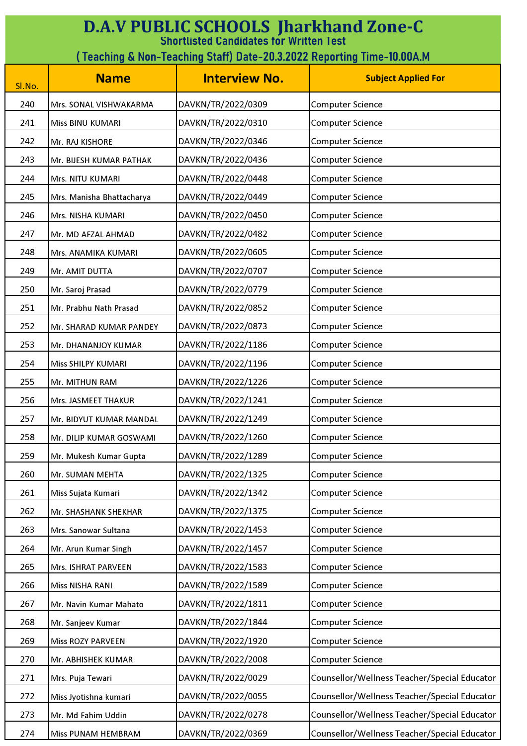# D.A.V PUBLIC SCHOOLS Jharkhand Zone-C

## Shortlisted Candidates for Written Test

## ( Teaching & Non-Teaching Staff) Date-20.3.2022 Reporting Time-10.00A.M

| Sl.No. | Name | Interview No. | Subject Applied For |
|---|---|---|---|
| 240 | Mrs. SONAL VISHWAKARMA | DAVKN/TR/2022/0309 | Computer Science |
| 241 | Miss BINU KUMARI | DAVKN/TR/2022/0310 | Computer Science |
| 242 | Mr. RAJ KISHORE | DAVKN/TR/2022/0346 | Computer Science |
| 243 | Mr. BIJESH KUMAR PATHAK | DAVKN/TR/2022/0436 | Computer Science |
| 244 | Mrs. NITU KUMARI | DAVKN/TR/2022/0448 | Computer Science |
| 245 | Mrs. Manisha Bhattacharya | DAVKN/TR/2022/0449 | Computer Science |
| 246 | Mrs. NISHA KUMARI | DAVKN/TR/2022/0450 | Computer Science |
| 247 | Mr. MD AFZAL AHMAD | DAVKN/TR/2022/0482 | Computer Science |
| 248 | Mrs. ANAMIKA KUMARI | DAVKN/TR/2022/0605 | Computer Science |
| 249 | Mr. AMIT DUTTA | DAVKN/TR/2022/0707 | Computer Science |
| 250 | Mr. Saroj Prasad | DAVKN/TR/2022/0779 | Computer Science |
| 251 | Mr. Prabhu Nath Prasad | DAVKN/TR/2022/0852 | Computer Science |
| 252 | Mr. SHARAD KUMAR PANDEY | DAVKN/TR/2022/0873 | Computer Science |
| 253 | Mr. DHANANJOY KUMAR | DAVKN/TR/2022/1186 | Computer Science |
| 254 | Miss SHILPY KUMARI | DAVKN/TR/2022/1196 | Computer Science |
| 255 | Mr. MITHUN RAM | DAVKN/TR/2022/1226 | Computer Science |
| 256 | Mrs. JASMEET THAKUR | DAVKN/TR/2022/1241 | Computer Science |
| 257 | Mr. BIDYUT KUMAR MANDAL | DAVKN/TR/2022/1249 | Computer Science |
| 258 | Mr. DILIP KUMAR GOSWAMI | DAVKN/TR/2022/1260 | Computer Science |
| 259 | Mr. Mukesh Kumar Gupta | DAVKN/TR/2022/1289 | Computer Science |
| 260 | Mr. SUMAN MEHTA | DAVKN/TR/2022/1325 | Computer Science |
| 261 | Miss Sujata Kumari | DAVKN/TR/2022/1342 | Computer Science |
| 262 | Mr. SHASHANK SHEKHAR | DAVKN/TR/2022/1375 | Computer Science |
| 263 | Mrs. Sanowar Sultana | DAVKN/TR/2022/1453 | Computer Science |
| 264 | Mr. Arun Kumar Singh | DAVKN/TR/2022/1457 | Computer Science |
| 265 | Mrs. ISHRAT PARVEEN | DAVKN/TR/2022/1583 | Computer Science |
| 266 | Miss NISHA RANI | DAVKN/TR/2022/1589 | Computer Science |
| 267 | Mr. Navin Kumar Mahato | DAVKN/TR/2022/1811 | Computer Science |
| 268 | Mr. Sanjeev Kumar | DAVKN/TR/2022/1844 | Computer Science |
| 269 | Miss ROZY PARVEEN | DAVKN/TR/2022/1920 | Computer Science |
| 270 | Mr. ABHISHEK KUMAR | DAVKN/TR/2022/2008 | Computer Science |
| 271 | Mrs. Puja Tewari | DAVKN/TR/2022/0029 | Counsellor/Wellness Teacher/Special Educator |
| 272 | Miss Jyotishna kumari | DAVKN/TR/2022/0055 | Counsellor/Wellness Teacher/Special Educator |
| 273 | Mr. Md Fahim Uddin | DAVKN/TR/2022/0278 | Counsellor/Wellness Teacher/Special Educator |
| 274 | Miss PUNAM HEMBRAM | DAVKN/TR/2022/0369 | Counsellor/Wellness Teacher/Special Educator |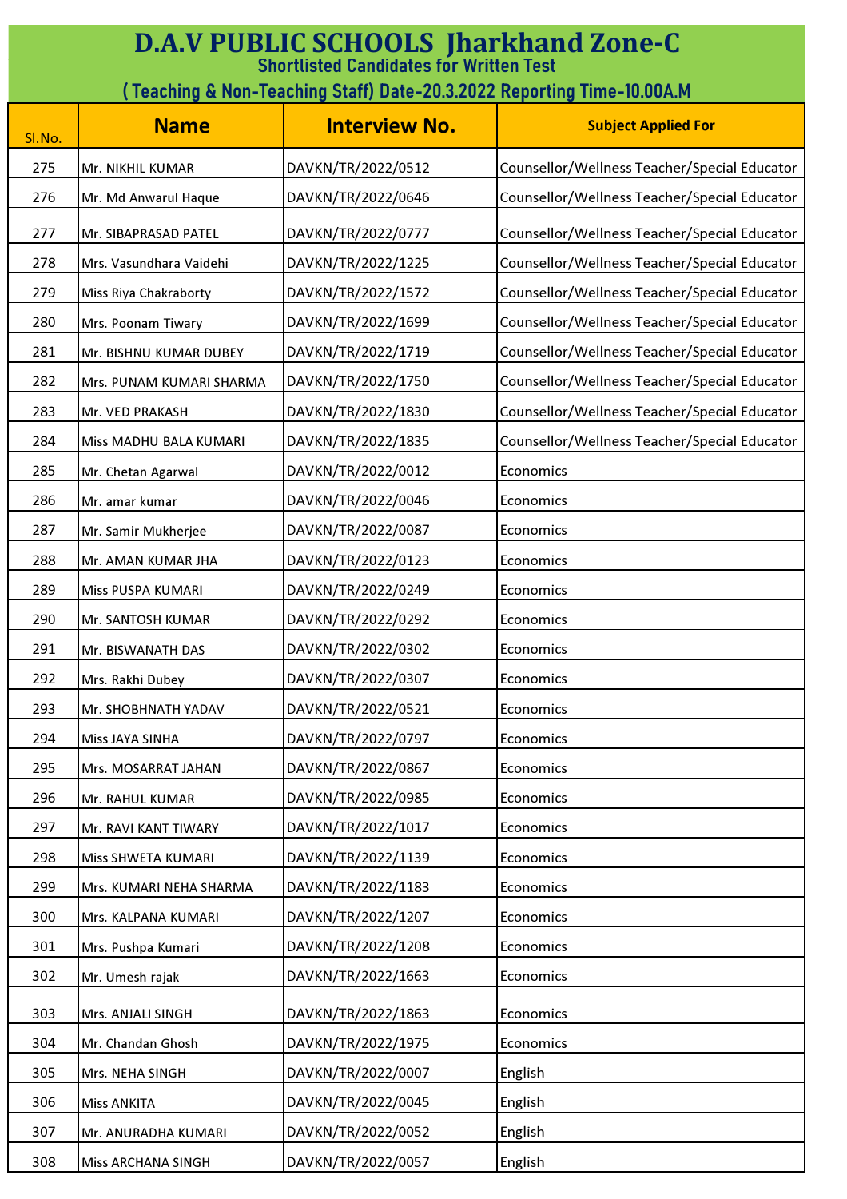# D.A.V PUBLIC SCHOOLS Jharkhand Zone-C

## Shortlisted Candidates for Written Test

## ( Teaching & Non-Teaching Staff) Date-20.3.2022 Reporting Time-10.00A.M

| Sl.No. | Name | Interview No. | Subject Applied For |
|---|---|---|---|
| 275 | Mr. NIKHIL KUMAR | DAVKN/TR/2022/0512 | Counsellor/Wellness Teacher/Special Educator |
| 276 | Mr. Md Anwarul Haque | DAVKN/TR/2022/0646 | Counsellor/Wellness Teacher/Special Educator |
| 277 | Mr. SIBAPRASAD PATEL | DAVKN/TR/2022/0777 | Counsellor/Wellness Teacher/Special Educator |
| 278 | Mrs. Vasundhara Vaidehi | DAVKN/TR/2022/1225 | Counsellor/Wellness Teacher/Special Educator |
| 279 | Miss Riya Chakraborty | DAVKN/TR/2022/1572 | Counsellor/Wellness Teacher/Special Educator |
| 280 | Mrs. Poonam Tiwary | DAVKN/TR/2022/1699 | Counsellor/Wellness Teacher/Special Educator |
| 281 | Mr. BISHNU KUMAR DUBEY | DAVKN/TR/2022/1719 | Counsellor/Wellness Teacher/Special Educator |
| 282 | Mrs. PUNAM KUMARI SHARMA | DAVKN/TR/2022/1750 | Counsellor/Wellness Teacher/Special Educator |
| 283 | Mr. VED PRAKASH | DAVKN/TR/2022/1830 | Counsellor/Wellness Teacher/Special Educator |
| 284 | Miss MADHU BALA KUMARI | DAVKN/TR/2022/1835 | Counsellor/Wellness Teacher/Special Educator |
| 285 | Mr. Chetan Agarwal | DAVKN/TR/2022/0012 | Economics |
| 286 | Mr. amar kumar | DAVKN/TR/2022/0046 | Economics |
| 287 | Mr. Samir Mukherjee | DAVKN/TR/2022/0087 | Economics |
| 288 | Mr. AMAN KUMAR JHA | DAVKN/TR/2022/0123 | Economics |
| 289 | Miss PUSPA KUMARI | DAVKN/TR/2022/0249 | Economics |
| 290 | Mr. SANTOSH KUMAR | DAVKN/TR/2022/0292 | Economics |
| 291 | Mr. BISWANATH DAS | DAVKN/TR/2022/0302 | Economics |
| 292 | Mrs. Rakhi Dubey | DAVKN/TR/2022/0307 | Economics |
| 293 | Mr. SHOBHNATH YADAV | DAVKN/TR/2022/0521 | Economics |
| 294 | Miss JAYA SINHA | DAVKN/TR/2022/0797 | Economics |
| 295 | Mrs. MOSARRAT JAHAN | DAVKN/TR/2022/0867 | Economics |
| 296 | Mr. RAHUL KUMAR | DAVKN/TR/2022/0985 | Economics |
| 297 | Mr. RAVI KANT TIWARY | DAVKN/TR/2022/1017 | Economics |
| 298 | Miss SHWETA KUMARI | DAVKN/TR/2022/1139 | Economics |
| 299 | Mrs. KUMARI NEHA SHARMA | DAVKN/TR/2022/1183 | Economics |
| 300 | Mrs. KALPANA KUMARI | DAVKN/TR/2022/1207 | Economics |
| 301 | Mrs. Pushpa Kumari | DAVKN/TR/2022/1208 | Economics |
| 302 | Mr. Umesh rajak | DAVKN/TR/2022/1663 | Economics |
| 303 | Mrs. ANJALI SINGH | DAVKN/TR/2022/1863 | Economics |
| 304 | Mr. Chandan Ghosh | DAVKN/TR/2022/1975 | Economics |
| 305 | Mrs. NEHA SINGH | DAVKN/TR/2022/0007 | English |
| 306 | Miss ANKITA | DAVKN/TR/2022/0045 | English |
| 307 | Mr. ANURADHA KUMARI | DAVKN/TR/2022/0052 | English |
| 308 | Miss ARCHANA SINGH | DAVKN/TR/2022/0057 | English |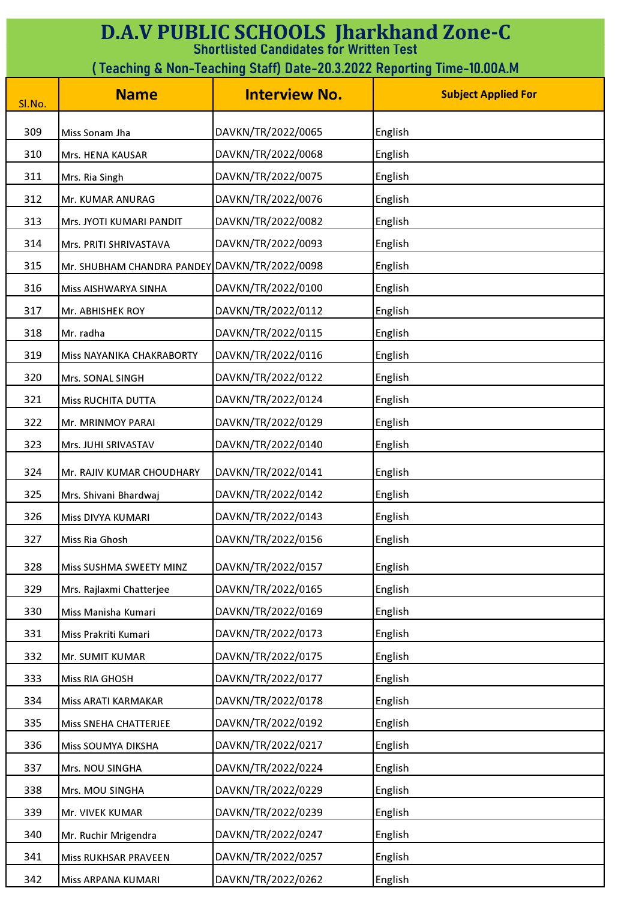# D.A.V PUBLIC SCHOOLS Jharkhand Zone-C

## Shortlisted Candidates for Written Test

### ( Teaching & Non-Teaching Staff) Date-20.3.2022 Reporting Time-10.00A.M

| Sl.No. | Name | Interview No. | Subject Applied For |
|---|---|---|---|
| 309 | Miss Sonam Jha | DAVKN/TR/2022/0065 | English |
| 310 | Mrs. HENA KAUSAR | DAVKN/TR/2022/0068 | English |
| 311 | Mrs. Ria Singh | DAVKN/TR/2022/0075 | English |
| 312 | Mr. KUMAR ANURAG | DAVKN/TR/2022/0076 | English |
| 313 | Mrs. JYOTI KUMARI PANDIT | DAVKN/TR/2022/0082 | English |
| 314 | Mrs. PRITI SHRIVASTAVA | DAVKN/TR/2022/0093 | English |
| 315 | Mr. SHUBHAM CHANDRA PANDEY | DAVKN/TR/2022/0098 | English |
| 316 | Miss AISHWARYA SINHA | DAVKN/TR/2022/0100 | English |
| 317 | Mr. ABHISHEK ROY | DAVKN/TR/2022/0112 | English |
| 318 | Mr. radha | DAVKN/TR/2022/0115 | English |
| 319 | Miss NAYANIKA CHAKRABORTY | DAVKN/TR/2022/0116 | English |
| 320 | Mrs. SONAL SINGH | DAVKN/TR/2022/0122 | English |
| 321 | Miss RUCHITA DUTTA | DAVKN/TR/2022/0124 | English |
| 322 | Mr. MRINMOY PARAI | DAVKN/TR/2022/0129 | English |
| 323 | Mrs. JUHI SRIVASTAV | DAVKN/TR/2022/0140 | English |
| 324 | Mr. RAJIV KUMAR CHOUDHARY | DAVKN/TR/2022/0141 | English |
| 325 | Mrs. Shivani Bhardwaj | DAVKN/TR/2022/0142 | English |
| 326 | Miss DIVYA KUMARI | DAVKN/TR/2022/0143 | English |
| 327 | Miss Ria Ghosh | DAVKN/TR/2022/0156 | English |
| 328 | Miss SUSHMA SWEETY MINZ | DAVKN/TR/2022/0157 | English |
| 329 | Mrs. Rajlaxmi Chatterjee | DAVKN/TR/2022/0165 | English |
| 330 | Miss Manisha Kumari | DAVKN/TR/2022/0169 | English |
| 331 | Miss Prakriti Kumari | DAVKN/TR/2022/0173 | English |
| 332 | Mr. SUMIT KUMAR | DAVKN/TR/2022/0175 | English |
| 333 | Miss RIA GHOSH | DAVKN/TR/2022/0177 | English |
| 334 | Miss ARATI KARMAKAR | DAVKN/TR/2022/0178 | English |
| 335 | Miss SNEHA CHATTERJEE | DAVKN/TR/2022/0192 | English |
| 336 | Miss SOUMYA DIKSHA | DAVKN/TR/2022/0217 | English |
| 337 | Mrs. NOU SINGHA | DAVKN/TR/2022/0224 | English |
| 338 | Mrs. MOU SINGHA | DAVKN/TR/2022/0229 | English |
| 339 | Mr. VIVEK KUMAR | DAVKN/TR/2022/0239 | English |
| 340 | Mr. Ruchir Mrigendra | DAVKN/TR/2022/0247 | English |
| 341 | Miss RUKHSAR PRAVEEN | DAVKN/TR/2022/0257 | English |
| 342 | Miss ARPANA KUMARI | DAVKN/TR/2022/0262 | English |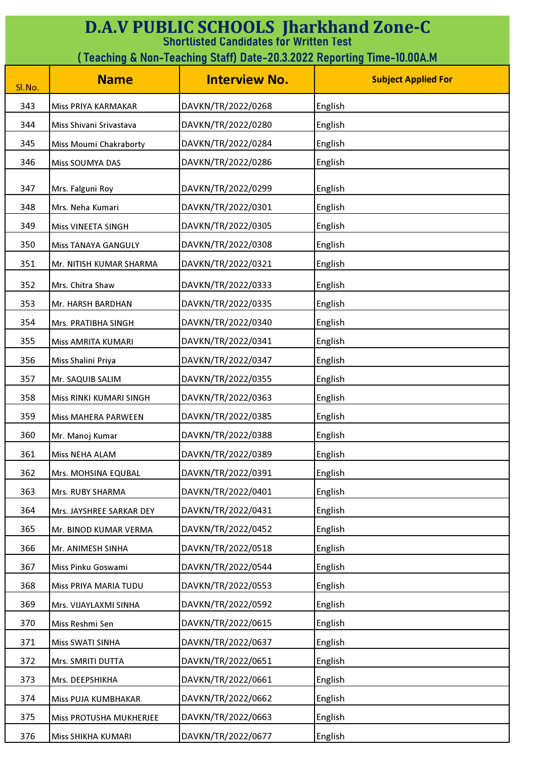# D.A.V PUBLIC SCHOOLS Jharkhand Zone-C

## Shortlisted Candidates for Written Test

## ( Teaching & Non-Teaching Staff) Date-20.3.2022 Reporting Time-10.00A.M

| Sl.No. | Name | Interview No. | Subject Applied For |
|---|---|---|---|
| 343 | Miss PRIYA KARMAKAR | DAVKN/TR/2022/0268 | English |
| 344 | Miss Shivani Srivastava | DAVKN/TR/2022/0280 | English |
| 345 | Miss Moumi Chakraborty | DAVKN/TR/2022/0284 | English |
| 346 | Miss SOUMYA DAS | DAVKN/TR/2022/0286 | English |
| 347 | Mrs. Falguni Roy | DAVKN/TR/2022/0299 | English |
| 348 | Mrs. Neha Kumari | DAVKN/TR/2022/0301 | English |
| 349 | Miss VINEETA SINGH | DAVKN/TR/2022/0305 | English |
| 350 | Miss TANAYA GANGULY | DAVKN/TR/2022/0308 | English |
| 351 | Mr. NITISH KUMAR SHARMA | DAVKN/TR/2022/0321 | English |
| 352 | Mrs. Chitra Shaw | DAVKN/TR/2022/0333 | English |
| 353 | Mr. HARSH BARDHAN | DAVKN/TR/2022/0335 | English |
| 354 | Mrs. PRATIBHA SINGH | DAVKN/TR/2022/0340 | English |
| 355 | Miss AMRITA KUMARI | DAVKN/TR/2022/0341 | English |
| 356 | Miss Shalini Priya | DAVKN/TR/2022/0347 | English |
| 357 | Mr. SAQUIB SALIM | DAVKN/TR/2022/0355 | English |
| 358 | Miss RINKI KUMARI SINGH | DAVKN/TR/2022/0363 | English |
| 359 | Miss MAHERA PARWEEN | DAVKN/TR/2022/0385 | English |
| 360 | Mr. Manoj Kumar | DAVKN/TR/2022/0388 | English |
| 361 | Miss NEHA ALAM | DAVKN/TR/2022/0389 | English |
| 362 | Mrs. MOHSINA EQUBAL | DAVKN/TR/2022/0391 | English |
| 363 | Mrs. RUBY SHARMA | DAVKN/TR/2022/0401 | English |
| 364 | Mrs. JAYSHREE SARKAR DEY | DAVKN/TR/2022/0431 | English |
| 365 | Mr. BINOD KUMAR VERMA | DAVKN/TR/2022/0452 | English |
| 366 | Mr. ANIMESH SINHA | DAVKN/TR/2022/0518 | English |
| 367 | Miss Pinku Goswami | DAVKN/TR/2022/0544 | English |
| 368 | Miss PRIYA MARIA TUDU | DAVKN/TR/2022/0553 | English |
| 369 | Mrs. VIJAYLAXMI SINHA | DAVKN/TR/2022/0592 | English |
| 370 | Miss Reshmi Sen | DAVKN/TR/2022/0615 | English |
| 371 | Miss SWATI SINHA | DAVKN/TR/2022/0637 | English |
| 372 | Mrs. SMRITI DUTTA | DAVKN/TR/2022/0651 | English |
| 373 | Mrs. DEEPSHIKHA | DAVKN/TR/2022/0661 | English |
| 374 | Miss PUJA KUMBHAKAR | DAVKN/TR/2022/0662 | English |
| 375 | Miss PROTUSHA MUKHERJEE | DAVKN/TR/2022/0663 | English |
| 376 | Miss SHIKHA KUMARI | DAVKN/TR/2022/0677 | English |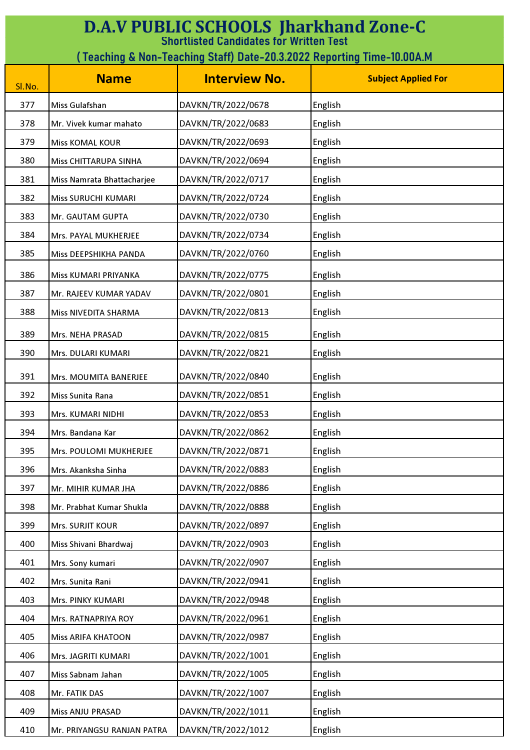# D.A.V PUBLIC SCHOOLS Jharkhand Zone-C

## Shortlisted Candidates for Written Test

## ( Teaching & Non-Teaching Staff) Date-20.3.2022 Reporting Time-10.00A.M

| Sl.No. | Name | Interview No. | Subject Applied For |
|---|---|---|---|
| 377 | Miss Gulafshan | DAVKN/TR/2022/0678 | English |
| 378 | Mr. Vivek kumar mahato | DAVKN/TR/2022/0683 | English |
| 379 | Miss KOMAL KOUR | DAVKN/TR/2022/0693 | English |
| 380 | Miss CHITTARUPA SINHA | DAVKN/TR/2022/0694 | English |
| 381 | Miss Namrata Bhattacharjee | DAVKN/TR/2022/0717 | English |
| 382 | Miss SURUCHI KUMARI | DAVKN/TR/2022/0724 | English |
| 383 | Mr. GAUTAM GUPTA | DAVKN/TR/2022/0730 | English |
| 384 | Mrs. PAYAL MUKHERJEE | DAVKN/TR/2022/0734 | English |
| 385 | Miss DEEPSHIKHA PANDA | DAVKN/TR/2022/0760 | English |
| 386 | Miss KUMARI PRIYANKA | DAVKN/TR/2022/0775 | English |
| 387 | Mr. RAJEEV KUMAR YADAV | DAVKN/TR/2022/0801 | English |
| 388 | Miss NIVEDITA SHARMA | DAVKN/TR/2022/0813 | English |
| 389 | Mrs. NEHA PRASAD | DAVKN/TR/2022/0815 | English |
| 390 | Mrs. DULARI KUMARI | DAVKN/TR/2022/0821 | English |
| 391 | Mrs. MOUMITA BANERJEE | DAVKN/TR/2022/0840 | English |
| 392 | Miss Sunita Rana | DAVKN/TR/2022/0851 | English |
| 393 | Mrs. KUMARI NIDHI | DAVKN/TR/2022/0853 | English |
| 394 | Mrs. Bandana Kar | DAVKN/TR/2022/0862 | English |
| 395 | Mrs. POULOMI MUKHERJEE | DAVKN/TR/2022/0871 | English |
| 396 | Mrs. Akanksha Sinha | DAVKN/TR/2022/0883 | English |
| 397 | Mr. MIHIR KUMAR JHA | DAVKN/TR/2022/0886 | English |
| 398 | Mr. Prabhat Kumar Shukla | DAVKN/TR/2022/0888 | English |
| 399 | Mrs. SURJIT KOUR | DAVKN/TR/2022/0897 | English |
| 400 | Miss Shivani Bhardwaj | DAVKN/TR/2022/0903 | English |
| 401 | Mrs. Sony kumari | DAVKN/TR/2022/0907 | English |
| 402 | Mrs. Sunita Rani | DAVKN/TR/2022/0941 | English |
| 403 | Mrs. PINKY KUMARI | DAVKN/TR/2022/0948 | English |
| 404 | Mrs. RATNAPRIYA ROY | DAVKN/TR/2022/0961 | English |
| 405 | Miss ARIFA KHATOON | DAVKN/TR/2022/0987 | English |
| 406 | Mrs. JAGRITI KUMARI | DAVKN/TR/2022/1001 | English |
| 407 | Miss Sabnam Jahan | DAVKN/TR/2022/1005 | English |
| 408 | Mr. FATIK DAS | DAVKN/TR/2022/1007 | English |
| 409 | Miss ANJU PRASAD | DAVKN/TR/2022/1011 | English |
| 410 | Mr. PRIYANGSU RANJAN PATRA | DAVKN/TR/2022/1012 | English |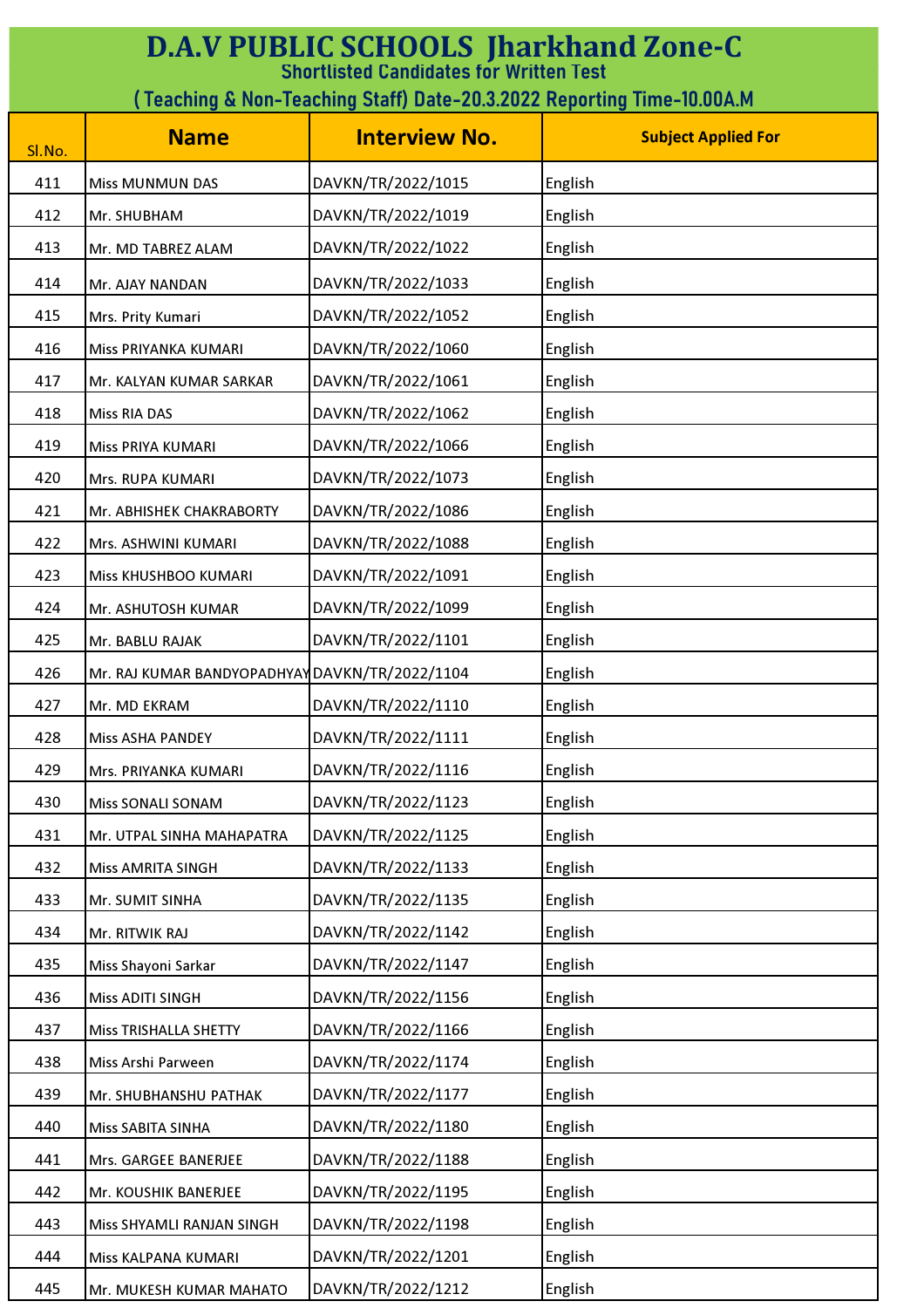# D.A.V PUBLIC SCHOOLS Jharkhand Zone-C

## Shortlisted Candidates for Written Test

### ( Teaching & Non-Teaching Staff) Date-20.3.2022 Reporting Time-10.00A.M

| Sl.No. | Name | Interview No. | Subject Applied For |
|---|---|---|---|
| 411 | Miss MUNMUN DAS | DAVKN/TR/2022/1015 | English |
| 412 | Mr. SHUBHAM | DAVKN/TR/2022/1019 | English |
| 413 | Mr. MD TABREZ ALAM | DAVKN/TR/2022/1022 | English |
| 414 | Mr. AJAY NANDAN | DAVKN/TR/2022/1033 | English |
| 415 | Mrs. Prity Kumari | DAVKN/TR/2022/1052 | English |
| 416 | Miss PRIYANKA KUMARI | DAVKN/TR/2022/1060 | English |
| 417 | Mr. KALYAN KUMAR SARKAR | DAVKN/TR/2022/1061 | English |
| 418 | Miss RIA DAS | DAVKN/TR/2022/1062 | English |
| 419 | Miss PRIYA KUMARI | DAVKN/TR/2022/1066 | English |
| 420 | Mrs. RUPA KUMARI | DAVKN/TR/2022/1073 | English |
| 421 | Mr. ABHISHEK CHAKRABORTY | DAVKN/TR/2022/1086 | English |
| 422 | Mrs. ASHWINI KUMARI | DAVKN/TR/2022/1088 | English |
| 423 | Miss KHUSHBOO KUMARI | DAVKN/TR/2022/1091 | English |
| 424 | Mr. ASHUTOSH KUMAR | DAVKN/TR/2022/1099 | English |
| 425 | Mr. BABLU RAJAK | DAVKN/TR/2022/1101 | English |
| 426 | Mr. RAJ KUMAR BANDYOPADHYAY | DAVKN/TR/2022/1104 | English |
| 427 | Mr. MD EKRAM | DAVKN/TR/2022/1110 | English |
| 428 | Miss ASHA PANDEY | DAVKN/TR/2022/1111 | English |
| 429 | Mrs. PRIYANKA KUMARI | DAVKN/TR/2022/1116 | English |
| 430 | Miss SONALI SONAM | DAVKN/TR/2022/1123 | English |
| 431 | Mr. UTPAL SINHA MAHAPATRA | DAVKN/TR/2022/1125 | English |
| 432 | Miss AMRITA SINGH | DAVKN/TR/2022/1133 | English |
| 433 | Mr. SUMIT SINHA | DAVKN/TR/2022/1135 | English |
| 434 | Mr. RITWIK RAJ | DAVKN/TR/2022/1142 | English |
| 435 | Miss Shayoni Sarkar | DAVKN/TR/2022/1147 | English |
| 436 | Miss ADITI SINGH | DAVKN/TR/2022/1156 | English |
| 437 | Miss TRISHALLA SHETTY | DAVKN/TR/2022/1166 | English |
| 438 | Miss Arshi Parween | DAVKN/TR/2022/1174 | English |
| 439 | Mr. SHUBHANSHU PATHAK | DAVKN/TR/2022/1177 | English |
| 440 | Miss SABITA SINHA | DAVKN/TR/2022/1180 | English |
| 441 | Mrs. GARGEE BANERJEE | DAVKN/TR/2022/1188 | English |
| 442 | Mr. KOUSHIK BANERJEE | DAVKN/TR/2022/1195 | English |
| 443 | Miss SHYAMLI RANJAN SINGH | DAVKN/TR/2022/1198 | English |
| 444 | Miss KALPANA KUMARI | DAVKN/TR/2022/1201 | English |
| 445 | Mr. MUKESH KUMAR MAHATO | DAVKN/TR/2022/1212 | English |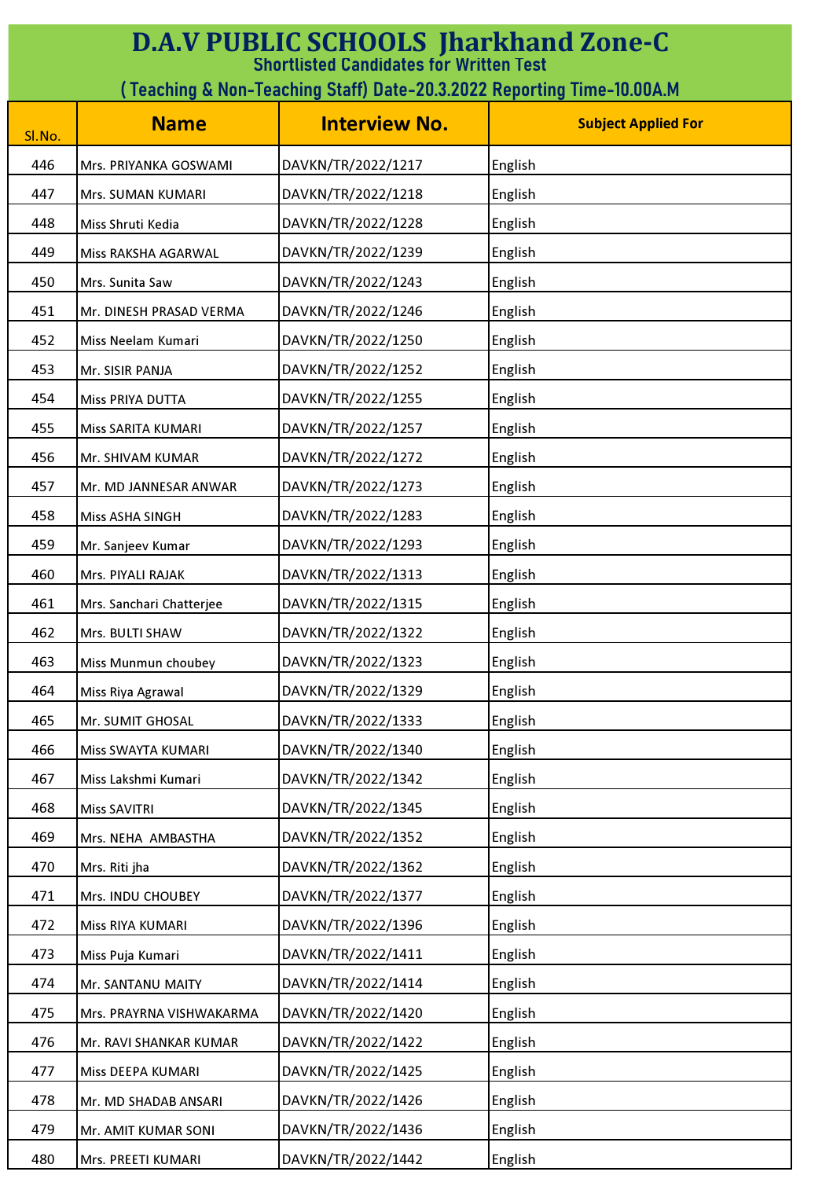# D.A.V PUBLIC SCHOOLS Jharkhand Zone-C

## Shortlisted Candidates for Written Test

## ( Teaching & Non-Teaching Staff) Date-20.3.2022 Reporting Time-10.00A.M

| Sl.No. | Name | Interview No. | Subject Applied For |
|---|---|---|---|
| 446 | Mrs. PRIYANKA GOSWAMI | DAVKN/TR/2022/1217 | English |
| 447 | Mrs. SUMAN KUMARI | DAVKN/TR/2022/1218 | English |
| 448 | Miss Shruti Kedia | DAVKN/TR/2022/1228 | English |
| 449 | Miss RAKSHA AGARWAL | DAVKN/TR/2022/1239 | English |
| 450 | Mrs. Sunita Saw | DAVKN/TR/2022/1243 | English |
| 451 | Mr. DINESH PRASAD VERMA | DAVKN/TR/2022/1246 | English |
| 452 | Miss Neelam Kumari | DAVKN/TR/2022/1250 | English |
| 453 | Mr. SISIR PANJA | DAVKN/TR/2022/1252 | English |
| 454 | Miss PRIYA DUTTA | DAVKN/TR/2022/1255 | English |
| 455 | Miss SARITA KUMARI | DAVKN/TR/2022/1257 | English |
| 456 | Mr. SHIVAM KUMAR | DAVKN/TR/2022/1272 | English |
| 457 | Mr. MD JANNESAR ANWAR | DAVKN/TR/2022/1273 | English |
| 458 | Miss ASHA SINGH | DAVKN/TR/2022/1283 | English |
| 459 | Mr. Sanjeev Kumar | DAVKN/TR/2022/1293 | English |
| 460 | Mrs. PIYALI RAJAK | DAVKN/TR/2022/1313 | English |
| 461 | Mrs. Sanchari Chatterjee | DAVKN/TR/2022/1315 | English |
| 462 | Mrs. BULTI SHAW | DAVKN/TR/2022/1322 | English |
| 463 | Miss Munmun choubey | DAVKN/TR/2022/1323 | English |
| 464 | Miss Riya Agrawal | DAVKN/TR/2022/1329 | English |
| 465 | Mr. SUMIT GHOSAL | DAVKN/TR/2022/1333 | English |
| 466 | Miss SWAYTA KUMARI | DAVKN/TR/2022/1340 | English |
| 467 | Miss Lakshmi Kumari | DAVKN/TR/2022/1342 | English |
| 468 | Miss SAVITRI | DAVKN/TR/2022/1345 | English |
| 469 | Mrs. NEHA AMBASTHA | DAVKN/TR/2022/1352 | English |
| 470 | Mrs. Riti jha | DAVKN/TR/2022/1362 | English |
| 471 | Mrs. INDU CHOUBEY | DAVKN/TR/2022/1377 | English |
| 472 | Miss RIYA KUMARI | DAVKN/TR/2022/1396 | English |
| 473 | Miss Puja Kumari | DAVKN/TR/2022/1411 | English |
| 474 | Mr. SANTANU MAITY | DAVKN/TR/2022/1414 | English |
| 475 | Mrs. PRAYRNA VISHWAKARMA | DAVKN/TR/2022/1420 | English |
| 476 | Mr. RAVI SHANKAR KUMAR | DAVKN/TR/2022/1422 | English |
| 477 | Miss DEEPA KUMARI | DAVKN/TR/2022/1425 | English |
| 478 | Mr. MD SHADAB ANSARI | DAVKN/TR/2022/1426 | English |
| 479 | Mr. AMIT KUMAR SONI | DAVKN/TR/2022/1436 | English |
| 480 | Mrs. PREETI KUMARI | DAVKN/TR/2022/1442 | English |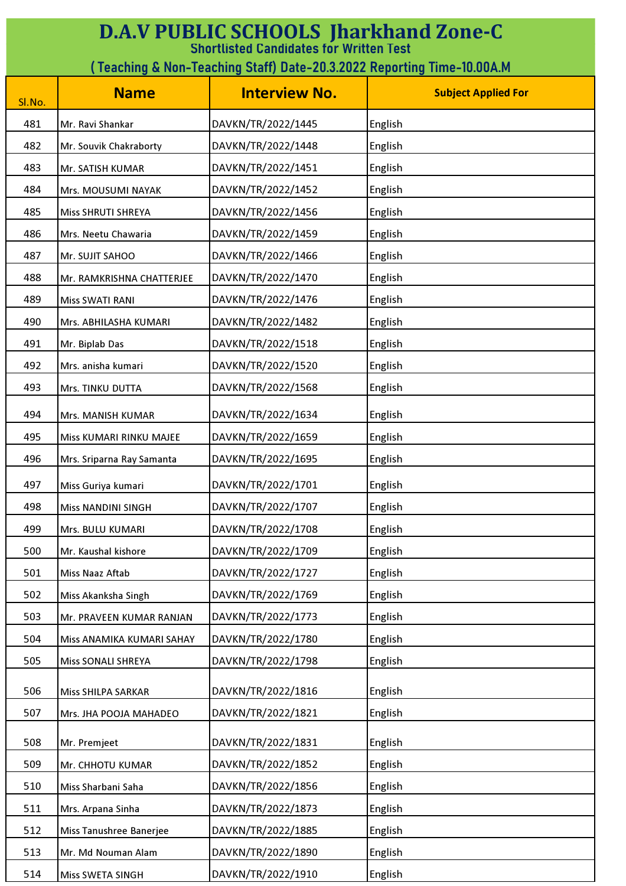# D.A.V PUBLIC SCHOOLS Jharkhand Zone-C

## Shortlisted Candidates for Written Test

### ( Teaching & Non-Teaching Staff) Date-20.3.2022 Reporting Time-10.00A.M

| Sl.No. | Name | Interview No. | Subject Applied For |
|---|---|---|---|
| 481 | Mr. Ravi Shankar | DAVKN/TR/2022/1445 | English |
| 482 | Mr. Souvik Chakraborty | DAVKN/TR/2022/1448 | English |
| 483 | Mr. SATISH KUMAR | DAVKN/TR/2022/1451 | English |
| 484 | Mrs. MOUSUMI NAYAK | DAVKN/TR/2022/1452 | English |
| 485 | Miss SHRUTI SHREYA | DAVKN/TR/2022/1456 | English |
| 486 | Mrs. Neetu Chawaria | DAVKN/TR/2022/1459 | English |
| 487 | Mr. SUJIT SAHOO | DAVKN/TR/2022/1466 | English |
| 488 | Mr. RAMKRISHNA CHATTERJEE | DAVKN/TR/2022/1470 | English |
| 489 | Miss SWATI RANI | DAVKN/TR/2022/1476 | English |
| 490 | Mrs. ABHILASHA KUMARI | DAVKN/TR/2022/1482 | English |
| 491 | Mr. Biplab Das | DAVKN/TR/2022/1518 | English |
| 492 | Mrs. anisha kumari | DAVKN/TR/2022/1520 | English |
| 493 | Mrs. TINKU DUTTA | DAVKN/TR/2022/1568 | English |
| 494 | Mrs. MANISH KUMAR | DAVKN/TR/2022/1634 | English |
| 495 | Miss KUMARI RINKU MAJEE | DAVKN/TR/2022/1659 | English |
| 496 | Mrs. Sriparna Ray Samanta | DAVKN/TR/2022/1695 | English |
| 497 | Miss Guriya kumari | DAVKN/TR/2022/1701 | English |
| 498 | Miss NANDINI SINGH | DAVKN/TR/2022/1707 | English |
| 499 | Mrs. BULU KUMARI | DAVKN/TR/2022/1708 | English |
| 500 | Mr. Kaushal kishore | DAVKN/TR/2022/1709 | English |
| 501 | Miss Naaz Aftab | DAVKN/TR/2022/1727 | English |
| 502 | Miss Akanksha Singh | DAVKN/TR/2022/1769 | English |
| 503 | Mr. PRAVEEN KUMAR RANJAN | DAVKN/TR/2022/1773 | English |
| 504 | Miss ANAMIKA KUMARI SAHAY | DAVKN/TR/2022/1780 | English |
| 505 | Miss SONALI SHREYA | DAVKN/TR/2022/1798 | English |
| 506 | Miss SHILPA SARKAR | DAVKN/TR/2022/1816 | English |
| 507 | Mrs. JHA POOJA MAHADEO | DAVKN/TR/2022/1821 | English |
| 508 | Mr. Premjeet | DAVKN/TR/2022/1831 | English |
| 509 | Mr. CHHOTU KUMAR | DAVKN/TR/2022/1852 | English |
| 510 | Miss Sharbani Saha | DAVKN/TR/2022/1856 | English |
| 511 | Mrs. Arpana Sinha | DAVKN/TR/2022/1873 | English |
| 512 | Miss Tanushree Banerjee | DAVKN/TR/2022/1885 | English |
| 513 | Mr. Md Nouman Alam | DAVKN/TR/2022/1890 | English |
| 514 | Miss SWETA SINGH | DAVKN/TR/2022/1910 | English |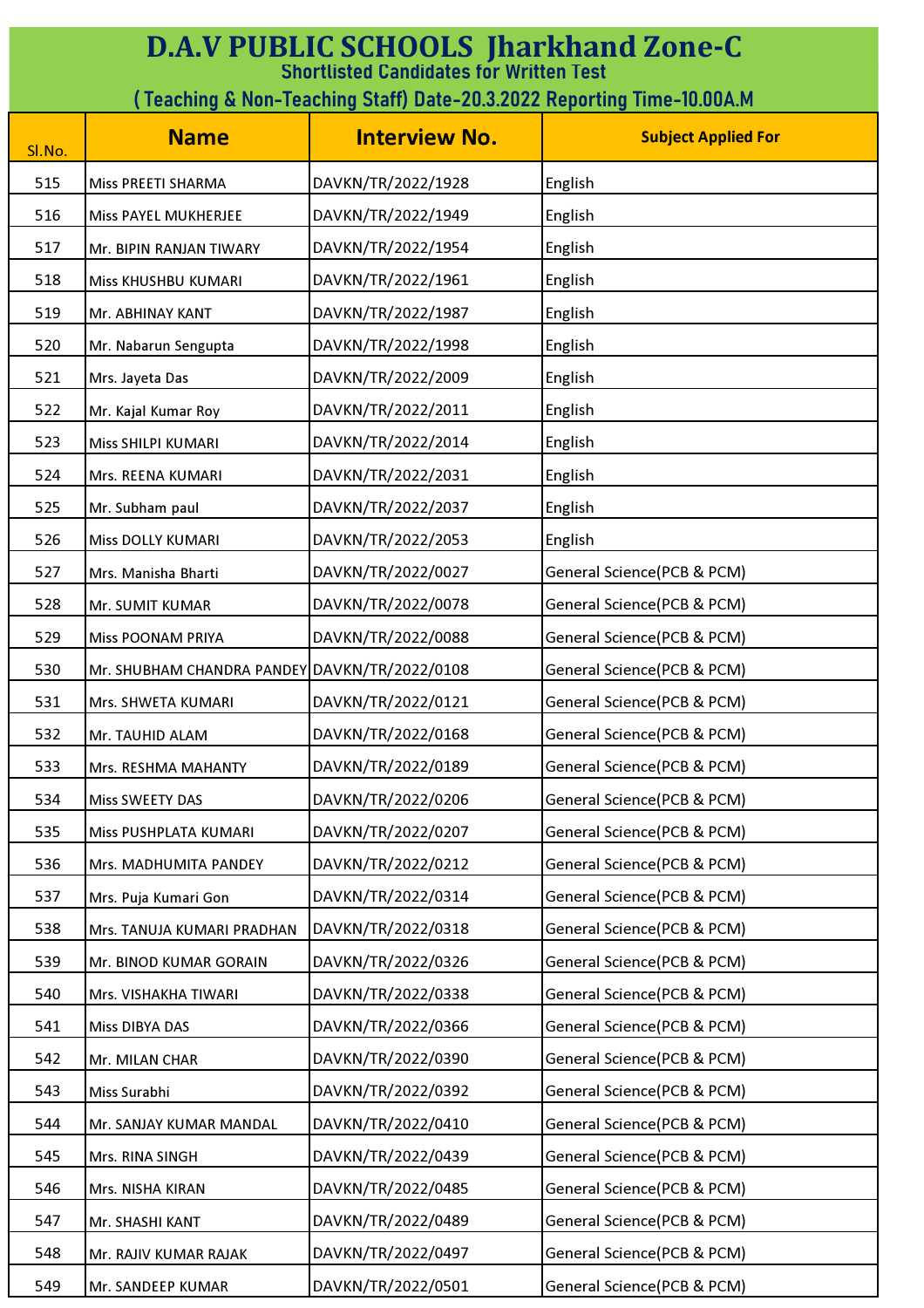# D.A.V PUBLIC SCHOOLS Jharkhand Zone-C

## Shortlisted Candidates for Written Test

### ( Teaching & Non-Teaching Staff) Date-20.3.2022 Reporting Time-10.00A.M

| Sl.No. | Name | Interview No. | Subject Applied For |
|---|---|---|---|
| 515 | Miss PREETI SHARMA | DAVKN/TR/2022/1928 | English |
| 516 | Miss PAYEL MUKHERJEE | DAVKN/TR/2022/1949 | English |
| 517 | Mr. BIPIN RANJAN TIWARY | DAVKN/TR/2022/1954 | English |
| 518 | Miss KHUSHBU KUMARI | DAVKN/TR/2022/1961 | English |
| 519 | Mr. ABHINAY KANT | DAVKN/TR/2022/1987 | English |
| 520 | Mr. Nabarun Sengupta | DAVKN/TR/2022/1998 | English |
| 521 | Mrs. Jayeta Das | DAVKN/TR/2022/2009 | English |
| 522 | Mr. Kajal Kumar Roy | DAVKN/TR/2022/2011 | English |
| 523 | Miss SHILPI KUMARI | DAVKN/TR/2022/2014 | English |
| 524 | Mrs. REENA KUMARI | DAVKN/TR/2022/2031 | English |
| 525 | Mr. Subham paul | DAVKN/TR/2022/2037 | English |
| 526 | Miss DOLLY KUMARI | DAVKN/TR/2022/2053 | English |
| 527 | Mrs. Manisha Bharti | DAVKN/TR/2022/0027 | General Science(PCB & PCM) |
| 528 | Mr. SUMIT KUMAR | DAVKN/TR/2022/0078 | General Science(PCB & PCM) |
| 529 | Miss POONAM PRIYA | DAVKN/TR/2022/0088 | General Science(PCB & PCM) |
| 530 | Mr. SHUBHAM CHANDRA PANDEY | DAVKN/TR/2022/0108 | General Science(PCB & PCM) |
| 531 | Mrs. SHWETA KUMARI | DAVKN/TR/2022/0121 | General Science(PCB & PCM) |
| 532 | Mr. TAUHID ALAM | DAVKN/TR/2022/0168 | General Science(PCB & PCM) |
| 533 | Mrs. RESHMA MAHANTY | DAVKN/TR/2022/0189 | General Science(PCB & PCM) |
| 534 | Miss SWEETY DAS | DAVKN/TR/2022/0206 | General Science(PCB & PCM) |
| 535 | Miss PUSHPLATA KUMARI | DAVKN/TR/2022/0207 | General Science(PCB & PCM) |
| 536 | Mrs. MADHUMITA PANDEY | DAVKN/TR/2022/0212 | General Science(PCB & PCM) |
| 537 | Mrs. Puja Kumari Gon | DAVKN/TR/2022/0314 | General Science(PCB & PCM) |
| 538 | Mrs. TANUJA KUMARI PRADHAN | DAVKN/TR/2022/0318 | General Science(PCB & PCM) |
| 539 | Mr. BINOD KUMAR GORAIN | DAVKN/TR/2022/0326 | General Science(PCB & PCM) |
| 540 | Mrs. VISHAKHA TIWARI | DAVKN/TR/2022/0338 | General Science(PCB & PCM) |
| 541 | Miss DIBYA DAS | DAVKN/TR/2022/0366 | General Science(PCB & PCM) |
| 542 | Mr. MILAN CHAR | DAVKN/TR/2022/0390 | General Science(PCB & PCM) |
| 543 | Miss Surabhi | DAVKN/TR/2022/0392 | General Science(PCB & PCM) |
| 544 | Mr. SANJAY KUMAR MANDAL | DAVKN/TR/2022/0410 | General Science(PCB & PCM) |
| 545 | Mrs. RINA SINGH | DAVKN/TR/2022/0439 | General Science(PCB & PCM) |
| 546 | Mrs. NISHA KIRAN | DAVKN/TR/2022/0485 | General Science(PCB & PCM) |
| 547 | Mr. SHASHI KANT | DAVKN/TR/2022/0489 | General Science(PCB & PCM) |
| 548 | Mr. RAJIV KUMAR RAJAK | DAVKN/TR/2022/0497 | General Science(PCB & PCM) |
| 549 | Mr. SANDEEP KUMAR | DAVKN/TR/2022/0501 | General Science(PCB & PCM) |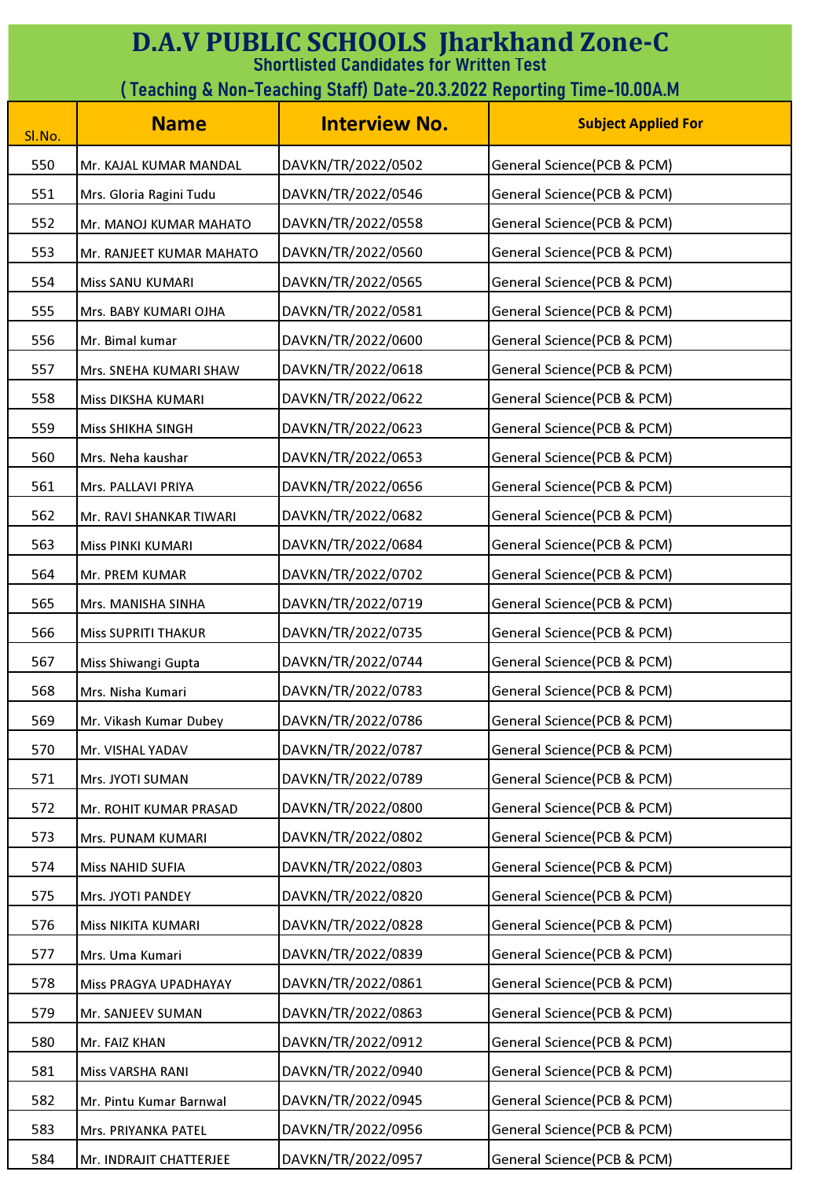# D.A.V PUBLIC SCHOOLS Jharkhand Zone-C

## Shortlisted Candidates for Written Test

## ( Teaching & Non-Teaching Staff) Date-20.3.2022 Reporting Time-10.00A.M

| Sl.No. | Name | Interview No. | Subject Applied For |
|---|---|---|---|
| 550 | Mr. KAJAL KUMAR MANDAL | DAVKN/TR/2022/0502 | General Science(PCB & PCM) |
| 551 | Mrs. Gloria Ragini Tudu | DAVKN/TR/2022/0546 | General Science(PCB & PCM) |
| 552 | Mr. MANOJ KUMAR MAHATO | DAVKN/TR/2022/0558 | General Science(PCB & PCM) |
| 553 | Mr. RANJEET KUMAR MAHATO | DAVKN/TR/2022/0560 | General Science(PCB & PCM) |
| 554 | Miss SANU KUMARI | DAVKN/TR/2022/0565 | General Science(PCB & PCM) |
| 555 | Mrs. BABY KUMARI OJHA | DAVKN/TR/2022/0581 | General Science(PCB & PCM) |
| 556 | Mr. Bimal kumar | DAVKN/TR/2022/0600 | General Science(PCB & PCM) |
| 557 | Mrs. SNEHA KUMARI SHAW | DAVKN/TR/2022/0618 | General Science(PCB & PCM) |
| 558 | Miss DIKSHA KUMARI | DAVKN/TR/2022/0622 | General Science(PCB & PCM) |
| 559 | Miss SHIKHA SINGH | DAVKN/TR/2022/0623 | General Science(PCB & PCM) |
| 560 | Mrs. Neha kaushar | DAVKN/TR/2022/0653 | General Science(PCB & PCM) |
| 561 | Mrs. PALLAVI PRIYA | DAVKN/TR/2022/0656 | General Science(PCB & PCM) |
| 562 | Mr. RAVI SHANKAR TIWARI | DAVKN/TR/2022/0682 | General Science(PCB & PCM) |
| 563 | Miss PINKI KUMARI | DAVKN/TR/2022/0684 | General Science(PCB & PCM) |
| 564 | Mr. PREM KUMAR | DAVKN/TR/2022/0702 | General Science(PCB & PCM) |
| 565 | Mrs. MANISHA SINHA | DAVKN/TR/2022/0719 | General Science(PCB & PCM) |
| 566 | Miss SUPRITI THAKUR | DAVKN/TR/2022/0735 | General Science(PCB & PCM) |
| 567 | Miss Shiwangi Gupta | DAVKN/TR/2022/0744 | General Science(PCB & PCM) |
| 568 | Mrs. Nisha Kumari | DAVKN/TR/2022/0783 | General Science(PCB & PCM) |
| 569 | Mr. Vikash Kumar Dubey | DAVKN/TR/2022/0786 | General Science(PCB & PCM) |
| 570 | Mr. VISHAL YADAV | DAVKN/TR/2022/0787 | General Science(PCB & PCM) |
| 571 | Mrs. JYOTI SUMAN | DAVKN/TR/2022/0789 | General Science(PCB & PCM) |
| 572 | Mr. ROHIT KUMAR PRASAD | DAVKN/TR/2022/0800 | General Science(PCB & PCM) |
| 573 | Mrs. PUNAM KUMARI | DAVKN/TR/2022/0802 | General Science(PCB & PCM) |
| 574 | Miss NAHID SUFIA | DAVKN/TR/2022/0803 | General Science(PCB & PCM) |
| 575 | Mrs. JYOTI PANDEY | DAVKN/TR/2022/0820 | General Science(PCB & PCM) |
| 576 | Miss NIKITA KUMARI | DAVKN/TR/2022/0828 | General Science(PCB & PCM) |
| 577 | Mrs. Uma Kumari | DAVKN/TR/2022/0839 | General Science(PCB & PCM) |
| 578 | Miss PRAGYA UPADHAYAY | DAVKN/TR/2022/0861 | General Science(PCB & PCM) |
| 579 | Mr. SANJEEV SUMAN | DAVKN/TR/2022/0863 | General Science(PCB & PCM) |
| 580 | Mr. FAIZ KHAN | DAVKN/TR/2022/0912 | General Science(PCB & PCM) |
| 581 | Miss VARSHA RANI | DAVKN/TR/2022/0940 | General Science(PCB & PCM) |
| 582 | Mr. Pintu Kumar Barnwal | DAVKN/TR/2022/0945 | General Science(PCB & PCM) |
| 583 | Mrs. PRIYANKA PATEL | DAVKN/TR/2022/0956 | General Science(PCB & PCM) |
| 584 | Mr. INDRAJIT CHATTERJEE | DAVKN/TR/2022/0957 | General Science(PCB & PCM) |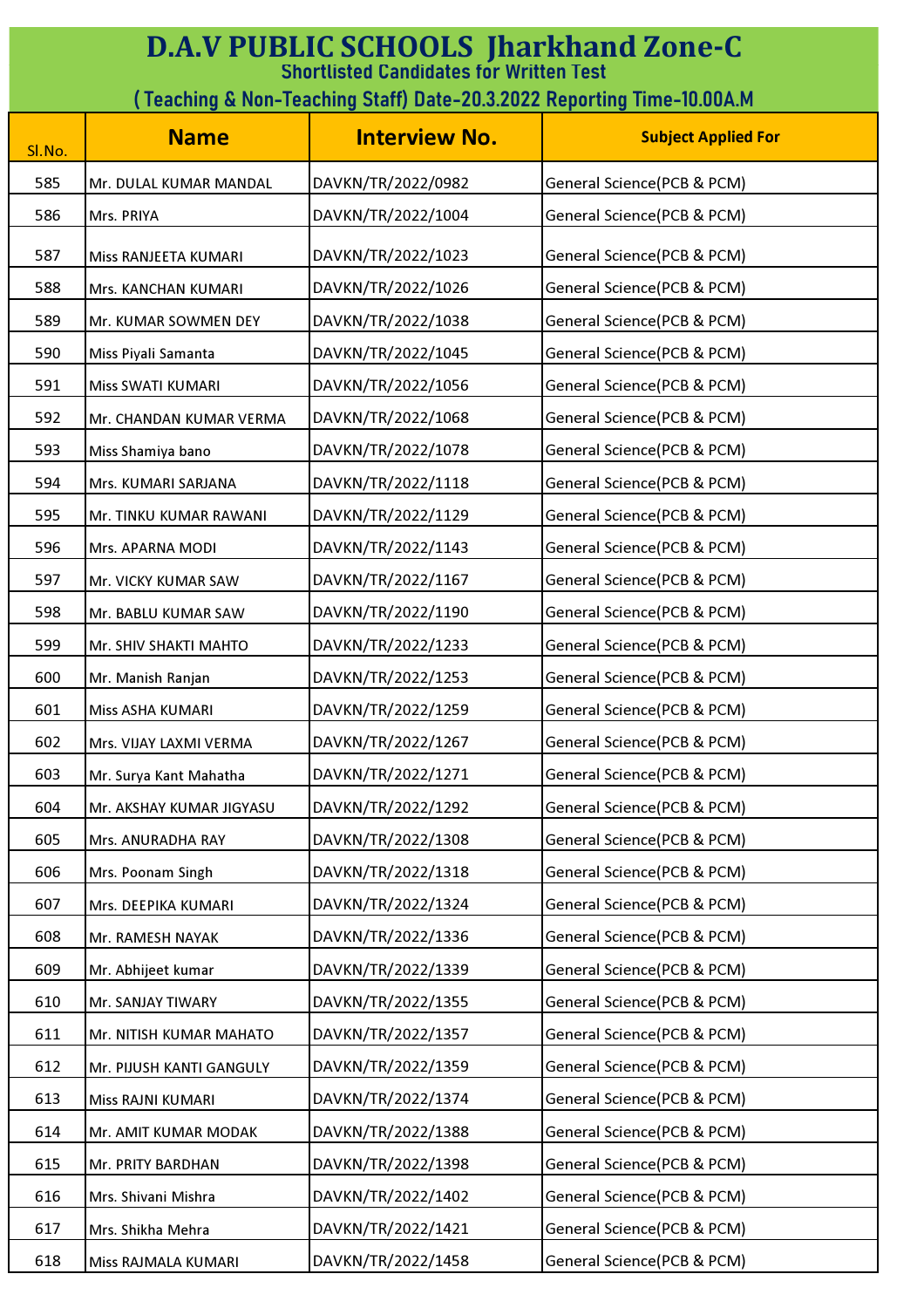# D.A.V PUBLIC SCHOOLS Jharkhand Zone-C

**Shortlisted Candidates for Written Test**

**( Teaching & Non-Teaching Staff) Date-20.3.2022 Reporting Time-10.00A.M**

| Sl.No. | Name | Interview No. | Subject Applied For |
|---|---|---|---|
| 585 | Mr. DULAL KUMAR MANDAL | DAVKN/TR/2022/0982 | General Science(PCB & PCM) |
| 586 | Mrs. PRIYA | DAVKN/TR/2022/1004 | General Science(PCB & PCM) |
| 587 | Miss RANJEETA KUMARI | DAVKN/TR/2022/1023 | General Science(PCB & PCM) |
| 588 | Mrs. KANCHAN KUMARI | DAVKN/TR/2022/1026 | General Science(PCB & PCM) |
| 589 | Mr. KUMAR SOWMEN DEY | DAVKN/TR/2022/1038 | General Science(PCB & PCM) |
| 590 | Miss Piyali Samanta | DAVKN/TR/2022/1045 | General Science(PCB & PCM) |
| 591 | Miss SWATI KUMARI | DAVKN/TR/2022/1056 | General Science(PCB & PCM) |
| 592 | Mr. CHANDAN KUMAR VERMA | DAVKN/TR/2022/1068 | General Science(PCB & PCM) |
| 593 | Miss Shamiya bano | DAVKN/TR/2022/1078 | General Science(PCB & PCM) |
| 594 | Mrs. KUMARI SARJANA | DAVKN/TR/2022/1118 | General Science(PCB & PCM) |
| 595 | Mr. TINKU KUMAR RAWANI | DAVKN/TR/2022/1129 | General Science(PCB & PCM) |
| 596 | Mrs. APARNA MODI | DAVKN/TR/2022/1143 | General Science(PCB & PCM) |
| 597 | Mr. VICKY KUMAR SAW | DAVKN/TR/2022/1167 | General Science(PCB & PCM) |
| 598 | Mr. BABLU KUMAR SAW | DAVKN/TR/2022/1190 | General Science(PCB & PCM) |
| 599 | Mr. SHIV SHAKTI MAHTO | DAVKN/TR/2022/1233 | General Science(PCB & PCM) |
| 600 | Mr. Manish Ranjan | DAVKN/TR/2022/1253 | General Science(PCB & PCM) |
| 601 | Miss ASHA KUMARI | DAVKN/TR/2022/1259 | General Science(PCB & PCM) |
| 602 | Mrs. VIJAY LAXMI VERMA | DAVKN/TR/2022/1267 | General Science(PCB & PCM) |
| 603 | Mr. Surya Kant Mahatha | DAVKN/TR/2022/1271 | General Science(PCB & PCM) |
| 604 | Mr. AKSHAY KUMAR JIGYASU | DAVKN/TR/2022/1292 | General Science(PCB & PCM) |
| 605 | Mrs. ANURADHA RAY | DAVKN/TR/2022/1308 | General Science(PCB & PCM) |
| 606 | Mrs. Poonam Singh | DAVKN/TR/2022/1318 | General Science(PCB & PCM) |
| 607 | Mrs. DEEPIKA KUMARI | DAVKN/TR/2022/1324 | General Science(PCB & PCM) |
| 608 | Mr. RAMESH NAYAK | DAVKN/TR/2022/1336 | General Science(PCB & PCM) |
| 609 | Mr. Abhijeet kumar | DAVKN/TR/2022/1339 | General Science(PCB & PCM) |
| 610 | Mr. SANJAY TIWARY | DAVKN/TR/2022/1355 | General Science(PCB & PCM) |
| 611 | Mr. NITISH KUMAR MAHATO | DAVKN/TR/2022/1357 | General Science(PCB & PCM) |
| 612 | Mr. PIJUSH KANTI GANGULY | DAVKN/TR/2022/1359 | General Science(PCB & PCM) |
| 613 | Miss RAJNI KUMARI | DAVKN/TR/2022/1374 | General Science(PCB & PCM) |
| 614 | Mr. AMIT KUMAR MODAK | DAVKN/TR/2022/1388 | General Science(PCB & PCM) |
| 615 | Mr. PRITY BARDHAN | DAVKN/TR/2022/1398 | General Science(PCB & PCM) |
| 616 | Mrs. Shivani Mishra | DAVKN/TR/2022/1402 | General Science(PCB & PCM) |
| 617 | Mrs. Shikha Mehra | DAVKN/TR/2022/1421 | General Science(PCB & PCM) |
| 618 | Miss RAJMALA KUMARI | DAVKN/TR/2022/1458 | General Science(PCB & PCM) |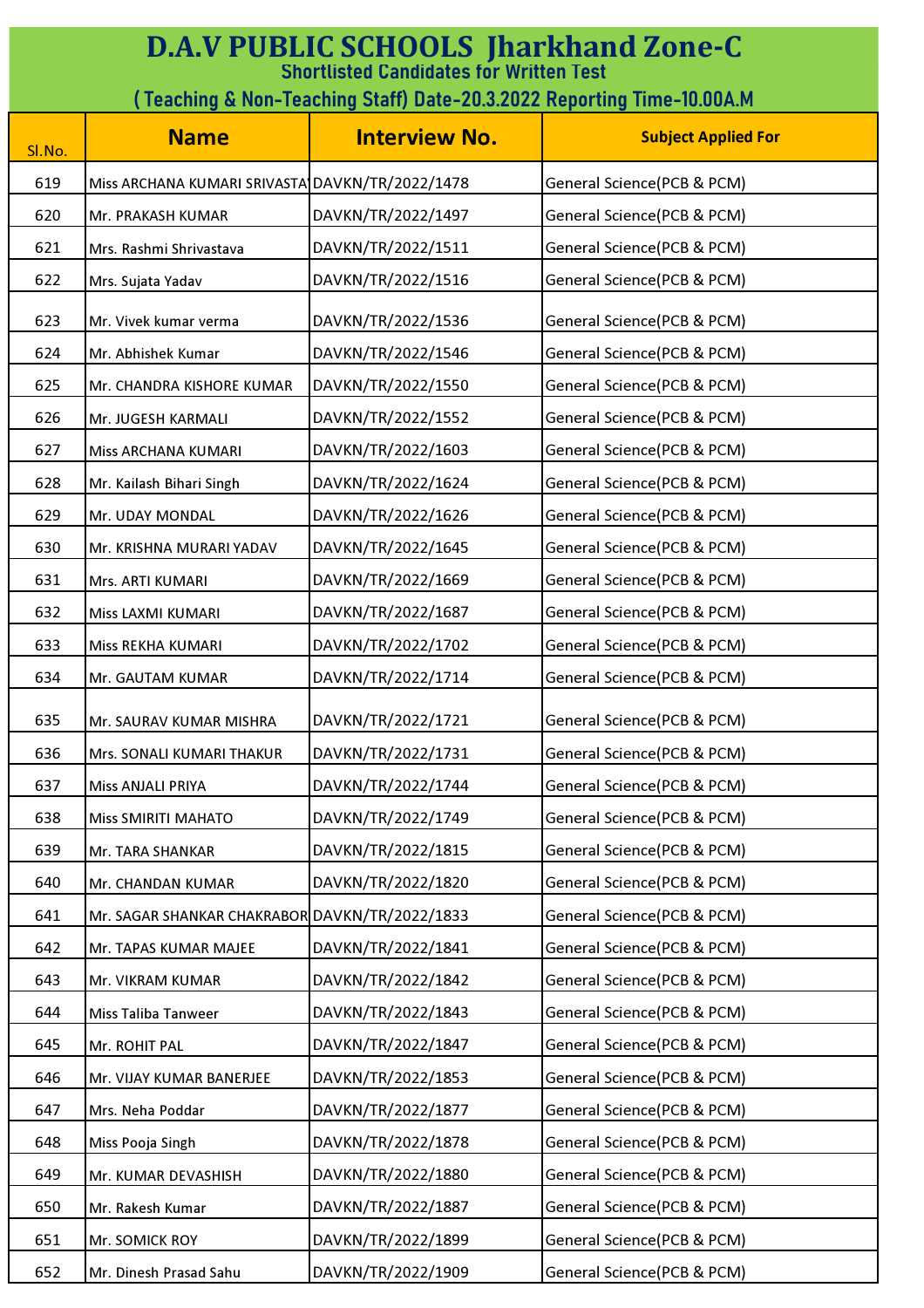# D.A.V PUBLIC SCHOOLS Jharkhand Zone-C

## Shortlisted Candidates for Written Test

## ( Teaching & Non-Teaching Staff) Date-20.3.2022 Reporting Time-10.00A.M

| Sl.No. | Name | Interview No. | Subject Applied For |
|---|---|---|---|
| 619 | Miss ARCHANA KUMARI SRIVASTA | DAVKN/TR/2022/1478 | General Science(PCB & PCM) |
| 620 | Mr. PRAKASH KUMAR | DAVKN/TR/2022/1497 | General Science(PCB & PCM) |
| 621 | Mrs. Rashmi Shrivastava | DAVKN/TR/2022/1511 | General Science(PCB & PCM) |
| 622 | Mrs. Sujata Yadav | DAVKN/TR/2022/1516 | General Science(PCB & PCM) |
| 623 | Mr. Vivek kumar verma | DAVKN/TR/2022/1536 | General Science(PCB & PCM) |
| 624 | Mr. Abhishek Kumar | DAVKN/TR/2022/1546 | General Science(PCB & PCM) |
| 625 | Mr. CHANDRA KISHORE KUMAR | DAVKN/TR/2022/1550 | General Science(PCB & PCM) |
| 626 | Mr. JUGESH KARMALI | DAVKN/TR/2022/1552 | General Science(PCB & PCM) |
| 627 | Miss ARCHANA KUMARI | DAVKN/TR/2022/1603 | General Science(PCB & PCM) |
| 628 | Mr. Kailash Bihari Singh | DAVKN/TR/2022/1624 | General Science(PCB & PCM) |
| 629 | Mr. UDAY MONDAL | DAVKN/TR/2022/1626 | General Science(PCB & PCM) |
| 630 | Mr. KRISHNA MURARI YADAV | DAVKN/TR/2022/1645 | General Science(PCB & PCM) |
| 631 | Mrs. ARTI KUMARI | DAVKN/TR/2022/1669 | General Science(PCB & PCM) |
| 632 | Miss LAXMI KUMARI | DAVKN/TR/2022/1687 | General Science(PCB & PCM) |
| 633 | Miss REKHA KUMARI | DAVKN/TR/2022/1702 | General Science(PCB & PCM) |
| 634 | Mr. GAUTAM KUMAR | DAVKN/TR/2022/1714 | General Science(PCB & PCM) |
| 635 | Mr. SAURAV KUMAR MISHRA | DAVKN/TR/2022/1721 | General Science(PCB & PCM) |
| 636 | Mrs. SONALI KUMARI THAKUR | DAVKN/TR/2022/1731 | General Science(PCB & PCM) |
| 637 | Miss ANJALI PRIYA | DAVKN/TR/2022/1744 | General Science(PCB & PCM) |
| 638 | Miss SMIRITI MAHATO | DAVKN/TR/2022/1749 | General Science(PCB & PCM) |
| 639 | Mr. TARA SHANKAR | DAVKN/TR/2022/1815 | General Science(PCB & PCM) |
| 640 | Mr. CHANDAN KUMAR | DAVKN/TR/2022/1820 | General Science(PCB & PCM) |
| 641 | Mr. SAGAR SHANKAR CHAKRABOR | DAVKN/TR/2022/1833 | General Science(PCB & PCM) |
| 642 | Mr. TAPAS KUMAR MAJEE | DAVKN/TR/2022/1841 | General Science(PCB & PCM) |
| 643 | Mr. VIKRAM KUMAR | DAVKN/TR/2022/1842 | General Science(PCB & PCM) |
| 644 | Miss Taliba Tanweer | DAVKN/TR/2022/1843 | General Science(PCB & PCM) |
| 645 | Mr. ROHIT PAL | DAVKN/TR/2022/1847 | General Science(PCB & PCM) |
| 646 | Mr. VIJAY KUMAR BANERJEE | DAVKN/TR/2022/1853 | General Science(PCB & PCM) |
| 647 | Mrs. Neha Poddar | DAVKN/TR/2022/1877 | General Science(PCB & PCM) |
| 648 | Miss Pooja Singh | DAVKN/TR/2022/1878 | General Science(PCB & PCM) |
| 649 | Mr. KUMAR DEVASHISH | DAVKN/TR/2022/1880 | General Science(PCB & PCM) |
| 650 | Mr. Rakesh Kumar | DAVKN/TR/2022/1887 | General Science(PCB & PCM) |
| 651 | Mr. SOMICK ROY | DAVKN/TR/2022/1899 | General Science(PCB & PCM) |
| 652 | Mr. Dinesh Prasad Sahu | DAVKN/TR/2022/1909 | General Science(PCB & PCM) |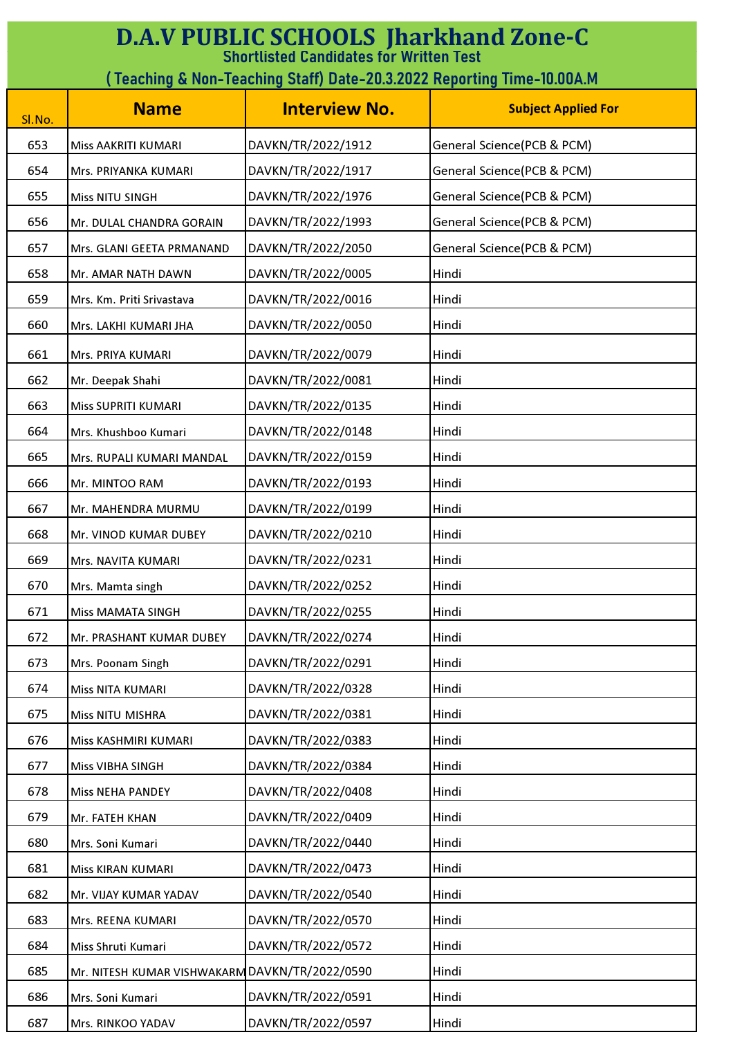# D.A.V PUBLIC SCHOOLS Jharkhand Zone-C

## Shortlisted Candidates for Written Test

### ( Teaching & Non-Teaching Staff) Date-20.3.2022 Reporting Time-10.00A.M

| Sl.No. | Name | Interview No. | Subject Applied For |
|---|---|---|---|
| 653 | Miss AAKRITI KUMARI | DAVKN/TR/2022/1912 | General Science(PCB & PCM) |
| 654 | Mrs. PRIYANKA KUMARI | DAVKN/TR/2022/1917 | General Science(PCB & PCM) |
| 655 | Miss NITU SINGH | DAVKN/TR/2022/1976 | General Science(PCB & PCM) |
| 656 | Mr. DULAL CHANDRA GORAIN | DAVKN/TR/2022/1993 | General Science(PCB & PCM) |
| 657 | Mrs. GLANI GEETA PRMANAND | DAVKN/TR/2022/2050 | General Science(PCB & PCM) |
| 658 | Mr. AMAR NATH DAWN | DAVKN/TR/2022/0005 | Hindi |
| 659 | Mrs. Km. Priti Srivastava | DAVKN/TR/2022/0016 | Hindi |
| 660 | Mrs. LAKHI KUMARI JHA | DAVKN/TR/2022/0050 | Hindi |
| 661 | Mrs. PRIYA KUMARI | DAVKN/TR/2022/0079 | Hindi |
| 662 | Mr. Deepak Shahi | DAVKN/TR/2022/0081 | Hindi |
| 663 | Miss SUPRITI KUMARI | DAVKN/TR/2022/0135 | Hindi |
| 664 | Mrs. Khushboo Kumari | DAVKN/TR/2022/0148 | Hindi |
| 665 | Mrs. RUPALI KUMARI MANDAL | DAVKN/TR/2022/0159 | Hindi |
| 666 | Mr. MINTOO RAM | DAVKN/TR/2022/0193 | Hindi |
| 667 | Mr. MAHENDRA MURMU | DAVKN/TR/2022/0199 | Hindi |
| 668 | Mr. VINOD KUMAR DUBEY | DAVKN/TR/2022/0210 | Hindi |
| 669 | Mrs. NAVITA KUMARI | DAVKN/TR/2022/0231 | Hindi |
| 670 | Mrs. Mamta singh | DAVKN/TR/2022/0252 | Hindi |
| 671 | Miss MAMATA SINGH | DAVKN/TR/2022/0255 | Hindi |
| 672 | Mr. PRASHANT KUMAR DUBEY | DAVKN/TR/2022/0274 | Hindi |
| 673 | Mrs. Poonam Singh | DAVKN/TR/2022/0291 | Hindi |
| 674 | Miss NITA KUMARI | DAVKN/TR/2022/0328 | Hindi |
| 675 | Miss NITU MISHRA | DAVKN/TR/2022/0381 | Hindi |
| 676 | Miss KASHMIRI KUMARI | DAVKN/TR/2022/0383 | Hindi |
| 677 | Miss VIBHA SINGH | DAVKN/TR/2022/0384 | Hindi |
| 678 | Miss NEHA PANDEY | DAVKN/TR/2022/0408 | Hindi |
| 679 | Mr. FATEH KHAN | DAVKN/TR/2022/0409 | Hindi |
| 680 | Mrs. Soni Kumari | DAVKN/TR/2022/0440 | Hindi |
| 681 | Miss KIRAN KUMARI | DAVKN/TR/2022/0473 | Hindi |
| 682 | Mr. VIJAY KUMAR YADAV | DAVKN/TR/2022/0540 | Hindi |
| 683 | Mrs. REENA KUMARI | DAVKN/TR/2022/0570 | Hindi |
| 684 | Miss Shruti Kumari | DAVKN/TR/2022/0572 | Hindi |
| 685 | Mr. NITESH KUMAR VISHWAKARM | DAVKN/TR/2022/0590 | Hindi |
| 686 | Mrs. Soni Kumari | DAVKN/TR/2022/0591 | Hindi |
| 687 | Mrs. RINKOO YADAV | DAVKN/TR/2022/0597 | Hindi |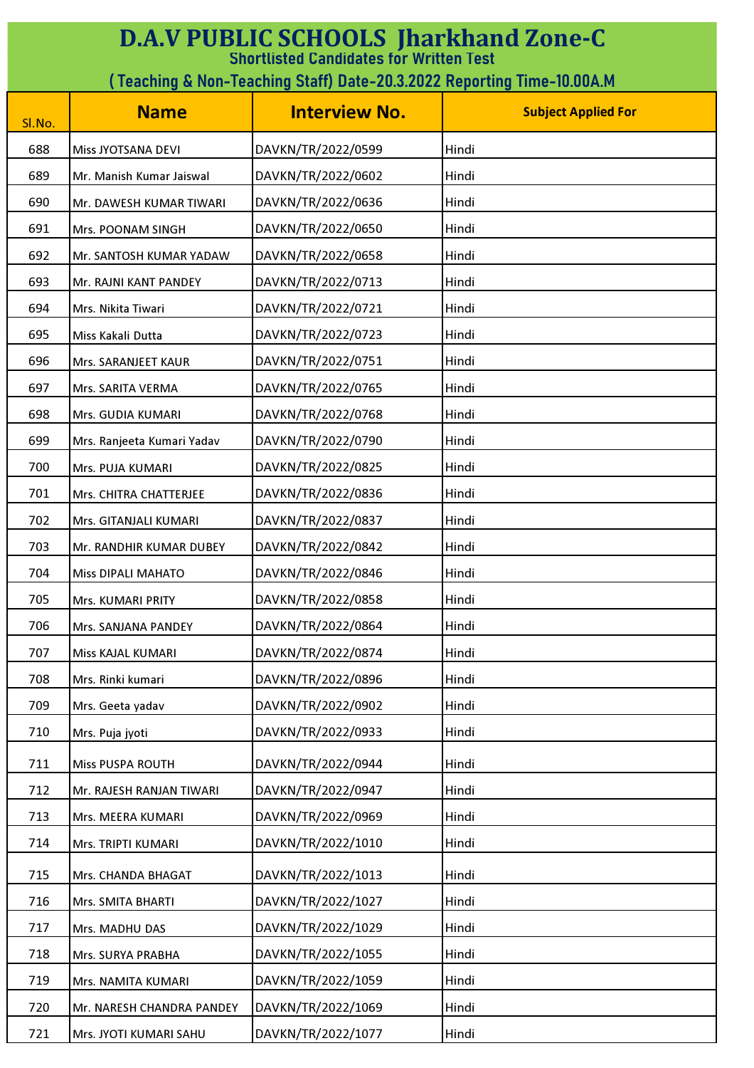# D.A.V PUBLIC SCHOOLS Jharkhand Zone-C

## Shortlisted Candidates for Written Test

## ( Teaching & Non-Teaching Staff) Date-20.3.2022 Reporting Time-10.00A.M

| Sl.No. | Name | Interview No. | Subject Applied For |
|---|---|---|---|
| 688 | Miss JYOTSANA DEVI | DAVKN/TR/2022/0599 | Hindi |
| 689 | Mr. Manish Kumar Jaiswal | DAVKN/TR/2022/0602 | Hindi |
| 690 | Mr. DAWESH KUMAR TIWARI | DAVKN/TR/2022/0636 | Hindi |
| 691 | Mrs. POONAM SINGH | DAVKN/TR/2022/0650 | Hindi |
| 692 | Mr. SANTOSH KUMAR YADAW | DAVKN/TR/2022/0658 | Hindi |
| 693 | Mr. RAJNI KANT PANDEY | DAVKN/TR/2022/0713 | Hindi |
| 694 | Mrs. Nikita Tiwari | DAVKN/TR/2022/0721 | Hindi |
| 695 | Miss Kakali Dutta | DAVKN/TR/2022/0723 | Hindi |
| 696 | Mrs. SARANJEET KAUR | DAVKN/TR/2022/0751 | Hindi |
| 697 | Mrs. SARITA VERMA | DAVKN/TR/2022/0765 | Hindi |
| 698 | Mrs. GUDIA KUMARI | DAVKN/TR/2022/0768 | Hindi |
| 699 | Mrs. Ranjeeta Kumari Yadav | DAVKN/TR/2022/0790 | Hindi |
| 700 | Mrs. PUJA KUMARI | DAVKN/TR/2022/0825 | Hindi |
| 701 | Mrs. CHITRA CHATTERJEE | DAVKN/TR/2022/0836 | Hindi |
| 702 | Mrs. GITANJALI KUMARI | DAVKN/TR/2022/0837 | Hindi |
| 703 | Mr. RANDHIR KUMAR DUBEY | DAVKN/TR/2022/0842 | Hindi |
| 704 | Miss DIPALI MAHATO | DAVKN/TR/2022/0846 | Hindi |
| 705 | Mrs. KUMARI PRITY | DAVKN/TR/2022/0858 | Hindi |
| 706 | Mrs. SANJANA PANDEY | DAVKN/TR/2022/0864 | Hindi |
| 707 | Miss KAJAL KUMARI | DAVKN/TR/2022/0874 | Hindi |
| 708 | Mrs. Rinki kumari | DAVKN/TR/2022/0896 | Hindi |
| 709 | Mrs. Geeta yadav | DAVKN/TR/2022/0902 | Hindi |
| 710 | Mrs. Puja jyoti | DAVKN/TR/2022/0933 | Hindi |
| 711 | Miss PUSPA ROUTH | DAVKN/TR/2022/0944 | Hindi |
| 712 | Mr. RAJESH RANJAN TIWARI | DAVKN/TR/2022/0947 | Hindi |
| 713 | Mrs. MEERA KUMARI | DAVKN/TR/2022/0969 | Hindi |
| 714 | Mrs. TRIPTI KUMARI | DAVKN/TR/2022/1010 | Hindi |
| 715 | Mrs. CHANDA BHAGAT | DAVKN/TR/2022/1013 | Hindi |
| 716 | Mrs. SMITA BHARTI | DAVKN/TR/2022/1027 | Hindi |
| 717 | Mrs. MADHU DAS | DAVKN/TR/2022/1029 | Hindi |
| 718 | Mrs. SURYA PRABHA | DAVKN/TR/2022/1055 | Hindi |
| 719 | Mrs. NAMITA KUMARI | DAVKN/TR/2022/1059 | Hindi |
| 720 | Mr. NARESH CHANDRA PANDEY | DAVKN/TR/2022/1069 | Hindi |
| 721 | Mrs. JYOTI KUMARI SAHU | DAVKN/TR/2022/1077 | Hindi |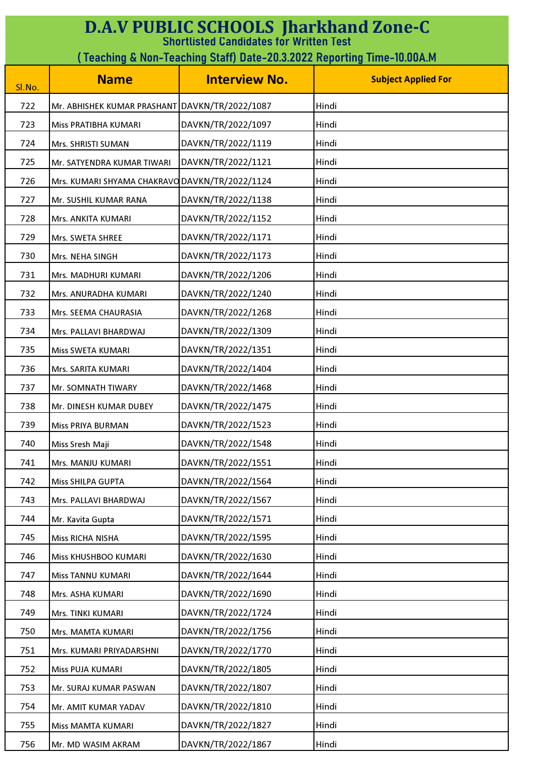# D.A.V PUBLIC SCHOOLS Jharkhand Zone-C

Shortlisted Candidates for Written Test

( Teaching & Non-Teaching Staff) Date-20.3.2022 Reporting Time-10.00A.M

| Sl.No. | Name | Interview No. | Subject Applied For |
|---|---|---|---|
| 722 | Mr. ABHISHEK KUMAR PRASHANT | DAVKN/TR/2022/1087 | Hindi |
| 723 | Miss PRATIBHA KUMARI | DAVKN/TR/2022/1097 | Hindi |
| 724 | Mrs. SHRISTI SUMAN | DAVKN/TR/2022/1119 | Hindi |
| 725 | Mr. SATYENDRA KUMAR TIWARI | DAVKN/TR/2022/1121 | Hindi |
| 726 | Mrs. KUMARI SHYAMA CHAKRAVO | DAVKN/TR/2022/1124 | Hindi |
| 727 | Mr. SUSHIL KUMAR RANA | DAVKN/TR/2022/1138 | Hindi |
| 728 | Mrs. ANKITA KUMARI | DAVKN/TR/2022/1152 | Hindi |
| 729 | Mrs. SWETA SHREE | DAVKN/TR/2022/1171 | Hindi |
| 730 | Mrs. NEHA SINGH | DAVKN/TR/2022/1173 | Hindi |
| 731 | Mrs. MADHURI KUMARI | DAVKN/TR/2022/1206 | Hindi |
| 732 | Mrs. ANURADHA KUMARI | DAVKN/TR/2022/1240 | Hindi |
| 733 | Mrs. SEEMA CHAURASIA | DAVKN/TR/2022/1268 | Hindi |
| 734 | Mrs. PALLAVI BHARDWAJ | DAVKN/TR/2022/1309 | Hindi |
| 735 | Miss SWETA KUMARI | DAVKN/TR/2022/1351 | Hindi |
| 736 | Mrs. SARITA KUMARI | DAVKN/TR/2022/1404 | Hindi |
| 737 | Mr. SOMNATH TIWARY | DAVKN/TR/2022/1468 | Hindi |
| 738 | Mr. DINESH KUMAR DUBEY | DAVKN/TR/2022/1475 | Hindi |
| 739 | Miss PRIYA BURMAN | DAVKN/TR/2022/1523 | Hindi |
| 740 | Miss Sresh Maji | DAVKN/TR/2022/1548 | Hindi |
| 741 | Mrs. MANJU KUMARI | DAVKN/TR/2022/1551 | Hindi |
| 742 | Miss SHILPA GUPTA | DAVKN/TR/2022/1564 | Hindi |
| 743 | Mrs. PALLAVI BHARDWAJ | DAVKN/TR/2022/1567 | Hindi |
| 744 | Mr. Kavita Gupta | DAVKN/TR/2022/1571 | Hindi |
| 745 | Miss RICHA NISHA | DAVKN/TR/2022/1595 | Hindi |
| 746 | Miss KHUSHBOO KUMARI | DAVKN/TR/2022/1630 | Hindi |
| 747 | Miss TANNU KUMARI | DAVKN/TR/2022/1644 | Hindi |
| 748 | Mrs. ASHA KUMARI | DAVKN/TR/2022/1690 | Hindi |
| 749 | Mrs. TINKI KUMARI | DAVKN/TR/2022/1724 | Hindi |
| 750 | Mrs. MAMTA KUMARI | DAVKN/TR/2022/1756 | Hindi |
| 751 | Mrs. KUMARI PRIYADARSHNI | DAVKN/TR/2022/1770 | Hindi |
| 752 | Miss PUJA KUMARI | DAVKN/TR/2022/1805 | Hindi |
| 753 | Mr. SURAJ KUMAR PASWAN | DAVKN/TR/2022/1807 | Hindi |
| 754 | Mr. AMIT KUMAR YADAV | DAVKN/TR/2022/1810 | Hindi |
| 755 | Miss MAMTA KUMARI | DAVKN/TR/2022/1827 | Hindi |
| 756 | Mr. MD WASIM AKRAM | DAVKN/TR/2022/1867 | Hindi |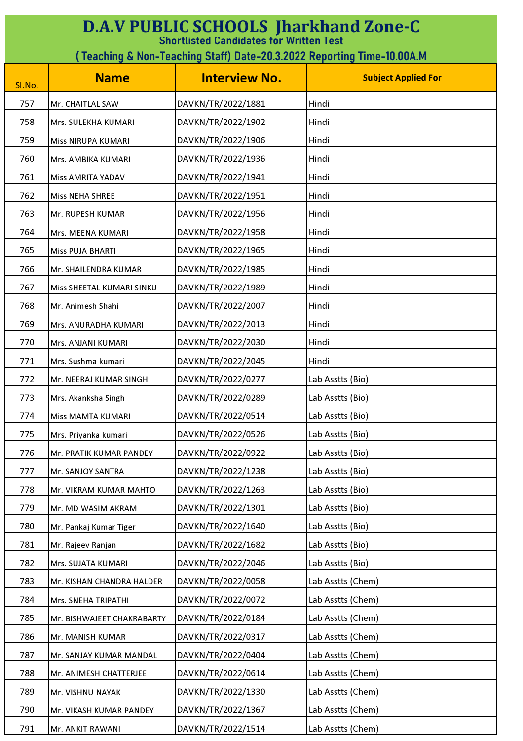# D.A.V PUBLIC SCHOOLS Jharkhand Zone-C

## Shortlisted Candidates for Written Test

### ( Teaching & Non-Teaching Staff) Date-20.3.2022 Reporting Time-10.00A.M

| Sl.No. | Name | Interview No. | Subject Applied For |
|---|---|---|---|
| 757 | Mr. CHAITLAL SAW | DAVKN/TR/2022/1881 | Hindi |
| 758 | Mrs. SULEKHA KUMARI | DAVKN/TR/2022/1902 | Hindi |
| 759 | Miss NIRUPA KUMARI | DAVKN/TR/2022/1906 | Hindi |
| 760 | Mrs. AMBIKA KUMARI | DAVKN/TR/2022/1936 | Hindi |
| 761 | Miss AMRITA YADAV | DAVKN/TR/2022/1941 | Hindi |
| 762 | Miss NEHA SHREE | DAVKN/TR/2022/1951 | Hindi |
| 763 | Mr. RUPESH KUMAR | DAVKN/TR/2022/1956 | Hindi |
| 764 | Mrs. MEENA KUMARI | DAVKN/TR/2022/1958 | Hindi |
| 765 | Miss PUJA BHARTI | DAVKN/TR/2022/1965 | Hindi |
| 766 | Mr. SHAILENDRA KUMAR | DAVKN/TR/2022/1985 | Hindi |
| 767 | Miss SHEETAL KUMARI SINKU | DAVKN/TR/2022/1989 | Hindi |
| 768 | Mr. Animesh Shahi | DAVKN/TR/2022/2007 | Hindi |
| 769 | Mrs. ANURADHA KUMARI | DAVKN/TR/2022/2013 | Hindi |
| 770 | Mrs. ANJANI KUMARI | DAVKN/TR/2022/2030 | Hindi |
| 771 | Mrs. Sushma kumari | DAVKN/TR/2022/2045 | Hindi |
| 772 | Mr. NEERAJ KUMAR SINGH | DAVKN/TR/2022/0277 | Lab Asstts (Bio) |
| 773 | Mrs. Akanksha Singh | DAVKN/TR/2022/0289 | Lab Asstts (Bio) |
| 774 | Miss MAMTA KUMARI | DAVKN/TR/2022/0514 | Lab Asstts (Bio) |
| 775 | Mrs. Priyanka kumari | DAVKN/TR/2022/0526 | Lab Asstts (Bio) |
| 776 | Mr. PRATIK KUMAR PANDEY | DAVKN/TR/2022/0922 | Lab Asstts (Bio) |
| 777 | Mr. SANJOY SANTRA | DAVKN/TR/2022/1238 | Lab Asstts (Bio) |
| 778 | Mr. VIKRAM KUMAR MAHTO | DAVKN/TR/2022/1263 | Lab Asstts (Bio) |
| 779 | Mr. MD WASIM AKRAM | DAVKN/TR/2022/1301 | Lab Asstts (Bio) |
| 780 | Mr. Pankaj Kumar Tiger | DAVKN/TR/2022/1640 | Lab Asstts (Bio) |
| 781 | Mr. Rajeev Ranjan | DAVKN/TR/2022/1682 | Lab Asstts (Bio) |
| 782 | Mrs. SUJATA KUMARI | DAVKN/TR/2022/2046 | Lab Asstts (Bio) |
| 783 | Mr. KISHAN CHANDRA HALDER | DAVKN/TR/2022/0058 | Lab Asstts (Chem) |
| 784 | Mrs. SNEHA TRIPATHI | DAVKN/TR/2022/0072 | Lab Asstts (Chem) |
| 785 | Mr. BISHWAJEET CHAKRABARTY | DAVKN/TR/2022/0184 | Lab Asstts (Chem) |
| 786 | Mr. MANISH KUMAR | DAVKN/TR/2022/0317 | Lab Asstts (Chem) |
| 787 | Mr. SANJAY KUMAR MANDAL | DAVKN/TR/2022/0404 | Lab Asstts (Chem) |
| 788 | Mr. ANIMESH CHATTERJEE | DAVKN/TR/2022/0614 | Lab Asstts (Chem) |
| 789 | Mr. VISHNU NAYAK | DAVKN/TR/2022/1330 | Lab Asstts (Chem) |
| 790 | Mr. VIKASH KUMAR PANDEY | DAVKN/TR/2022/1367 | Lab Asstts (Chem) |
| 791 | Mr. ANKIT RAWANI | DAVKN/TR/2022/1514 | Lab Asstts (Chem) |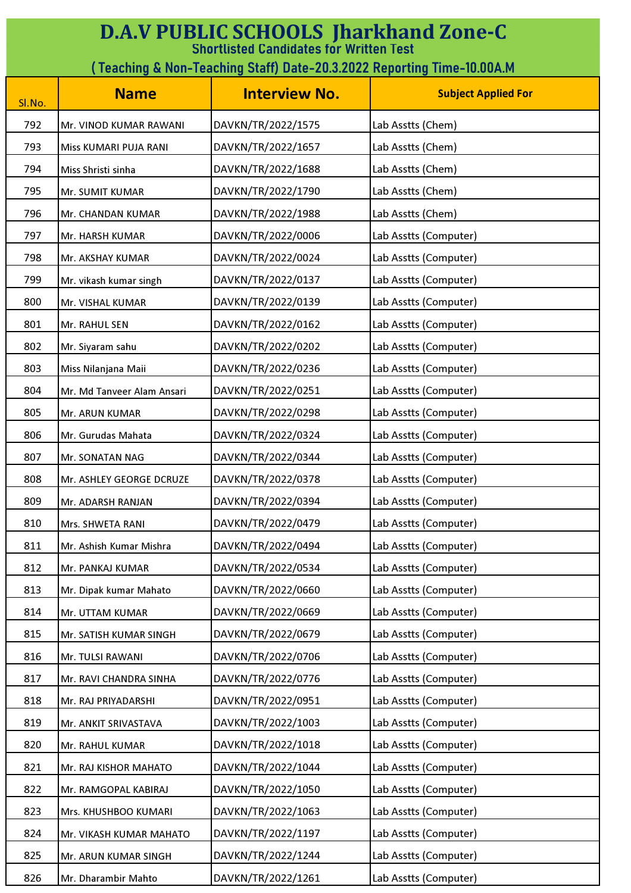# D.A.V PUBLIC SCHOOLS Jharkhand Zone-C

## Shortlisted Candidates for Written Test

### ( Teaching & Non-Teaching Staff) Date-20.3.2022 Reporting Time-10.00A.M

| Sl.No. | Name | Interview No. | Subject Applied For |
|---|---|---|---|
| 792 | Mr. VINOD KUMAR RAWANI | DAVKN/TR/2022/1575 | Lab Asstts (Chem) |
| 793 | Miss KUMARI PUJA RANI | DAVKN/TR/2022/1657 | Lab Asstts (Chem) |
| 794 | Miss Shristi sinha | DAVKN/TR/2022/1688 | Lab Asstts (Chem) |
| 795 | Mr. SUMIT KUMAR | DAVKN/TR/2022/1790 | Lab Asstts (Chem) |
| 796 | Mr. CHANDAN KUMAR | DAVKN/TR/2022/1988 | Lab Asstts (Chem) |
| 797 | Mr. HARSH KUMAR | DAVKN/TR/2022/0006 | Lab Asstts (Computer) |
| 798 | Mr. AKSHAY KUMAR | DAVKN/TR/2022/0024 | Lab Asstts (Computer) |
| 799 | Mr. vikash kumar singh | DAVKN/TR/2022/0137 | Lab Asstts (Computer) |
| 800 | Mr. VISHAL KUMAR | DAVKN/TR/2022/0139 | Lab Asstts (Computer) |
| 801 | Mr. RAHUL SEN | DAVKN/TR/2022/0162 | Lab Asstts (Computer) |
| 802 | Mr. Siyaram sahu | DAVKN/TR/2022/0202 | Lab Asstts (Computer) |
| 803 | Miss Nilanjana Maii | DAVKN/TR/2022/0236 | Lab Asstts (Computer) |
| 804 | Mr. Md Tanveer Alam Ansari | DAVKN/TR/2022/0251 | Lab Asstts (Computer) |
| 805 | Mr. ARUN KUMAR | DAVKN/TR/2022/0298 | Lab Asstts (Computer) |
| 806 | Mr. Gurudas Mahata | DAVKN/TR/2022/0324 | Lab Asstts (Computer) |
| 807 | Mr. SONATAN NAG | DAVKN/TR/2022/0344 | Lab Asstts (Computer) |
| 808 | Mr. ASHLEY GEORGE DCRUZE | DAVKN/TR/2022/0378 | Lab Asstts (Computer) |
| 809 | Mr. ADARSH RANJAN | DAVKN/TR/2022/0394 | Lab Asstts (Computer) |
| 810 | Mrs. SHWETA RANI | DAVKN/TR/2022/0479 | Lab Asstts (Computer) |
| 811 | Mr. Ashish Kumar Mishra | DAVKN/TR/2022/0494 | Lab Asstts (Computer) |
| 812 | Mr. PANKAJ KUMAR | DAVKN/TR/2022/0534 | Lab Asstts (Computer) |
| 813 | Mr. Dipak kumar Mahato | DAVKN/TR/2022/0660 | Lab Asstts (Computer) |
| 814 | Mr. UTTAM KUMAR | DAVKN/TR/2022/0669 | Lab Asstts (Computer) |
| 815 | Mr. SATISH KUMAR SINGH | DAVKN/TR/2022/0679 | Lab Asstts (Computer) |
| 816 | Mr. TULSI RAWANI | DAVKN/TR/2022/0706 | Lab Asstts (Computer) |
| 817 | Mr. RAVI CHANDRA SINHA | DAVKN/TR/2022/0776 | Lab Asstts (Computer) |
| 818 | Mr. RAJ PRIYADARSHI | DAVKN/TR/2022/0951 | Lab Asstts (Computer) |
| 819 | Mr. ANKIT SRIVASTAVA | DAVKN/TR/2022/1003 | Lab Asstts (Computer) |
| 820 | Mr. RAHUL KUMAR | DAVKN/TR/2022/1018 | Lab Asstts (Computer) |
| 821 | Mr. RAJ KISHOR MAHATO | DAVKN/TR/2022/1044 | Lab Asstts (Computer) |
| 822 | Mr. RAMGOPAL KABIRAJ | DAVKN/TR/2022/1050 | Lab Asstts (Computer) |
| 823 | Mrs. KHUSHBOO KUMARI | DAVKN/TR/2022/1063 | Lab Asstts (Computer) |
| 824 | Mr. VIKASH KUMAR MAHATO | DAVKN/TR/2022/1197 | Lab Asstts (Computer) |
| 825 | Mr. ARUN KUMAR SINGH | DAVKN/TR/2022/1244 | Lab Asstts (Computer) |
| 826 | Mr. Dharambir Mahto | DAVKN/TR/2022/1261 | Lab Asstts (Computer) |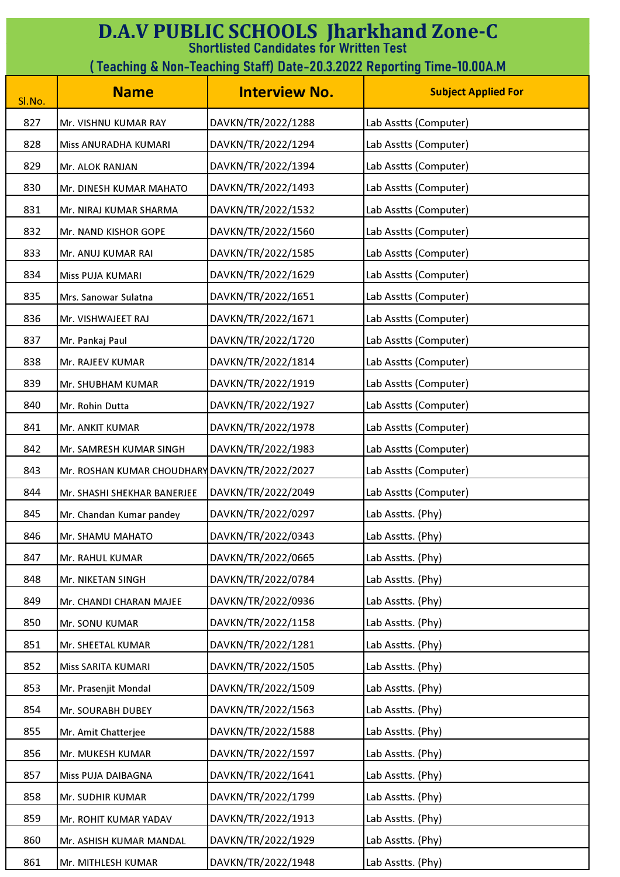# D.A.V PUBLIC SCHOOLS Jharkhand Zone-C

## Shortlisted Candidates for Written Test

## ( Teaching & Non-Teaching Staff) Date-20.3.2022 Reporting Time-10.00A.M

| Sl.No. | Name | Interview No. | Subject Applied For |
|---|---|---|---|
| 827 | Mr. VISHNU KUMAR RAY | DAVKN/TR/2022/1288 | Lab Asstts (Computer) |
| 828 | Miss ANURADHA KUMARI | DAVKN/TR/2022/1294 | Lab Asstts (Computer) |
| 829 | Mr. ALOK RANJAN | DAVKN/TR/2022/1394 | Lab Asstts (Computer) |
| 830 | Mr. DINESH KUMAR MAHATO | DAVKN/TR/2022/1493 | Lab Asstts (Computer) |
| 831 | Mr. NIRAJ KUMAR SHARMA | DAVKN/TR/2022/1532 | Lab Asstts (Computer) |
| 832 | Mr. NAND KISHOR GOPE | DAVKN/TR/2022/1560 | Lab Asstts (Computer) |
| 833 | Mr. ANUJ KUMAR RAI | DAVKN/TR/2022/1585 | Lab Asstts (Computer) |
| 834 | Miss PUJA KUMARI | DAVKN/TR/2022/1629 | Lab Asstts (Computer) |
| 835 | Mrs. Sanowar Sulatna | DAVKN/TR/2022/1651 | Lab Asstts (Computer) |
| 836 | Mr. VISHWAJEET RAJ | DAVKN/TR/2022/1671 | Lab Asstts (Computer) |
| 837 | Mr. Pankaj Paul | DAVKN/TR/2022/1720 | Lab Asstts (Computer) |
| 838 | Mr. RAJEEV KUMAR | DAVKN/TR/2022/1814 | Lab Asstts (Computer) |
| 839 | Mr. SHUBHAM KUMAR | DAVKN/TR/2022/1919 | Lab Asstts (Computer) |
| 840 | Mr. Rohin Dutta | DAVKN/TR/2022/1927 | Lab Asstts (Computer) |
| 841 | Mr. ANKIT KUMAR | DAVKN/TR/2022/1978 | Lab Asstts (Computer) |
| 842 | Mr. SAMRESH KUMAR SINGH | DAVKN/TR/2022/1983 | Lab Asstts (Computer) |
| 843 | Mr. ROSHAN KUMAR CHOUDHARY | DAVKN/TR/2022/2027 | Lab Asstts (Computer) |
| 844 | Mr. SHASHI SHEKHAR BANERJEE | DAVKN/TR/2022/2049 | Lab Asstts (Computer) |
| 845 | Mr. Chandan Kumar pandey | DAVKN/TR/2022/0297 | Lab Asstts. (Phy) |
| 846 | Mr. SHAMU MAHATO | DAVKN/TR/2022/0343 | Lab Asstts. (Phy) |
| 847 | Mr. RAHUL KUMAR | DAVKN/TR/2022/0665 | Lab Asstts. (Phy) |
| 848 | Mr. NIKETAN SINGH | DAVKN/TR/2022/0784 | Lab Asstts. (Phy) |
| 849 | Mr. CHANDI CHARAN MAJEE | DAVKN/TR/2022/0936 | Lab Asstts. (Phy) |
| 850 | Mr. SONU KUMAR | DAVKN/TR/2022/1158 | Lab Asstts. (Phy) |
| 851 | Mr. SHEETAL KUMAR | DAVKN/TR/2022/1281 | Lab Asstts. (Phy) |
| 852 | Miss SARITA KUMARI | DAVKN/TR/2022/1505 | Lab Asstts. (Phy) |
| 853 | Mr. Prasenjit Mondal | DAVKN/TR/2022/1509 | Lab Asstts. (Phy) |
| 854 | Mr. SOURABH DUBEY | DAVKN/TR/2022/1563 | Lab Asstts. (Phy) |
| 855 | Mr. Amit Chatterjee | DAVKN/TR/2022/1588 | Lab Asstts. (Phy) |
| 856 | Mr. MUKESH KUMAR | DAVKN/TR/2022/1597 | Lab Asstts. (Phy) |
| 857 | Miss PUJA DAIBAGNA | DAVKN/TR/2022/1641 | Lab Asstts. (Phy) |
| 858 | Mr. SUDHIR KUMAR | DAVKN/TR/2022/1799 | Lab Asstts. (Phy) |
| 859 | Mr. ROHIT KUMAR YADAV | DAVKN/TR/2022/1913 | Lab Asstts. (Phy) |
| 860 | Mr. ASHISH KUMAR MANDAL | DAVKN/TR/2022/1929 | Lab Asstts. (Phy) |
| 861 | Mr. MITHLESH KUMAR | DAVKN/TR/2022/1948 | Lab Asstts. (Phy) |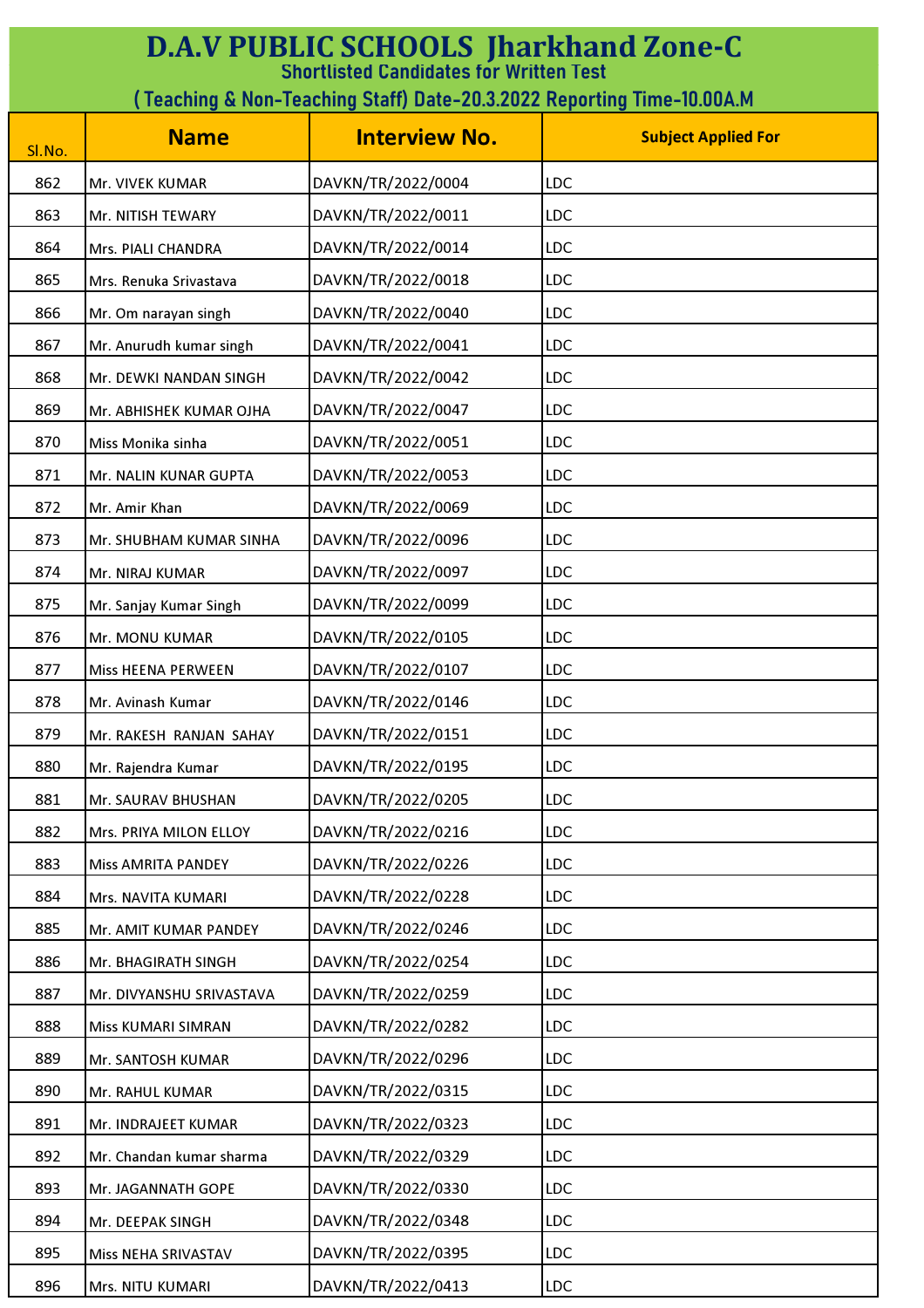# D.A.V PUBLIC SCHOOLS Jharkhand Zone-C

## Shortlisted Candidates for Written Test

### ( Teaching & Non-Teaching Staff) Date-20.3.2022 Reporting Time-10.00A.M

| Sl.No. | Name | Interview No. | Subject Applied For |
|---|---|---|---|
| 862 | Mr. VIVEK KUMAR | DAVKN/TR/2022/0004 | LDC |
| 863 | Mr. NITISH TEWARY | DAVKN/TR/2022/0011 | LDC |
| 864 | Mrs. PIALI CHANDRA | DAVKN/TR/2022/0014 | LDC |
| 865 | Mrs. Renuka Srivastava | DAVKN/TR/2022/0018 | LDC |
| 866 | Mr. Om narayan singh | DAVKN/TR/2022/0040 | LDC |
| 867 | Mr. Anurudh kumar singh | DAVKN/TR/2022/0041 | LDC |
| 868 | Mr. DEWKI NANDAN SINGH | DAVKN/TR/2022/0042 | LDC |
| 869 | Mr. ABHISHEK KUMAR OJHA | DAVKN/TR/2022/0047 | LDC |
| 870 | Miss Monika sinha | DAVKN/TR/2022/0051 | LDC |
| 871 | Mr. NALIN KUNAR GUPTA | DAVKN/TR/2022/0053 | LDC |
| 872 | Mr. Amir Khan | DAVKN/TR/2022/0069 | LDC |
| 873 | Mr. SHUBHAM KUMAR SINHA | DAVKN/TR/2022/0096 | LDC |
| 874 | Mr. NIRAJ KUMAR | DAVKN/TR/2022/0097 | LDC |
| 875 | Mr. Sanjay Kumar Singh | DAVKN/TR/2022/0099 | LDC |
| 876 | Mr. MONU KUMAR | DAVKN/TR/2022/0105 | LDC |
| 877 | Miss HEENA PERWEEN | DAVKN/TR/2022/0107 | LDC |
| 878 | Mr. Avinash Kumar | DAVKN/TR/2022/0146 | LDC |
| 879 | Mr. RAKESH RANJAN SAHAY | DAVKN/TR/2022/0151 | LDC |
| 880 | Mr. Rajendra Kumar | DAVKN/TR/2022/0195 | LDC |
| 881 | Mr. SAURAV BHUSHAN | DAVKN/TR/2022/0205 | LDC |
| 882 | Mrs. PRIYA MILON ELLOY | DAVKN/TR/2022/0216 | LDC |
| 883 | Miss AMRITA PANDEY | DAVKN/TR/2022/0226 | LDC |
| 884 | Mrs. NAVITA KUMARI | DAVKN/TR/2022/0228 | LDC |
| 885 | Mr. AMIT KUMAR PANDEY | DAVKN/TR/2022/0246 | LDC |
| 886 | Mr. BHAGIRATH SINGH | DAVKN/TR/2022/0254 | LDC |
| 887 | Mr. DIVYANSHU SRIVASTAVA | DAVKN/TR/2022/0259 | LDC |
| 888 | Miss KUMARI SIMRAN | DAVKN/TR/2022/0282 | LDC |
| 889 | Mr. SANTOSH KUMAR | DAVKN/TR/2022/0296 | LDC |
| 890 | Mr. RAHUL KUMAR | DAVKN/TR/2022/0315 | LDC |
| 891 | Mr. INDRAJEET KUMAR | DAVKN/TR/2022/0323 | LDC |
| 892 | Mr. Chandan kumar sharma | DAVKN/TR/2022/0329 | LDC |
| 893 | Mr. JAGANNATH GOPE | DAVKN/TR/2022/0330 | LDC |
| 894 | Mr. DEEPAK SINGH | DAVKN/TR/2022/0348 | LDC |
| 895 | Miss NEHA SRIVASTAV | DAVKN/TR/2022/0395 | LDC |
| 896 | Mrs. NITU KUMARI | DAVKN/TR/2022/0413 | LDC |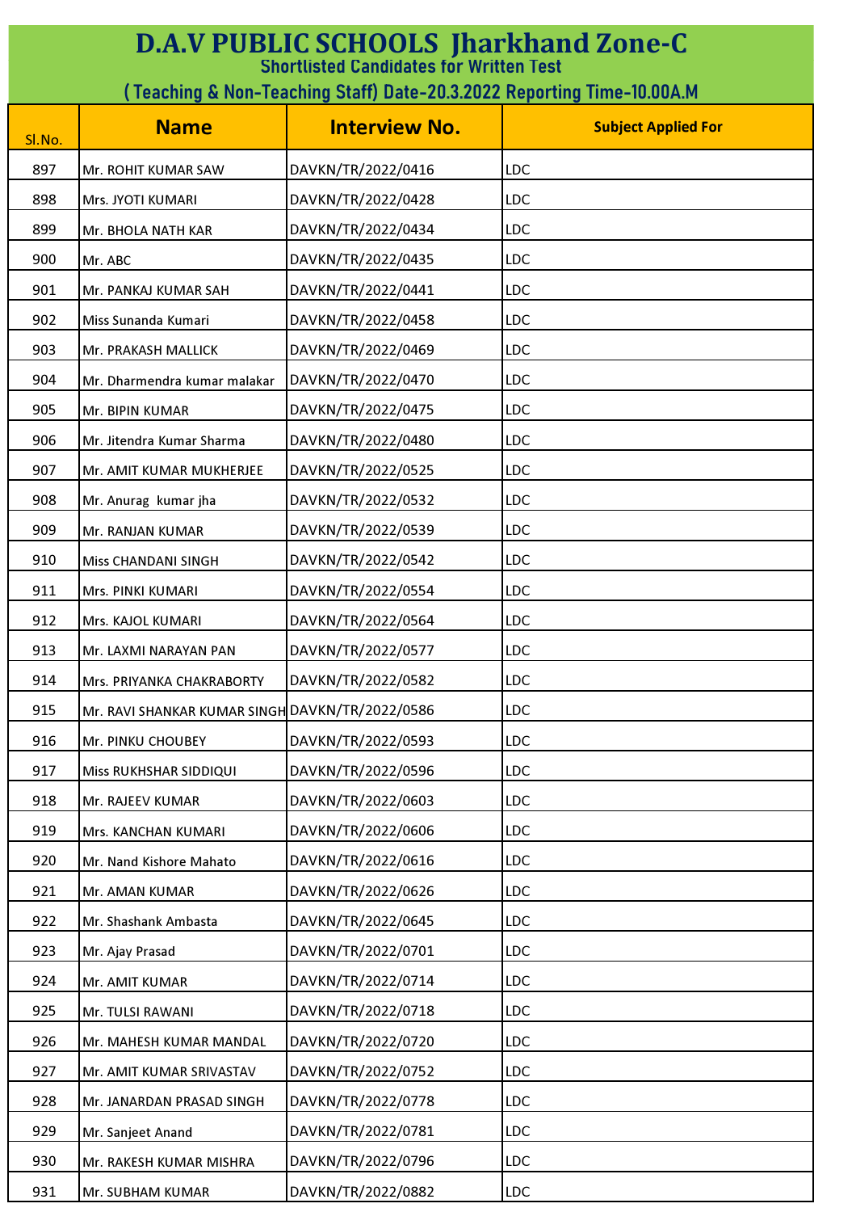# D.A.V PUBLIC SCHOOLS Jharkhand Zone-C

## Shortlisted Candidates for Written Test

## ( Teaching & Non-Teaching Staff) Date-20.3.2022 Reporting Time-10.00A.M

| Sl.No. | Name | Interview No. | Subject Applied For |
|---|---|---|---|
| 897 | Mr. ROHIT KUMAR SAW | DAVKN/TR/2022/0416 | LDC |
| 898 | Mrs. JYOTI KUMARI | DAVKN/TR/2022/0428 | LDC |
| 899 | Mr. BHOLA NATH KAR | DAVKN/TR/2022/0434 | LDC |
| 900 | Mr. ABC | DAVKN/TR/2022/0435 | LDC |
| 901 | Mr. PANKAJ KUMAR SAH | DAVKN/TR/2022/0441 | LDC |
| 902 | Miss Sunanda Kumari | DAVKN/TR/2022/0458 | LDC |
| 903 | Mr. PRAKASH MALLICK | DAVKN/TR/2022/0469 | LDC |
| 904 | Mr. Dharmendra kumar malakar | DAVKN/TR/2022/0470 | LDC |
| 905 | Mr. BIPIN KUMAR | DAVKN/TR/2022/0475 | LDC |
| 906 | Mr. Jitendra Kumar Sharma | DAVKN/TR/2022/0480 | LDC |
| 907 | Mr. AMIT KUMAR MUKHERJEE | DAVKN/TR/2022/0525 | LDC |
| 908 | Mr. Anurag kumar jha | DAVKN/TR/2022/0532 | LDC |
| 909 | Mr. RANJAN KUMAR | DAVKN/TR/2022/0539 | LDC |
| 910 | Miss CHANDANI SINGH | DAVKN/TR/2022/0542 | LDC |
| 911 | Mrs. PINKI KUMARI | DAVKN/TR/2022/0554 | LDC |
| 912 | Mrs. KAJOL KUMARI | DAVKN/TR/2022/0564 | LDC |
| 913 | Mr. LAXMI NARAYAN PAN | DAVKN/TR/2022/0577 | LDC |
| 914 | Mrs. PRIYANKA CHAKRABORTY | DAVKN/TR/2022/0582 | LDC |
| 915 | Mr. RAVI SHANKAR KUMAR SINGH | DAVKN/TR/2022/0586 | LDC |
| 916 | Mr. PINKU CHOUBEY | DAVKN/TR/2022/0593 | LDC |
| 917 | Miss RUKHSHAR SIDDIQUI | DAVKN/TR/2022/0596 | LDC |
| 918 | Mr. RAJEEV KUMAR | DAVKN/TR/2022/0603 | LDC |
| 919 | Mrs. KANCHAN KUMARI | DAVKN/TR/2022/0606 | LDC |
| 920 | Mr. Nand Kishore Mahato | DAVKN/TR/2022/0616 | LDC |
| 921 | Mr. AMAN KUMAR | DAVKN/TR/2022/0626 | LDC |
| 922 | Mr. Shashank Ambasta | DAVKN/TR/2022/0645 | LDC |
| 923 | Mr. Ajay Prasad | DAVKN/TR/2022/0701 | LDC |
| 924 | Mr. AMIT KUMAR | DAVKN/TR/2022/0714 | LDC |
| 925 | Mr. TULSI RAWANI | DAVKN/TR/2022/0718 | LDC |
| 926 | Mr. MAHESH KUMAR MANDAL | DAVKN/TR/2022/0720 | LDC |
| 927 | Mr. AMIT KUMAR SRIVASTAV | DAVKN/TR/2022/0752 | LDC |
| 928 | Mr. JANARDAN PRASAD SINGH | DAVKN/TR/2022/0778 | LDC |
| 929 | Mr. Sanjeet Anand | DAVKN/TR/2022/0781 | LDC |
| 930 | Mr. RAKESH KUMAR MISHRA | DAVKN/TR/2022/0796 | LDC |
| 931 | Mr. SUBHAM KUMAR | DAVKN/TR/2022/0882 | LDC |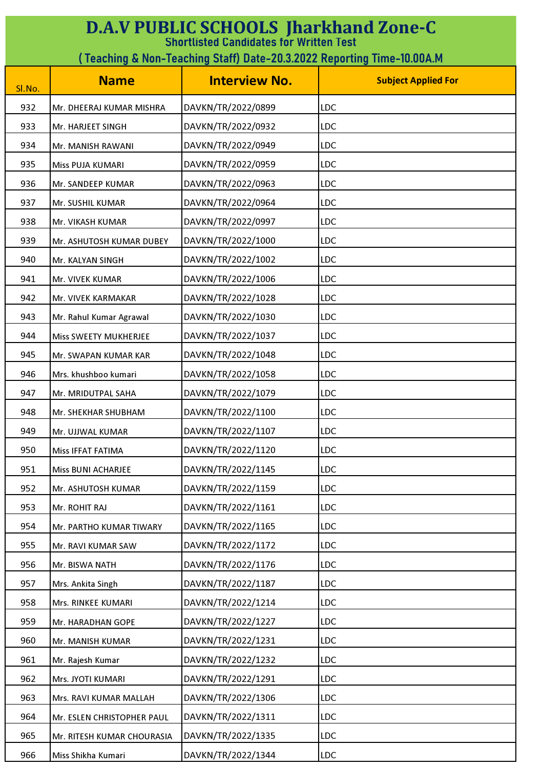# D.A.V PUBLIC SCHOOLS Jharkhand Zone-C

## Shortlisted Candidates for Written Test

## ( Teaching & Non-Teaching Staff) Date-20.3.2022 Reporting Time-10.00A.M

| Sl.No. | Name | Interview No. | Subject Applied For |
|---|---|---|---|
| 932 | Mr. DHEERAJ KUMAR MISHRA | DAVKN/TR/2022/0899 | LDC |
| 933 | Mr. HARJEET SINGH | DAVKN/TR/2022/0932 | LDC |
| 934 | Mr. MANISH RAWANI | DAVKN/TR/2022/0949 | LDC |
| 935 | Miss PUJA KUMARI | DAVKN/TR/2022/0959 | LDC |
| 936 | Mr. SANDEEP KUMAR | DAVKN/TR/2022/0963 | LDC |
| 937 | Mr. SUSHIL KUMAR | DAVKN/TR/2022/0964 | LDC |
| 938 | Mr. VIKASH KUMAR | DAVKN/TR/2022/0997 | LDC |
| 939 | Mr. ASHUTOSH KUMAR DUBEY | DAVKN/TR/2022/1000 | LDC |
| 940 | Mr. KALYAN SINGH | DAVKN/TR/2022/1002 | LDC |
| 941 | Mr. VIVEK KUMAR | DAVKN/TR/2022/1006 | LDC |
| 942 | Mr. VIVEK KARMAKAR | DAVKN/TR/2022/1028 | LDC |
| 943 | Mr. Rahul Kumar Agrawal | DAVKN/TR/2022/1030 | LDC |
| 944 | Miss SWEETY MUKHERJEE | DAVKN/TR/2022/1037 | LDC |
| 945 | Mr. SWAPAN KUMAR KAR | DAVKN/TR/2022/1048 | LDC |
| 946 | Mrs. khushboo kumari | DAVKN/TR/2022/1058 | LDC |
| 947 | Mr. MRIDUTPAL SAHA | DAVKN/TR/2022/1079 | LDC |
| 948 | Mr. SHEKHAR SHUBHAM | DAVKN/TR/2022/1100 | LDC |
| 949 | Mr. UJJWAL KUMAR | DAVKN/TR/2022/1107 | LDC |
| 950 | Miss IFFAT FATIMA | DAVKN/TR/2022/1120 | LDC |
| 951 | Miss BUNI ACHARJEE | DAVKN/TR/2022/1145 | LDC |
| 952 | Mr. ASHUTOSH KUMAR | DAVKN/TR/2022/1159 | LDC |
| 953 | Mr. ROHIT RAJ | DAVKN/TR/2022/1161 | LDC |
| 954 | Mr. PARTHO KUMAR TIWARY | DAVKN/TR/2022/1165 | LDC |
| 955 | Mr. RAVI KUMAR SAW | DAVKN/TR/2022/1172 | LDC |
| 956 | Mr. BISWA NATH | DAVKN/TR/2022/1176 | LDC |
| 957 | Mrs. Ankita Singh | DAVKN/TR/2022/1187 | LDC |
| 958 | Mrs. RINKEE KUMARI | DAVKN/TR/2022/1214 | LDC |
| 959 | Mr. HARADHAN GOPE | DAVKN/TR/2022/1227 | LDC |
| 960 | Mr. MANISH KUMAR | DAVKN/TR/2022/1231 | LDC |
| 961 | Mr. Rajesh Kumar | DAVKN/TR/2022/1232 | LDC |
| 962 | Mrs. JYOTI KUMARI | DAVKN/TR/2022/1291 | LDC |
| 963 | Mrs. RAVI KUMAR MALLAH | DAVKN/TR/2022/1306 | LDC |
| 964 | Mr. ESLEN CHRISTOPHER PAUL | DAVKN/TR/2022/1311 | LDC |
| 965 | Mr. RITESH KUMAR CHOURASIA | DAVKN/TR/2022/1335 | LDC |
| 966 | Miss Shikha Kumari | DAVKN/TR/2022/1344 | LDC |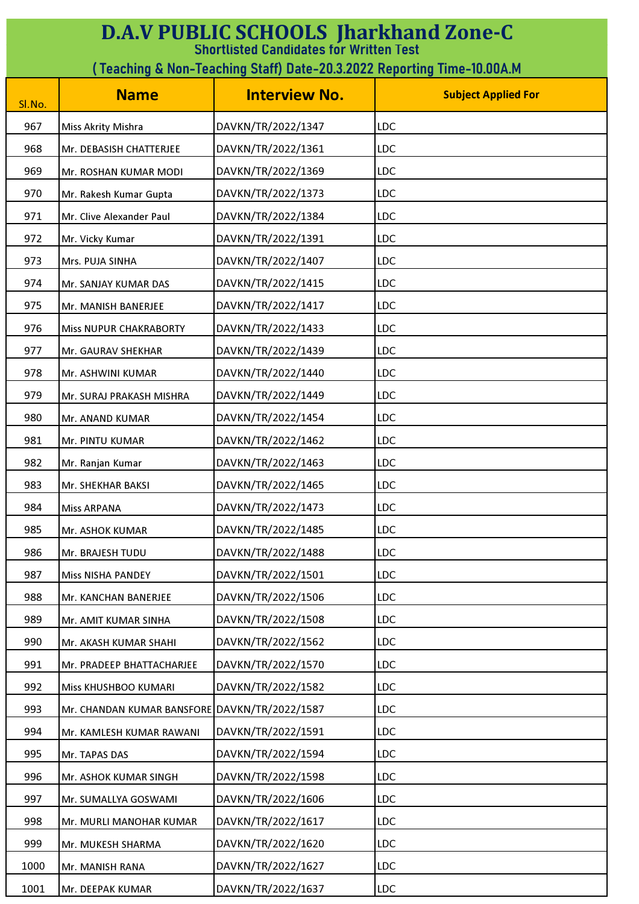# D.A.V PUBLIC SCHOOLS Jharkhand Zone-C

## Shortlisted Candidates for Written Test

### ( Teaching & Non-Teaching Staff) Date-20.3.2022 Reporting Time-10.00A.M

| Sl.No. | Name | Interview No. | Subject Applied For |
|---|---|---|---|
| 967 | Miss Akrity Mishra | DAVKN/TR/2022/1347 | LDC |
| 968 | Mr. DEBASISH CHATTERJEE | DAVKN/TR/2022/1361 | LDC |
| 969 | Mr. ROSHAN KUMAR MODI | DAVKN/TR/2022/1369 | LDC |
| 970 | Mr. Rakesh Kumar Gupta | DAVKN/TR/2022/1373 | LDC |
| 971 | Mr. Clive Alexander Paul | DAVKN/TR/2022/1384 | LDC |
| 972 | Mr. Vicky Kumar | DAVKN/TR/2022/1391 | LDC |
| 973 | Mrs. PUJA SINHA | DAVKN/TR/2022/1407 | LDC |
| 974 | Mr. SANJAY KUMAR DAS | DAVKN/TR/2022/1415 | LDC |
| 975 | Mr. MANISH BANERJEE | DAVKN/TR/2022/1417 | LDC |
| 976 | Miss NUPUR CHAKRABORTY | DAVKN/TR/2022/1433 | LDC |
| 977 | Mr. GAURAV SHEKHAR | DAVKN/TR/2022/1439 | LDC |
| 978 | Mr. ASHWINI KUMAR | DAVKN/TR/2022/1440 | LDC |
| 979 | Mr. SURAJ PRAKASH MISHRA | DAVKN/TR/2022/1449 | LDC |
| 980 | Mr. ANAND KUMAR | DAVKN/TR/2022/1454 | LDC |
| 981 | Mr. PINTU KUMAR | DAVKN/TR/2022/1462 | LDC |
| 982 | Mr. Ranjan Kumar | DAVKN/TR/2022/1463 | LDC |
| 983 | Mr. SHEKHAR BAKSI | DAVKN/TR/2022/1465 | LDC |
| 984 | Miss ARPANA | DAVKN/TR/2022/1473 | LDC |
| 985 | Mr. ASHOK KUMAR | DAVKN/TR/2022/1485 | LDC |
| 986 | Mr. BRAJESH TUDU | DAVKN/TR/2022/1488 | LDC |
| 987 | Miss NISHA PANDEY | DAVKN/TR/2022/1501 | LDC |
| 988 | Mr. KANCHAN BANERJEE | DAVKN/TR/2022/1506 | LDC |
| 989 | Mr. AMIT KUMAR SINHA | DAVKN/TR/2022/1508 | LDC |
| 990 | Mr. AKASH KUMAR SHAHI | DAVKN/TR/2022/1562 | LDC |
| 991 | Mr. PRADEEP BHATTACHARJEE | DAVKN/TR/2022/1570 | LDC |
| 992 | Miss KHUSHBOO KUMARI | DAVKN/TR/2022/1582 | LDC |
| 993 | Mr. CHANDAN KUMAR BANSFORE | DAVKN/TR/2022/1587 | LDC |
| 994 | Mr. KAMLESH KUMAR RAWANI | DAVKN/TR/2022/1591 | LDC |
| 995 | Mr. TAPAS DAS | DAVKN/TR/2022/1594 | LDC |
| 996 | Mr. ASHOK KUMAR SINGH | DAVKN/TR/2022/1598 | LDC |
| 997 | Mr. SUMALLYA GOSWAMI | DAVKN/TR/2022/1606 | LDC |
| 998 | Mr. MURLI MANOHAR KUMAR | DAVKN/TR/2022/1617 | LDC |
| 999 | Mr. MUKESH SHARMA | DAVKN/TR/2022/1620 | LDC |
| 1000 | Mr. MANISH RANA | DAVKN/TR/2022/1627 | LDC |
| 1001 | Mr. DEEPAK KUMAR | DAVKN/TR/2022/1637 | LDC |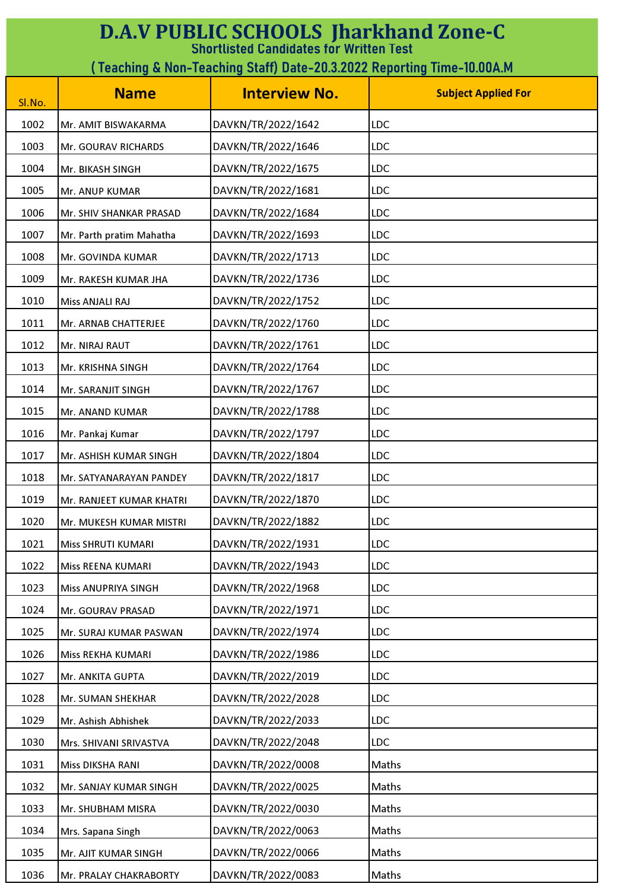# D.A.V PUBLIC SCHOOLS Jharkhand Zone-C

## Shortlisted Candidates for Written Test

## ( Teaching & Non-Teaching Staff) Date-20.3.2022 Reporting Time-10.00A.M

| Sl.No. | Name | Interview No. | Subject Applied For |
|---|---|---|---|
| 1002 | Mr. AMIT BISWAKARMA | DAVKN/TR/2022/1642 | LDC |
| 1003 | Mr. GOURAV RICHARDS | DAVKN/TR/2022/1646 | LDC |
| 1004 | Mr. BIKASH SINGH | DAVKN/TR/2022/1675 | LDC |
| 1005 | Mr. ANUP KUMAR | DAVKN/TR/2022/1681 | LDC |
| 1006 | Mr. SHIV SHANKAR PRASAD | DAVKN/TR/2022/1684 | LDC |
| 1007 | Mr. Parth pratim Mahatha | DAVKN/TR/2022/1693 | LDC |
| 1008 | Mr. GOVINDA KUMAR | DAVKN/TR/2022/1713 | LDC |
| 1009 | Mr. RAKESH KUMAR JHA | DAVKN/TR/2022/1736 | LDC |
| 1010 | Miss ANJALI RAJ | DAVKN/TR/2022/1752 | LDC |
| 1011 | Mr. ARNAB CHATTERJEE | DAVKN/TR/2022/1760 | LDC |
| 1012 | Mr. NIRAJ RAUT | DAVKN/TR/2022/1761 | LDC |
| 1013 | Mr. KRISHNA SINGH | DAVKN/TR/2022/1764 | LDC |
| 1014 | Mr. SARANJIT SINGH | DAVKN/TR/2022/1767 | LDC |
| 1015 | Mr. ANAND KUMAR | DAVKN/TR/2022/1788 | LDC |
| 1016 | Mr. Pankaj Kumar | DAVKN/TR/2022/1797 | LDC |
| 1017 | Mr. ASHISH KUMAR SINGH | DAVKN/TR/2022/1804 | LDC |
| 1018 | Mr. SATYANARAYAN PANDEY | DAVKN/TR/2022/1817 | LDC |
| 1019 | Mr. RANJEET KUMAR KHATRI | DAVKN/TR/2022/1870 | LDC |
| 1020 | Mr. MUKESH KUMAR MISTRI | DAVKN/TR/2022/1882 | LDC |
| 1021 | Miss SHRUTI KUMARI | DAVKN/TR/2022/1931 | LDC |
| 1022 | Miss REENA KUMARI | DAVKN/TR/2022/1943 | LDC |
| 1023 | Miss ANUPRIYA SINGH | DAVKN/TR/2022/1968 | LDC |
| 1024 | Mr. GOURAV PRASAD | DAVKN/TR/2022/1971 | LDC |
| 1025 | Mr. SURAJ KUMAR PASWAN | DAVKN/TR/2022/1974 | LDC |
| 1026 | Miss REKHA KUMARI | DAVKN/TR/2022/1986 | LDC |
| 1027 | Mr. ANKITA GUPTA | DAVKN/TR/2022/2019 | LDC |
| 1028 | Mr. SUMAN SHEKHAR | DAVKN/TR/2022/2028 | LDC |
| 1029 | Mr. Ashish Abhishek | DAVKN/TR/2022/2033 | LDC |
| 1030 | Mrs. SHIVANI SRIVASTVA | DAVKN/TR/2022/2048 | LDC |
| 1031 | Miss DIKSHA RANI | DAVKN/TR/2022/0008 | Maths |
| 1032 | Mr. SANJAY KUMAR SINGH | DAVKN/TR/2022/0025 | Maths |
| 1033 | Mr. SHUBHAM MISRA | DAVKN/TR/2022/0030 | Maths |
| 1034 | Mrs. Sapana Singh | DAVKN/TR/2022/0063 | Maths |
| 1035 | Mr. AJIT KUMAR SINGH | DAVKN/TR/2022/0066 | Maths |
| 1036 | Mr. PRALAY CHAKRABORTY | DAVKN/TR/2022/0083 | Maths |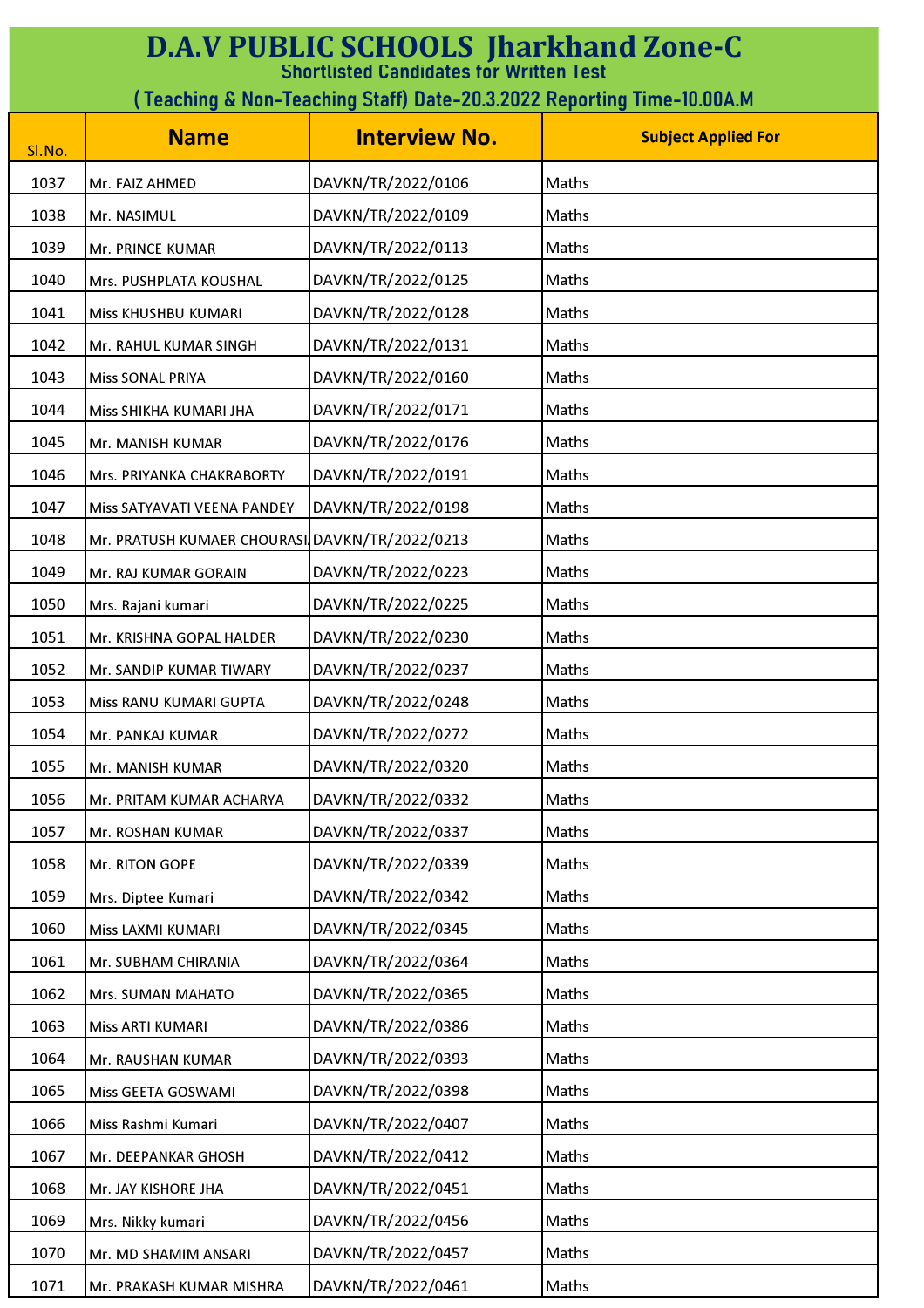# D.A.V PUBLIC SCHOOLS Jharkhand Zone-C

## Shortlisted Candidates for Written Test

### ( Teaching & Non-Teaching Staff) Date-20.3.2022 Reporting Time-10.00A.M

| Sl.No. | Name | Interview No. | Subject Applied For |
|---|---|---|---|
| 1037 | Mr. FAIZ AHMED | DAVKN/TR/2022/0106 | Maths |
| 1038 | Mr. NASIMUL | DAVKN/TR/2022/0109 | Maths |
| 1039 | Mr. PRINCE KUMAR | DAVKN/TR/2022/0113 | Maths |
| 1040 | Mrs. PUSHPLATA KOUSHAL | DAVKN/TR/2022/0125 | Maths |
| 1041 | Miss KHUSHBU KUMARI | DAVKN/TR/2022/0128 | Maths |
| 1042 | Mr. RAHUL KUMAR SINGH | DAVKN/TR/2022/0131 | Maths |
| 1043 | Miss SONAL PRIYA | DAVKN/TR/2022/0160 | Maths |
| 1044 | Miss SHIKHA KUMARI JHA | DAVKN/TR/2022/0171 | Maths |
| 1045 | Mr. MANISH KUMAR | DAVKN/TR/2022/0176 | Maths |
| 1046 | Mrs. PRIYANKA CHAKRABORTY | DAVKN/TR/2022/0191 | Maths |
| 1047 | Miss SATYAVATI VEENA PANDEY | DAVKN/TR/2022/0198 | Maths |
| 1048 | Mr. PRATUSH KUMAER CHOURASI | DAVKN/TR/2022/0213 | Maths |
| 1049 | Mr. RAJ KUMAR GORAIN | DAVKN/TR/2022/0223 | Maths |
| 1050 | Mrs. Rajani kumari | DAVKN/TR/2022/0225 | Maths |
| 1051 | Mr. KRISHNA GOPAL HALDER | DAVKN/TR/2022/0230 | Maths |
| 1052 | Mr. SANDIP KUMAR TIWARY | DAVKN/TR/2022/0237 | Maths |
| 1053 | Miss RANU KUMARI GUPTA | DAVKN/TR/2022/0248 | Maths |
| 1054 | Mr. PANKAJ KUMAR | DAVKN/TR/2022/0272 | Maths |
| 1055 | Mr. MANISH KUMAR | DAVKN/TR/2022/0320 | Maths |
| 1056 | Mr. PRITAM KUMAR ACHARYA | DAVKN/TR/2022/0332 | Maths |
| 1057 | Mr. ROSHAN KUMAR | DAVKN/TR/2022/0337 | Maths |
| 1058 | Mr. RITON GOPE | DAVKN/TR/2022/0339 | Maths |
| 1059 | Mrs. Diptee Kumari | DAVKN/TR/2022/0342 | Maths |
| 1060 | Miss LAXMI KUMARI | DAVKN/TR/2022/0345 | Maths |
| 1061 | Mr. SUBHAM CHIRANIA | DAVKN/TR/2022/0364 | Maths |
| 1062 | Mrs. SUMAN MAHATO | DAVKN/TR/2022/0365 | Maths |
| 1063 | Miss ARTI KUMARI | DAVKN/TR/2022/0386 | Maths |
| 1064 | Mr. RAUSHAN KUMAR | DAVKN/TR/2022/0393 | Maths |
| 1065 | Miss GEETA GOSWAMI | DAVKN/TR/2022/0398 | Maths |
| 1066 | Miss Rashmi Kumari | DAVKN/TR/2022/0407 | Maths |
| 1067 | Mr. DEEPANKAR GHOSH | DAVKN/TR/2022/0412 | Maths |
| 1068 | Mr. JAY KISHORE JHA | DAVKN/TR/2022/0451 | Maths |
| 1069 | Mrs. Nikky kumari | DAVKN/TR/2022/0456 | Maths |
| 1070 | Mr. MD SHAMIM ANSARI | DAVKN/TR/2022/0457 | Maths |
| 1071 | Mr. PRAKASH KUMAR MISHRA | DAVKN/TR/2022/0461 | Maths |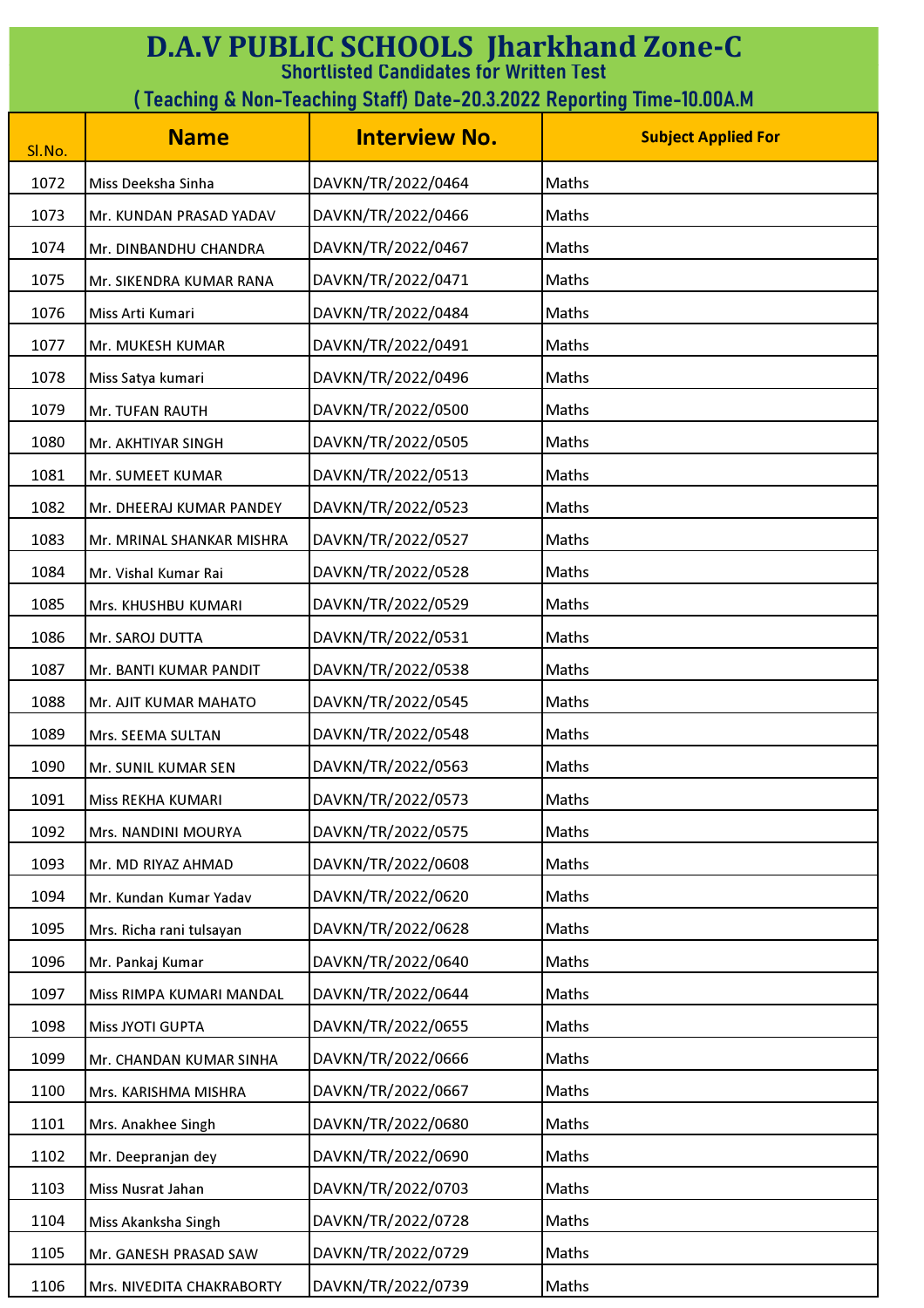# D.A.V PUBLIC SCHOOLS Jharkhand Zone-C

## Shortlisted Candidates for Written Test

### ( Teaching & Non-Teaching Staff) Date-20.3.2022 Reporting Time-10.00A.M

| Sl.No. | Name | Interview No. | Subject Applied For |
|---|---|---|---|
| 1072 | Miss Deeksha Sinha | DAVKN/TR/2022/0464 | Maths |
| 1073 | Mr. KUNDAN PRASAD YADAV | DAVKN/TR/2022/0466 | Maths |
| 1074 | Mr. DINBANDHU CHANDRA | DAVKN/TR/2022/0467 | Maths |
| 1075 | Mr. SIKENDRA KUMAR RANA | DAVKN/TR/2022/0471 | Maths |
| 1076 | Miss Arti Kumari | DAVKN/TR/2022/0484 | Maths |
| 1077 | Mr. MUKESH KUMAR | DAVKN/TR/2022/0491 | Maths |
| 1078 | Miss Satya kumari | DAVKN/TR/2022/0496 | Maths |
| 1079 | Mr. TUFAN RAUTH | DAVKN/TR/2022/0500 | Maths |
| 1080 | Mr. AKHTIYAR SINGH | DAVKN/TR/2022/0505 | Maths |
| 1081 | Mr. SUMEET KUMAR | DAVKN/TR/2022/0513 | Maths |
| 1082 | Mr. DHEERAJ KUMAR PANDEY | DAVKN/TR/2022/0523 | Maths |
| 1083 | Mr. MRINAL SHANKAR MISHRA | DAVKN/TR/2022/0527 | Maths |
| 1084 | Mr. Vishal Kumar Rai | DAVKN/TR/2022/0528 | Maths |
| 1085 | Mrs. KHUSHBU KUMARI | DAVKN/TR/2022/0529 | Maths |
| 1086 | Mr. SAROJ DUTTA | DAVKN/TR/2022/0531 | Maths |
| 1087 | Mr. BANTI KUMAR PANDIT | DAVKN/TR/2022/0538 | Maths |
| 1088 | Mr. AJIT KUMAR MAHATO | DAVKN/TR/2022/0545 | Maths |
| 1089 | Mrs. SEEMA SULTAN | DAVKN/TR/2022/0548 | Maths |
| 1090 | Mr. SUNIL KUMAR SEN | DAVKN/TR/2022/0563 | Maths |
| 1091 | Miss REKHA KUMARI | DAVKN/TR/2022/0573 | Maths |
| 1092 | Mrs. NANDINI MOURYA | DAVKN/TR/2022/0575 | Maths |
| 1093 | Mr. MD RIYAZ AHMAD | DAVKN/TR/2022/0608 | Maths |
| 1094 | Mr. Kundan Kumar Yadav | DAVKN/TR/2022/0620 | Maths |
| 1095 | Mrs. Richa rani tulsayan | DAVKN/TR/2022/0628 | Maths |
| 1096 | Mr. Pankaj Kumar | DAVKN/TR/2022/0640 | Maths |
| 1097 | Miss RIMPA KUMARI MANDAL | DAVKN/TR/2022/0644 | Maths |
| 1098 | Miss JYOTI GUPTA | DAVKN/TR/2022/0655 | Maths |
| 1099 | Mr. CHANDAN KUMAR SINHA | DAVKN/TR/2022/0666 | Maths |
| 1100 | Mrs. KARISHMA MISHRA | DAVKN/TR/2022/0667 | Maths |
| 1101 | Mrs. Anakhee Singh | DAVKN/TR/2022/0680 | Maths |
| 1102 | Mr. Deepranjan dey | DAVKN/TR/2022/0690 | Maths |
| 1103 | Miss Nusrat Jahan | DAVKN/TR/2022/0703 | Maths |
| 1104 | Miss Akanksha Singh | DAVKN/TR/2022/0728 | Maths |
| 1105 | Mr. GANESH PRASAD SAW | DAVKN/TR/2022/0729 | Maths |
| 1106 | Mrs. NIVEDITA CHAKRABORTY | DAVKN/TR/2022/0739 | Maths |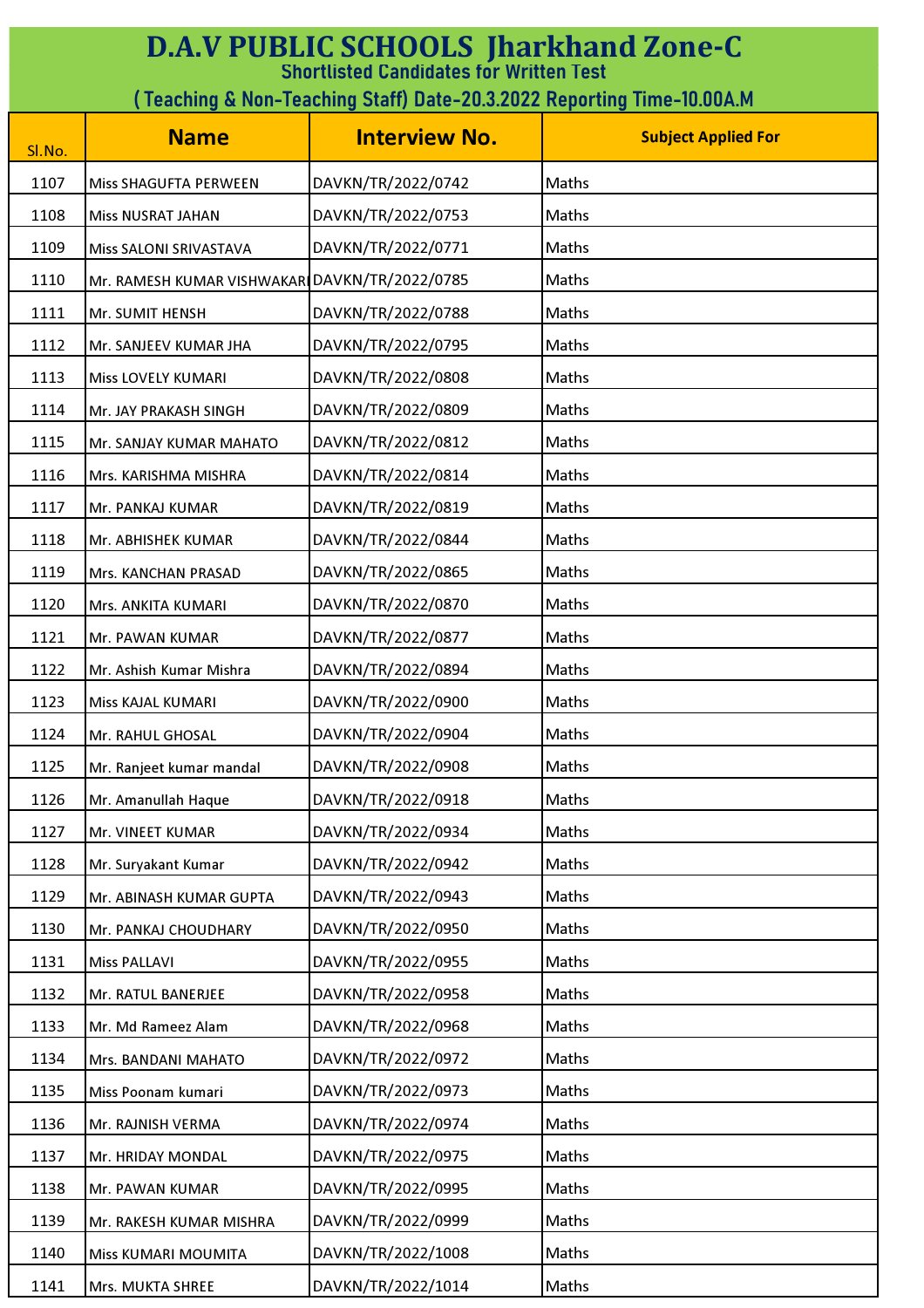# D.A.V PUBLIC SCHOOLS Jharkhand Zone-C

## Shortlisted Candidates for Written Test

### ( Teaching & Non-Teaching Staff) Date-20.3.2022 Reporting Time-10.00A.M

| Sl.No. | Name | Interview No. | Subject Applied For |
|---|---|---|---|
| 1107 | Miss SHAGUFTA PERWEEN | DAVKN/TR/2022/0742 | Maths |
| 1108 | Miss NUSRAT JAHAN | DAVKN/TR/2022/0753 | Maths |
| 1109 | Miss SALONI SRIVASTAVA | DAVKN/TR/2022/0771 | Maths |
| 1110 | Mr. RAMESH KUMAR VISHWAKARI | DAVKN/TR/2022/0785 | Maths |
| 1111 | Mr. SUMIT HENSH | DAVKN/TR/2022/0788 | Maths |
| 1112 | Mr. SANJEEV KUMAR JHA | DAVKN/TR/2022/0795 | Maths |
| 1113 | Miss LOVELY KUMARI | DAVKN/TR/2022/0808 | Maths |
| 1114 | Mr. JAY PRAKASH SINGH | DAVKN/TR/2022/0809 | Maths |
| 1115 | Mr. SANJAY KUMAR MAHATO | DAVKN/TR/2022/0812 | Maths |
| 1116 | Mrs. KARISHMA MISHRA | DAVKN/TR/2022/0814 | Maths |
| 1117 | Mr. PANKAJ KUMAR | DAVKN/TR/2022/0819 | Maths |
| 1118 | Mr. ABHISHEK KUMAR | DAVKN/TR/2022/0844 | Maths |
| 1119 | Mrs. KANCHAN PRASAD | DAVKN/TR/2022/0865 | Maths |
| 1120 | Mrs. ANKITA KUMARI | DAVKN/TR/2022/0870 | Maths |
| 1121 | Mr. PAWAN KUMAR | DAVKN/TR/2022/0877 | Maths |
| 1122 | Mr. Ashish Kumar Mishra | DAVKN/TR/2022/0894 | Maths |
| 1123 | Miss KAJAL KUMARI | DAVKN/TR/2022/0900 | Maths |
| 1124 | Mr. RAHUL GHOSAL | DAVKN/TR/2022/0904 | Maths |
| 1125 | Mr. Ranjeet kumar mandal | DAVKN/TR/2022/0908 | Maths |
| 1126 | Mr. Amanullah Haque | DAVKN/TR/2022/0918 | Maths |
| 1127 | Mr. VINEET KUMAR | DAVKN/TR/2022/0934 | Maths |
| 1128 | Mr. Suryakant Kumar | DAVKN/TR/2022/0942 | Maths |
| 1129 | Mr. ABINASH KUMAR GUPTA | DAVKN/TR/2022/0943 | Maths |
| 1130 | Mr. PANKAJ CHOUDHARY | DAVKN/TR/2022/0950 | Maths |
| 1131 | Miss PALLAVI | DAVKN/TR/2022/0955 | Maths |
| 1132 | Mr. RATUL BANERJEE | DAVKN/TR/2022/0958 | Maths |
| 1133 | Mr. Md Rameez Alam | DAVKN/TR/2022/0968 | Maths |
| 1134 | Mrs. BANDANI MAHATO | DAVKN/TR/2022/0972 | Maths |
| 1135 | Miss Poonam kumari | DAVKN/TR/2022/0973 | Maths |
| 1136 | Mr. RAJNISH VERMA | DAVKN/TR/2022/0974 | Maths |
| 1137 | Mr. HRIDAY MONDAL | DAVKN/TR/2022/0975 | Maths |
| 1138 | Mr. PAWAN KUMAR | DAVKN/TR/2022/0995 | Maths |
| 1139 | Mr. RAKESH KUMAR MISHRA | DAVKN/TR/2022/0999 | Maths |
| 1140 | Miss KUMARI MOUMITA | DAVKN/TR/2022/1008 | Maths |
| 1141 | Mrs. MUKTA SHREE | DAVKN/TR/2022/1014 | Maths |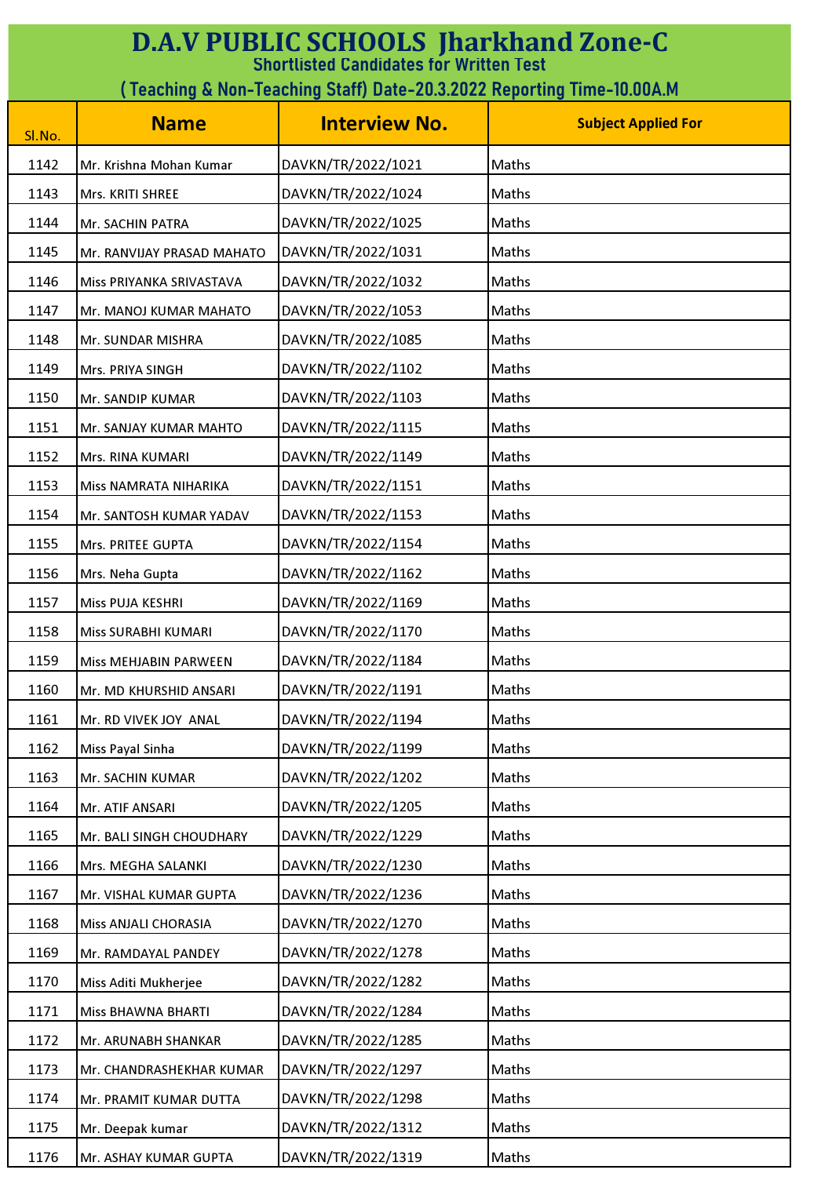# D.A.V PUBLIC SCHOOLS Jharkhand Zone-C

## Shortlisted Candidates for Written Test

## ( Teaching & Non-Teaching Staff) Date-20.3.2022 Reporting Time-10.00A.M

| Sl.No. | Name | Interview No. | Subject Applied For |
|---|---|---|---|
| 1142 | Mr. Krishna Mohan Kumar | DAVKN/TR/2022/1021 | Maths |
| 1143 | Mrs. KRITI SHREE | DAVKN/TR/2022/1024 | Maths |
| 1144 | Mr. SACHIN PATRA | DAVKN/TR/2022/1025 | Maths |
| 1145 | Mr. RANVIJAY PRASAD MAHATO | DAVKN/TR/2022/1031 | Maths |
| 1146 | Miss PRIYANKA SRIVASTAVA | DAVKN/TR/2022/1032 | Maths |
| 1147 | Mr. MANOJ KUMAR MAHATO | DAVKN/TR/2022/1053 | Maths |
| 1148 | Mr. SUNDAR MISHRA | DAVKN/TR/2022/1085 | Maths |
| 1149 | Mrs. PRIYA SINGH | DAVKN/TR/2022/1102 | Maths |
| 1150 | Mr. SANDIP KUMAR | DAVKN/TR/2022/1103 | Maths |
| 1151 | Mr. SANJAY KUMAR MAHTO | DAVKN/TR/2022/1115 | Maths |
| 1152 | Mrs. RINA KUMARI | DAVKN/TR/2022/1149 | Maths |
| 1153 | Miss NAMRATA NIHARIKA | DAVKN/TR/2022/1151 | Maths |
| 1154 | Mr. SANTOSH KUMAR YADAV | DAVKN/TR/2022/1153 | Maths |
| 1155 | Mrs. PRITEE GUPTA | DAVKN/TR/2022/1154 | Maths |
| 1156 | Mrs. Neha Gupta | DAVKN/TR/2022/1162 | Maths |
| 1157 | Miss PUJA KESHRI | DAVKN/TR/2022/1169 | Maths |
| 1158 | Miss SURABHI KUMARI | DAVKN/TR/2022/1170 | Maths |
| 1159 | Miss MEHJABIN PARWEEN | DAVKN/TR/2022/1184 | Maths |
| 1160 | Mr. MD KHURSHID ANSARI | DAVKN/TR/2022/1191 | Maths |
| 1161 | Mr. RD VIVEK JOY ANAL | DAVKN/TR/2022/1194 | Maths |
| 1162 | Miss Payal Sinha | DAVKN/TR/2022/1199 | Maths |
| 1163 | Mr. SACHIN KUMAR | DAVKN/TR/2022/1202 | Maths |
| 1164 | Mr. ATIF ANSARI | DAVKN/TR/2022/1205 | Maths |
| 1165 | Mr. BALI SINGH CHOUDHARY | DAVKN/TR/2022/1229 | Maths |
| 1166 | Mrs. MEGHA SALANKI | DAVKN/TR/2022/1230 | Maths |
| 1167 | Mr. VISHAL KUMAR GUPTA | DAVKN/TR/2022/1236 | Maths |
| 1168 | Miss ANJALI CHORASIA | DAVKN/TR/2022/1270 | Maths |
| 1169 | Mr. RAMDAYAL PANDEY | DAVKN/TR/2022/1278 | Maths |
| 1170 | Miss Aditi Mukherjee | DAVKN/TR/2022/1282 | Maths |
| 1171 | Miss BHAWNA BHARTI | DAVKN/TR/2022/1284 | Maths |
| 1172 | Mr. ARUNABH SHANKAR | DAVKN/TR/2022/1285 | Maths |
| 1173 | Mr. CHANDRASHEKHAR KUMAR | DAVKN/TR/2022/1297 | Maths |
| 1174 | Mr. PRAMIT KUMAR DUTTA | DAVKN/TR/2022/1298 | Maths |
| 1175 | Mr. Deepak kumar | DAVKN/TR/2022/1312 | Maths |
| 1176 | Mr. ASHAY KUMAR GUPTA | DAVKN/TR/2022/1319 | Maths |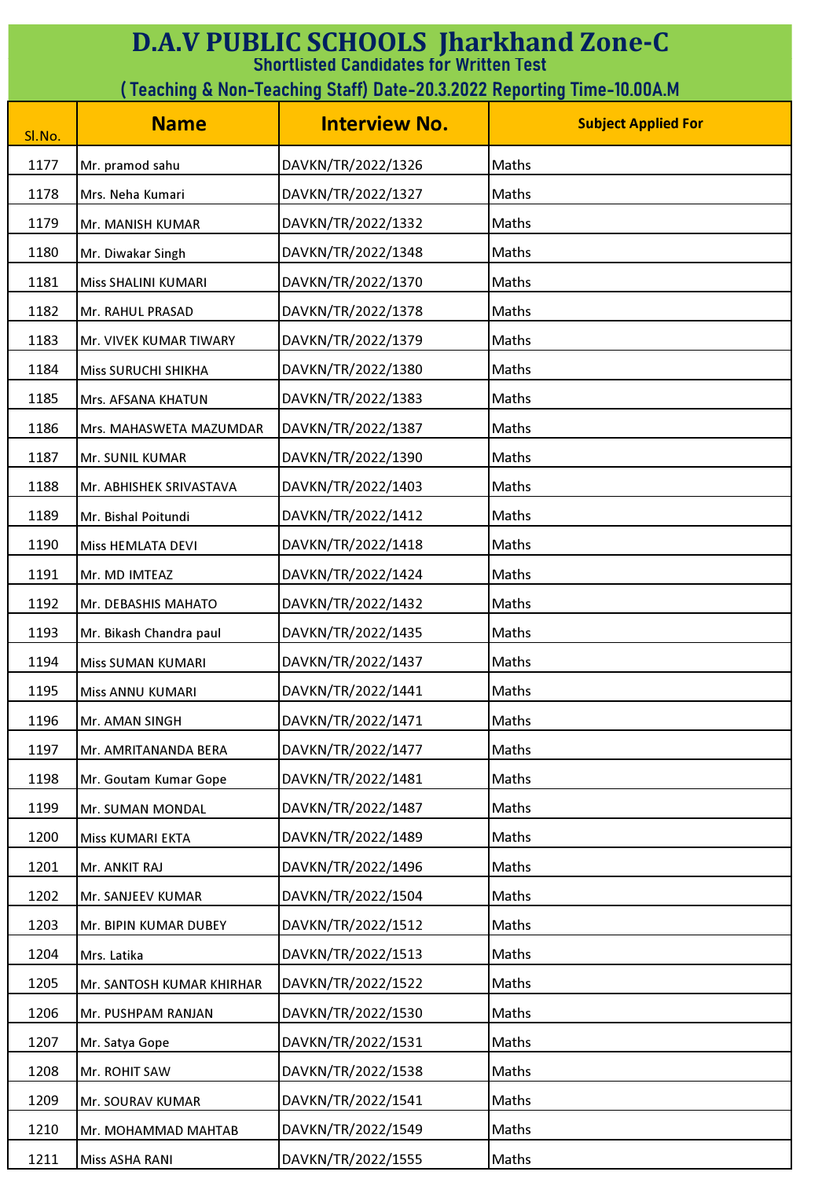# D.A.V PUBLIC SCHOOLS Jharkhand Zone-C

## Shortlisted Candidates for Written Test

## ( Teaching & Non-Teaching Staff) Date-20.3.2022 Reporting Time-10.00A.M

| Sl.No. | Name | Interview No. | Subject Applied For |
|---|---|---|---|
| 1177 | Mr. pramod sahu | DAVKN/TR/2022/1326 | Maths |
| 1178 | Mrs. Neha Kumari | DAVKN/TR/2022/1327 | Maths |
| 1179 | Mr. MANISH KUMAR | DAVKN/TR/2022/1332 | Maths |
| 1180 | Mr. Diwakar Singh | DAVKN/TR/2022/1348 | Maths |
| 1181 | Miss SHALINI KUMARI | DAVKN/TR/2022/1370 | Maths |
| 1182 | Mr. RAHUL PRASAD | DAVKN/TR/2022/1378 | Maths |
| 1183 | Mr. VIVEK KUMAR TIWARY | DAVKN/TR/2022/1379 | Maths |
| 1184 | Miss SURUCHI SHIKHA | DAVKN/TR/2022/1380 | Maths |
| 1185 | Mrs. AFSANA KHATUN | DAVKN/TR/2022/1383 | Maths |
| 1186 | Mrs. MAHASWETA MAZUMDAR | DAVKN/TR/2022/1387 | Maths |
| 1187 | Mr. SUNIL KUMAR | DAVKN/TR/2022/1390 | Maths |
| 1188 | Mr. ABHISHEK SRIVASTAVA | DAVKN/TR/2022/1403 | Maths |
| 1189 | Mr. Bishal Poitundi | DAVKN/TR/2022/1412 | Maths |
| 1190 | Miss HEMLATA DEVI | DAVKN/TR/2022/1418 | Maths |
| 1191 | Mr. MD IMTEAZ | DAVKN/TR/2022/1424 | Maths |
| 1192 | Mr. DEBASHIS MAHATO | DAVKN/TR/2022/1432 | Maths |
| 1193 | Mr. Bikash Chandra paul | DAVKN/TR/2022/1435 | Maths |
| 1194 | Miss SUMAN KUMARI | DAVKN/TR/2022/1437 | Maths |
| 1195 | Miss ANNU KUMARI | DAVKN/TR/2022/1441 | Maths |
| 1196 | Mr. AMAN SINGH | DAVKN/TR/2022/1471 | Maths |
| 1197 | Mr. AMRITANANDA BERA | DAVKN/TR/2022/1477 | Maths |
| 1198 | Mr. Goutam Kumar Gope | DAVKN/TR/2022/1481 | Maths |
| 1199 | Mr. SUMAN MONDAL | DAVKN/TR/2022/1487 | Maths |
| 1200 | Miss KUMARI EKTA | DAVKN/TR/2022/1489 | Maths |
| 1201 | Mr. ANKIT RAJ | DAVKN/TR/2022/1496 | Maths |
| 1202 | Mr. SANJEEV KUMAR | DAVKN/TR/2022/1504 | Maths |
| 1203 | Mr. BIPIN KUMAR DUBEY | DAVKN/TR/2022/1512 | Maths |
| 1204 | Mrs. Latika | DAVKN/TR/2022/1513 | Maths |
| 1205 | Mr. SANTOSH KUMAR KHIRHAR | DAVKN/TR/2022/1522 | Maths |
| 1206 | Mr. PUSHPAM RANJAN | DAVKN/TR/2022/1530 | Maths |
| 1207 | Mr. Satya Gope | DAVKN/TR/2022/1531 | Maths |
| 1208 | Mr. ROHIT SAW | DAVKN/TR/2022/1538 | Maths |
| 1209 | Mr. SOURAV KUMAR | DAVKN/TR/2022/1541 | Maths |
| 1210 | Mr. MOHAMMAD MAHTAB | DAVKN/TR/2022/1549 | Maths |
| 1211 | Miss ASHA RANI | DAVKN/TR/2022/1555 | Maths |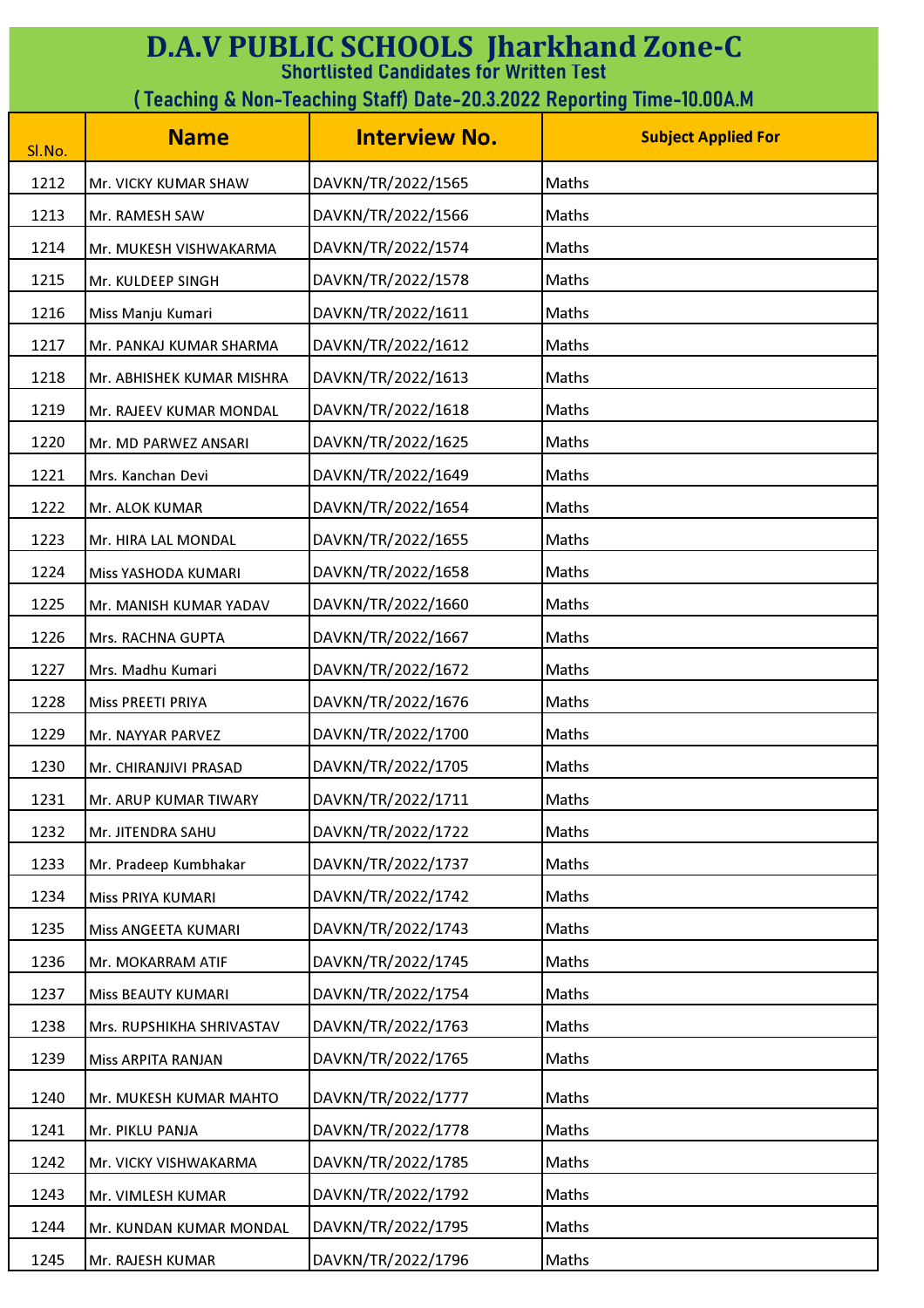# D.A.V PUBLIC SCHOOLS Jharkhand Zone-C

## Shortlisted Candidates for Written Test

### ( Teaching & Non-Teaching Staff) Date-20.3.2022 Reporting Time-10.00A.M

| Sl.No. | Name | Interview No. | Subject Applied For |
|---|---|---|---|
| 1212 | Mr. VICKY KUMAR SHAW | DAVKN/TR/2022/1565 | Maths |
| 1213 | Mr. RAMESH SAW | DAVKN/TR/2022/1566 | Maths |
| 1214 | Mr. MUKESH VISHWAKARMA | DAVKN/TR/2022/1574 | Maths |
| 1215 | Mr. KULDEEP SINGH | DAVKN/TR/2022/1578 | Maths |
| 1216 | Miss Manju Kumari | DAVKN/TR/2022/1611 | Maths |
| 1217 | Mr. PANKAJ KUMAR SHARMA | DAVKN/TR/2022/1612 | Maths |
| 1218 | Mr. ABHISHEK KUMAR MISHRA | DAVKN/TR/2022/1613 | Maths |
| 1219 | Mr. RAJEEV KUMAR MONDAL | DAVKN/TR/2022/1618 | Maths |
| 1220 | Mr. MD PARWEZ ANSARI | DAVKN/TR/2022/1625 | Maths |
| 1221 | Mrs. Kanchan Devi | DAVKN/TR/2022/1649 | Maths |
| 1222 | Mr. ALOK KUMAR | DAVKN/TR/2022/1654 | Maths |
| 1223 | Mr. HIRA LAL MONDAL | DAVKN/TR/2022/1655 | Maths |
| 1224 | Miss YASHODA KUMARI | DAVKN/TR/2022/1658 | Maths |
| 1225 | Mr. MANISH KUMAR YADAV | DAVKN/TR/2022/1660 | Maths |
| 1226 | Mrs. RACHNA GUPTA | DAVKN/TR/2022/1667 | Maths |
| 1227 | Mrs. Madhu Kumari | DAVKN/TR/2022/1672 | Maths |
| 1228 | Miss PREETI PRIYA | DAVKN/TR/2022/1676 | Maths |
| 1229 | Mr. NAYYAR PARVEZ | DAVKN/TR/2022/1700 | Maths |
| 1230 | Mr. CHIRANJIVI PRASAD | DAVKN/TR/2022/1705 | Maths |
| 1231 | Mr. ARUP KUMAR TIWARY | DAVKN/TR/2022/1711 | Maths |
| 1232 | Mr. JITENDRA SAHU | DAVKN/TR/2022/1722 | Maths |
| 1233 | Mr. Pradeep Kumbhakar | DAVKN/TR/2022/1737 | Maths |
| 1234 | Miss PRIYA KUMARI | DAVKN/TR/2022/1742 | Maths |
| 1235 | Miss ANGEETA KUMARI | DAVKN/TR/2022/1743 | Maths |
| 1236 | Mr. MOKARRAM ATIF | DAVKN/TR/2022/1745 | Maths |
| 1237 | Miss BEAUTY KUMARI | DAVKN/TR/2022/1754 | Maths |
| 1238 | Mrs. RUPSHIKHA SHRIVASTAV | DAVKN/TR/2022/1763 | Maths |
| 1239 | Miss ARPITA RANJAN | DAVKN/TR/2022/1765 | Maths |
| 1240 | Mr. MUKESH KUMAR MAHTO | DAVKN/TR/2022/1777 | Maths |
| 1241 | Mr. PIKLU PANJA | DAVKN/TR/2022/1778 | Maths |
| 1242 | Mr. VICKY VISHWAKARMA | DAVKN/TR/2022/1785 | Maths |
| 1243 | Mr. VIMLESH KUMAR | DAVKN/TR/2022/1792 | Maths |
| 1244 | Mr. KUNDAN KUMAR MONDAL | DAVKN/TR/2022/1795 | Maths |
| 1245 | Mr. RAJESH KUMAR | DAVKN/TR/2022/1796 | Maths |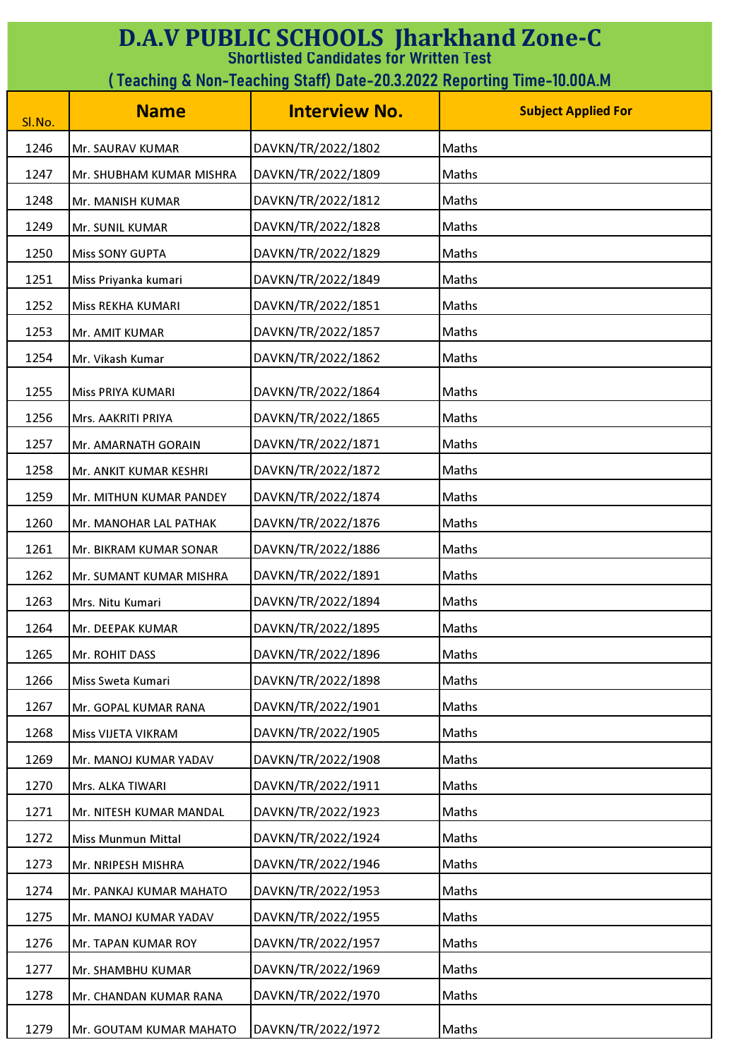# D.A.V PUBLIC SCHOOLS Jharkhand Zone-C

## Shortlisted Candidates for Written Test

### ( Teaching & Non-Teaching Staff) Date-20.3.2022 Reporting Time-10.00A.M

| Sl.No. | Name | Interview No. | Subject Applied For |
|---|---|---|---|
| 1246 | Mr. SAURAV KUMAR | DAVKN/TR/2022/1802 | Maths |
| 1247 | Mr. SHUBHAM KUMAR MISHRA | DAVKN/TR/2022/1809 | Maths |
| 1248 | Mr. MANISH KUMAR | DAVKN/TR/2022/1812 | Maths |
| 1249 | Mr. SUNIL KUMAR | DAVKN/TR/2022/1828 | Maths |
| 1250 | Miss SONY GUPTA | DAVKN/TR/2022/1829 | Maths |
| 1251 | Miss Priyanka kumari | DAVKN/TR/2022/1849 | Maths |
| 1252 | Miss REKHA KUMARI | DAVKN/TR/2022/1851 | Maths |
| 1253 | Mr. AMIT KUMAR | DAVKN/TR/2022/1857 | Maths |
| 1254 | Mr. Vikash Kumar | DAVKN/TR/2022/1862 | Maths |
| 1255 | Miss PRIYA KUMARI | DAVKN/TR/2022/1864 | Maths |
| 1256 | Mrs. AAKRITI PRIYA | DAVKN/TR/2022/1865 | Maths |
| 1257 | Mr. AMARNATH GORAIN | DAVKN/TR/2022/1871 | Maths |
| 1258 | Mr. ANKIT KUMAR KESHRI | DAVKN/TR/2022/1872 | Maths |
| 1259 | Mr. MITHUN KUMAR PANDEY | DAVKN/TR/2022/1874 | Maths |
| 1260 | Mr. MANOHAR LAL PATHAK | DAVKN/TR/2022/1876 | Maths |
| 1261 | Mr. BIKRAM KUMAR SONAR | DAVKN/TR/2022/1886 | Maths |
| 1262 | Mr. SUMANT KUMAR MISHRA | DAVKN/TR/2022/1891 | Maths |
| 1263 | Mrs. Nitu Kumari | DAVKN/TR/2022/1894 | Maths |
| 1264 | Mr. DEEPAK KUMAR | DAVKN/TR/2022/1895 | Maths |
| 1265 | Mr. ROHIT DASS | DAVKN/TR/2022/1896 | Maths |
| 1266 | Miss Sweta Kumari | DAVKN/TR/2022/1898 | Maths |
| 1267 | Mr. GOPAL KUMAR RANA | DAVKN/TR/2022/1901 | Maths |
| 1268 | Miss VIJETA VIKRAM | DAVKN/TR/2022/1905 | Maths |
| 1269 | Mr. MANOJ KUMAR YADAV | DAVKN/TR/2022/1908 | Maths |
| 1270 | Mrs. ALKA TIWARI | DAVKN/TR/2022/1911 | Maths |
| 1271 | Mr. NITESH KUMAR MANDAL | DAVKN/TR/2022/1923 | Maths |
| 1272 | Miss Munmun Mittal | DAVKN/TR/2022/1924 | Maths |
| 1273 | Mr. NRIPESH MISHRA | DAVKN/TR/2022/1946 | Maths |
| 1274 | Mr. PANKAJ KUMAR MAHATO | DAVKN/TR/2022/1953 | Maths |
| 1275 | Mr. MANOJ KUMAR YADAV | DAVKN/TR/2022/1955 | Maths |
| 1276 | Mr. TAPAN KUMAR ROY | DAVKN/TR/2022/1957 | Maths |
| 1277 | Mr. SHAMBHU KUMAR | DAVKN/TR/2022/1969 | Maths |
| 1278 | Mr. CHANDAN KUMAR RANA | DAVKN/TR/2022/1970 | Maths |
| 1279 | Mr. GOUTAM KUMAR MAHATO | DAVKN/TR/2022/1972 | Maths |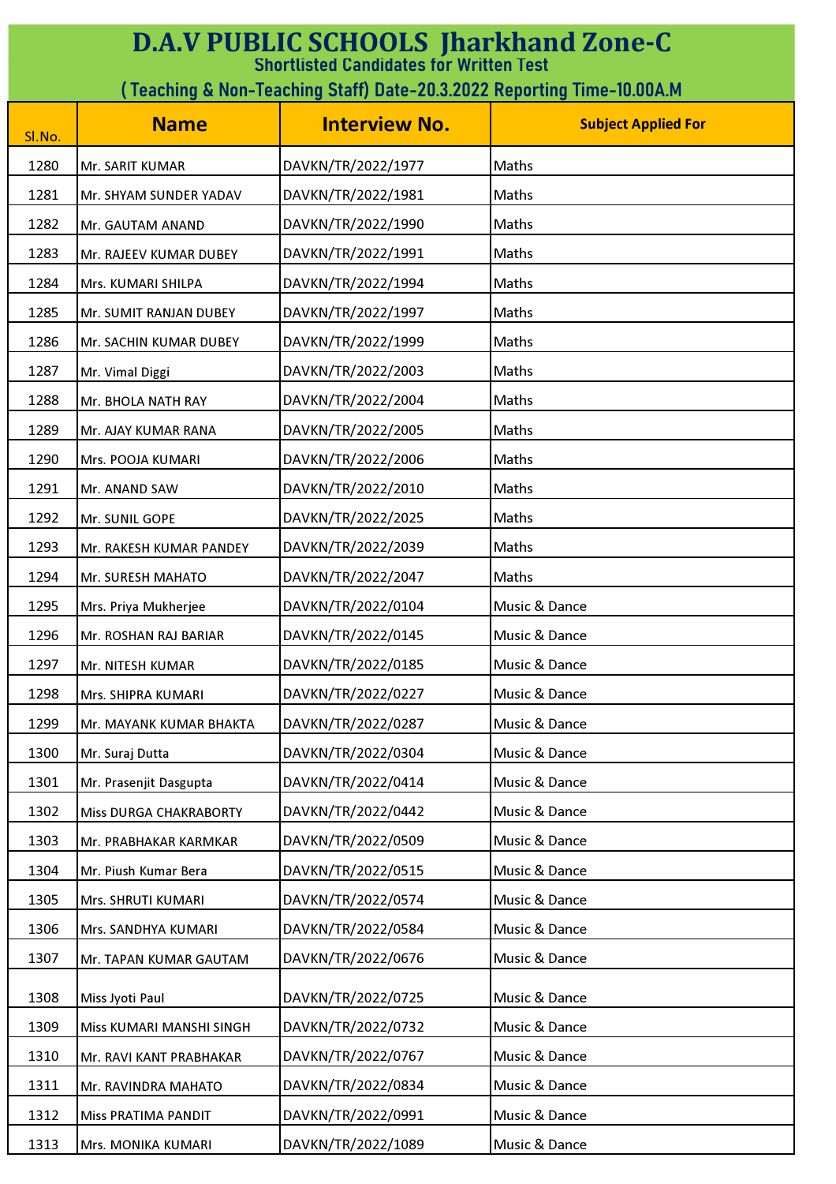# D.A.V PUBLIC SCHOOLS Jharkhand Zone-C

**Shortlisted Candidates for Written Test**

**( Teaching & Non-Teaching Staff) Date-20.3.2022 Reporting Time-10.00A.M**

| Sl.No. | Name | Interview No. | Subject Applied For |
|---|---|---|---|
| 1280 | Mr. SARIT KUMAR | DAVKN/TR/2022/1977 | Maths |
| 1281 | Mr. SHYAM SUNDER YADAV | DAVKN/TR/2022/1981 | Maths |
| 1282 | Mr. GAUTAM ANAND | DAVKN/TR/2022/1990 | Maths |
| 1283 | Mr. RAJEEV KUMAR DUBEY | DAVKN/TR/2022/1991 | Maths |
| 1284 | Mrs. KUMARI SHILPA | DAVKN/TR/2022/1994 | Maths |
| 1285 | Mr. SUMIT RANJAN DUBEY | DAVKN/TR/2022/1997 | Maths |
| 1286 | Mr. SACHIN KUMAR DUBEY | DAVKN/TR/2022/1999 | Maths |
| 1287 | Mr. Vimal Diggi | DAVKN/TR/2022/2003 | Maths |
| 1288 | Mr. BHOLA NATH RAY | DAVKN/TR/2022/2004 | Maths |
| 1289 | Mr. AJAY KUMAR RANA | DAVKN/TR/2022/2005 | Maths |
| 1290 | Mrs. POOJA KUMARI | DAVKN/TR/2022/2006 | Maths |
| 1291 | Mr. ANAND SAW | DAVKN/TR/2022/2010 | Maths |
| 1292 | Mr. SUNIL GOPE | DAVKN/TR/2022/2025 | Maths |
| 1293 | Mr. RAKESH KUMAR PANDEY | DAVKN/TR/2022/2039 | Maths |
| 1294 | Mr. SURESH MAHATO | DAVKN/TR/2022/2047 | Maths |
| 1295 | Mrs. Priya Mukherjee | DAVKN/TR/2022/0104 | Music & Dance |
| 1296 | Mr. ROSHAN RAJ BARIAR | DAVKN/TR/2022/0145 | Music & Dance |
| 1297 | Mr. NITESH KUMAR | DAVKN/TR/2022/0185 | Music & Dance |
| 1298 | Mrs. SHIPRA KUMARI | DAVKN/TR/2022/0227 | Music & Dance |
| 1299 | Mr. MAYANK KUMAR BHAKTA | DAVKN/TR/2022/0287 | Music & Dance |
| 1300 | Mr. Suraj Dutta | DAVKN/TR/2022/0304 | Music & Dance |
| 1301 | Mr. Prasenjit Dasgupta | DAVKN/TR/2022/0414 | Music & Dance |
| 1302 | Miss DURGA CHAKRABORTY | DAVKN/TR/2022/0442 | Music & Dance |
| 1303 | Mr. PRABHAKAR KARMKAR | DAVKN/TR/2022/0509 | Music & Dance |
| 1304 | Mr. Piush Kumar Bera | DAVKN/TR/2022/0515 | Music & Dance |
| 1305 | Mrs. SHRUTI KUMARI | DAVKN/TR/2022/0574 | Music & Dance |
| 1306 | Mrs. SANDHYA KUMARI | DAVKN/TR/2022/0584 | Music & Dance |
| 1307 | Mr. TAPAN KUMAR GAUTAM | DAVKN/TR/2022/0676 | Music & Dance |
| 1308 | Miss Jyoti Paul | DAVKN/TR/2022/0725 | Music & Dance |
| 1309 | Miss KUMARI MANSHI SINGH | DAVKN/TR/2022/0732 | Music & Dance |
| 1310 | Mr. RAVI KANT PRABHAKAR | DAVKN/TR/2022/0767 | Music & Dance |
| 1311 | Mr. RAVINDRA MAHATO | DAVKN/TR/2022/0834 | Music & Dance |
| 1312 | Miss PRATIMA PANDIT | DAVKN/TR/2022/0991 | Music & Dance |
| 1313 | Mrs. MONIKA KUMARI | DAVKN/TR/2022/1089 | Music & Dance |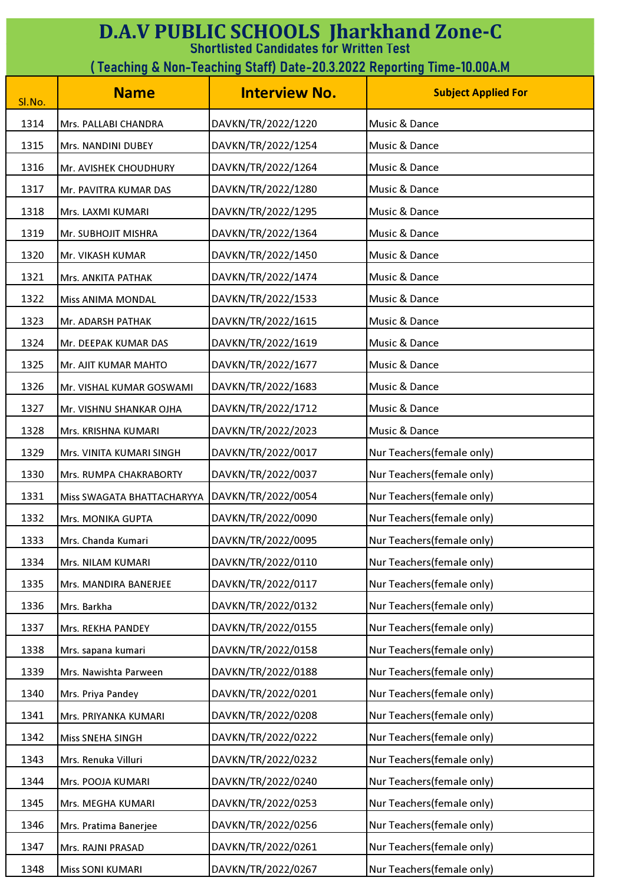# D.A.V PUBLIC SCHOOLS Jharkhand Zone-C

## Shortlisted Candidates for Written Test

### ( Teaching & Non-Teaching Staff) Date-20.3.2022 Reporting Time-10.00A.M

| Sl.No. | Name | Interview No. | Subject Applied For |
|---|---|---|---|
| 1314 | Mrs. PALLABI CHANDRA | DAVKN/TR/2022/1220 | Music & Dance |
| 1315 | Mrs. NANDINI DUBEY | DAVKN/TR/2022/1254 | Music & Dance |
| 1316 | Mr. AVISHEK CHOUDHURY | DAVKN/TR/2022/1264 | Music & Dance |
| 1317 | Mr. PAVITRA KUMAR DAS | DAVKN/TR/2022/1280 | Music & Dance |
| 1318 | Mrs. LAXMI KUMARI | DAVKN/TR/2022/1295 | Music & Dance |
| 1319 | Mr. SUBHOJIT MISHRA | DAVKN/TR/2022/1364 | Music & Dance |
| 1320 | Mr. VIKASH KUMAR | DAVKN/TR/2022/1450 | Music & Dance |
| 1321 | Mrs. ANKITA PATHAK | DAVKN/TR/2022/1474 | Music & Dance |
| 1322 | Miss ANIMA MONDAL | DAVKN/TR/2022/1533 | Music & Dance |
| 1323 | Mr. ADARSH PATHAK | DAVKN/TR/2022/1615 | Music & Dance |
| 1324 | Mr. DEEPAK KUMAR DAS | DAVKN/TR/2022/1619 | Music & Dance |
| 1325 | Mr. AJIT KUMAR MAHTO | DAVKN/TR/2022/1677 | Music & Dance |
| 1326 | Mr. VISHAL KUMAR GOSWAMI | DAVKN/TR/2022/1683 | Music & Dance |
| 1327 | Mr. VISHNU SHANKAR OJHA | DAVKN/TR/2022/1712 | Music & Dance |
| 1328 | Mrs. KRISHNA KUMARI | DAVKN/TR/2022/2023 | Music & Dance |
| 1329 | Mrs. VINITA KUMARI SINGH | DAVKN/TR/2022/0017 | Nur Teachers(female only) |
| 1330 | Mrs. RUMPA CHAKRABORTY | DAVKN/TR/2022/0037 | Nur Teachers(female only) |
| 1331 | Miss SWAGATA BHATTACHARYYA | DAVKN/TR/2022/0054 | Nur Teachers(female only) |
| 1332 | Mrs. MONIKA GUPTA | DAVKN/TR/2022/0090 | Nur Teachers(female only) |
| 1333 | Mrs. Chanda Kumari | DAVKN/TR/2022/0095 | Nur Teachers(female only) |
| 1334 | Mrs. NILAM KUMARI | DAVKN/TR/2022/0110 | Nur Teachers(female only) |
| 1335 | Mrs. MANDIRA BANERJEE | DAVKN/TR/2022/0117 | Nur Teachers(female only) |
| 1336 | Mrs. Barkha | DAVKN/TR/2022/0132 | Nur Teachers(female only) |
| 1337 | Mrs. REKHA PANDEY | DAVKN/TR/2022/0155 | Nur Teachers(female only) |
| 1338 | Mrs. sapana kumari | DAVKN/TR/2022/0158 | Nur Teachers(female only) |
| 1339 | Mrs. Nawishta Parween | DAVKN/TR/2022/0188 | Nur Teachers(female only) |
| 1340 | Mrs. Priya Pandey | DAVKN/TR/2022/0201 | Nur Teachers(female only) |
| 1341 | Mrs. PRIYANKA KUMARI | DAVKN/TR/2022/0208 | Nur Teachers(female only) |
| 1342 | Miss SNEHA SINGH | DAVKN/TR/2022/0222 | Nur Teachers(female only) |
| 1343 | Mrs. Renuka Villuri | DAVKN/TR/2022/0232 | Nur Teachers(female only) |
| 1344 | Mrs. POOJA KUMARI | DAVKN/TR/2022/0240 | Nur Teachers(female only) |
| 1345 | Mrs. MEGHA KUMARI | DAVKN/TR/2022/0253 | Nur Teachers(female only) |
| 1346 | Mrs. Pratima Banerjee | DAVKN/TR/2022/0256 | Nur Teachers(female only) |
| 1347 | Mrs. RAJNI PRASAD | DAVKN/TR/2022/0261 | Nur Teachers(female only) |
| 1348 | Miss SONI KUMARI | DAVKN/TR/2022/0267 | Nur Teachers(female only) |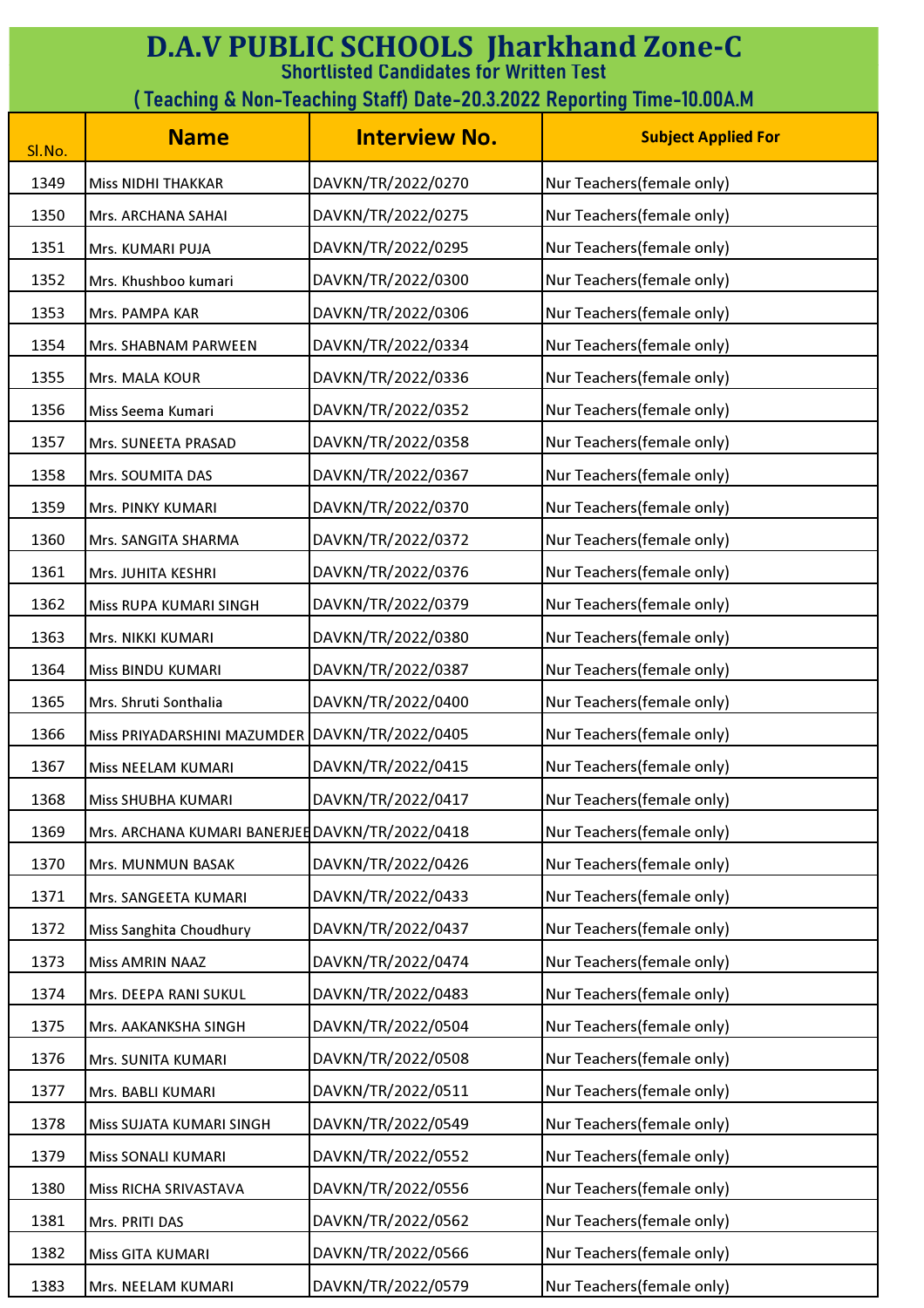# D.A.V PUBLIC SCHOOLS Jharkhand Zone-C

## Shortlisted Candidates for Written Test

## ( Teaching & Non-Teaching Staff) Date-20.3.2022 Reporting Time-10.00A.M

| Sl.No. | Name | Interview No. | Subject Applied For |
|---|---|---|---|
| 1349 | Miss NIDHI THAKKAR | DAVKN/TR/2022/0270 | Nur Teachers(female only) |
| 1350 | Mrs. ARCHANA SAHAI | DAVKN/TR/2022/0275 | Nur Teachers(female only) |
| 1351 | Mrs. KUMARI PUJA | DAVKN/TR/2022/0295 | Nur Teachers(female only) |
| 1352 | Mrs. Khushboo kumari | DAVKN/TR/2022/0300 | Nur Teachers(female only) |
| 1353 | Mrs. PAMPA KAR | DAVKN/TR/2022/0306 | Nur Teachers(female only) |
| 1354 | Mrs. SHABNAM PARWEEN | DAVKN/TR/2022/0334 | Nur Teachers(female only) |
| 1355 | Mrs. MALA KOUR | DAVKN/TR/2022/0336 | Nur Teachers(female only) |
| 1356 | Miss Seema Kumari | DAVKN/TR/2022/0352 | Nur Teachers(female only) |
| 1357 | Mrs. SUNEETA PRASAD | DAVKN/TR/2022/0358 | Nur Teachers(female only) |
| 1358 | Mrs. SOUMITA DAS | DAVKN/TR/2022/0367 | Nur Teachers(female only) |
| 1359 | Mrs. PINKY KUMARI | DAVKN/TR/2022/0370 | Nur Teachers(female only) |
| 1360 | Mrs. SANGITA SHARMA | DAVKN/TR/2022/0372 | Nur Teachers(female only) |
| 1361 | Mrs. JUHITA KESHRI | DAVKN/TR/2022/0376 | Nur Teachers(female only) |
| 1362 | Miss RUPA KUMARI SINGH | DAVKN/TR/2022/0379 | Nur Teachers(female only) |
| 1363 | Mrs. NIKKI KUMARI | DAVKN/TR/2022/0380 | Nur Teachers(female only) |
| 1364 | Miss BINDU KUMARI | DAVKN/TR/2022/0387 | Nur Teachers(female only) |
| 1365 | Mrs. Shruti Sonthalia | DAVKN/TR/2022/0400 | Nur Teachers(female only) |
| 1366 | Miss PRIYADARSHINI MAZUMDER | DAVKN/TR/2022/0405 | Nur Teachers(female only) |
| 1367 | Miss NEELAM KUMARI | DAVKN/TR/2022/0415 | Nur Teachers(female only) |
| 1368 | Miss SHUBHA KUMARI | DAVKN/TR/2022/0417 | Nur Teachers(female only) |
| 1369 | Mrs. ARCHANA KUMARI BANERJEE | DAVKN/TR/2022/0418 | Nur Teachers(female only) |
| 1370 | Mrs. MUNMUN BASAK | DAVKN/TR/2022/0426 | Nur Teachers(female only) |
| 1371 | Mrs. SANGEETA KUMARI | DAVKN/TR/2022/0433 | Nur Teachers(female only) |
| 1372 | Miss Sanghita Choudhury | DAVKN/TR/2022/0437 | Nur Teachers(female only) |
| 1373 | Miss AMRIN NAAZ | DAVKN/TR/2022/0474 | Nur Teachers(female only) |
| 1374 | Mrs. DEEPA RANI SUKUL | DAVKN/TR/2022/0483 | Nur Teachers(female only) |
| 1375 | Mrs. AAKANKSHA SINGH | DAVKN/TR/2022/0504 | Nur Teachers(female only) |
| 1376 | Mrs. SUNITA KUMARI | DAVKN/TR/2022/0508 | Nur Teachers(female only) |
| 1377 | Mrs. BABLI KUMARI | DAVKN/TR/2022/0511 | Nur Teachers(female only) |
| 1378 | Miss SUJATA KUMARI SINGH | DAVKN/TR/2022/0549 | Nur Teachers(female only) |
| 1379 | Miss SONALI KUMARI | DAVKN/TR/2022/0552 | Nur Teachers(female only) |
| 1380 | Miss RICHA SRIVASTAVA | DAVKN/TR/2022/0556 | Nur Teachers(female only) |
| 1381 | Mrs. PRITI DAS | DAVKN/TR/2022/0562 | Nur Teachers(female only) |
| 1382 | Miss GITA KUMARI | DAVKN/TR/2022/0566 | Nur Teachers(female only) |
| 1383 | Mrs. NEELAM KUMARI | DAVKN/TR/2022/0579 | Nur Teachers(female only) |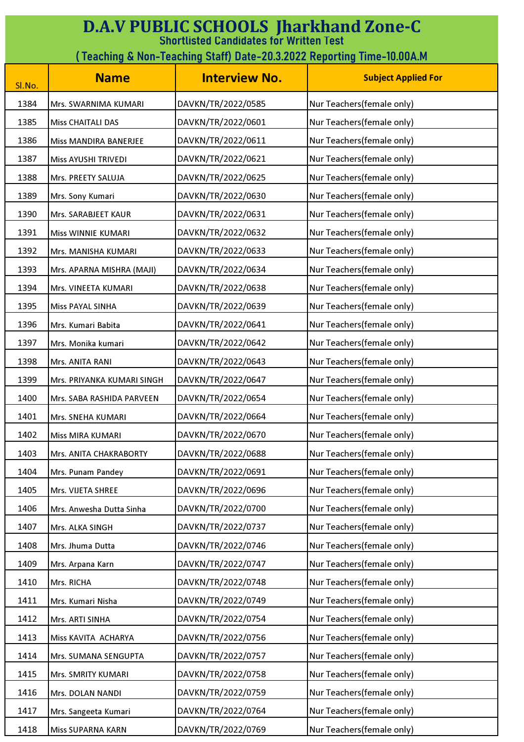# D.A.V PUBLIC SCHOOLS Jharkhand Zone-C

Shortlisted Candidates for Written Test

( Teaching & Non-Teaching Staff) Date-20.3.2022 Reporting Time-10.00A.M

| Sl.No. | Name | Interview No. | Subject Applied For |
|---|---|---|---|
| 1384 | Mrs. SWARNIMA KUMARI | DAVKN/TR/2022/0585 | Nur Teachers(female only) |
| 1385 | Miss CHAITALI DAS | DAVKN/TR/2022/0601 | Nur Teachers(female only) |
| 1386 | Miss MANDIRA BANERJEE | DAVKN/TR/2022/0611 | Nur Teachers(female only) |
| 1387 | Miss AYUSHI TRIVEDI | DAVKN/TR/2022/0621 | Nur Teachers(female only) |
| 1388 | Mrs. PREETY SALUJA | DAVKN/TR/2022/0625 | Nur Teachers(female only) |
| 1389 | Mrs. Sony Kumari | DAVKN/TR/2022/0630 | Nur Teachers(female only) |
| 1390 | Mrs. SARABJEET KAUR | DAVKN/TR/2022/0631 | Nur Teachers(female only) |
| 1391 | Miss WINNIE KUMARI | DAVKN/TR/2022/0632 | Nur Teachers(female only) |
| 1392 | Mrs. MANISHA KUMARI | DAVKN/TR/2022/0633 | Nur Teachers(female only) |
| 1393 | Mrs. APARNA MISHRA (MAJI) | DAVKN/TR/2022/0634 | Nur Teachers(female only) |
| 1394 | Mrs. VINEETA KUMARI | DAVKN/TR/2022/0638 | Nur Teachers(female only) |
| 1395 | Miss PAYAL SINHA | DAVKN/TR/2022/0639 | Nur Teachers(female only) |
| 1396 | Mrs. Kumari Babita | DAVKN/TR/2022/0641 | Nur Teachers(female only) |
| 1397 | Mrs. Monika kumari | DAVKN/TR/2022/0642 | Nur Teachers(female only) |
| 1398 | Mrs. ANITA RANI | DAVKN/TR/2022/0643 | Nur Teachers(female only) |
| 1399 | Mrs. PRIYANKA KUMARI SINGH | DAVKN/TR/2022/0647 | Nur Teachers(female only) |
| 1400 | Mrs. SABA RASHIDA PARVEEN | DAVKN/TR/2022/0654 | Nur Teachers(female only) |
| 1401 | Mrs. SNEHA KUMARI | DAVKN/TR/2022/0664 | Nur Teachers(female only) |
| 1402 | Miss MIRA KUMARI | DAVKN/TR/2022/0670 | Nur Teachers(female only) |
| 1403 | Mrs. ANITA CHAKRABORTY | DAVKN/TR/2022/0688 | Nur Teachers(female only) |
| 1404 | Mrs. Punam Pandey | DAVKN/TR/2022/0691 | Nur Teachers(female only) |
| 1405 | Mrs. VIJETA SHREE | DAVKN/TR/2022/0696 | Nur Teachers(female only) |
| 1406 | Mrs. Anwesha Dutta Sinha | DAVKN/TR/2022/0700 | Nur Teachers(female only) |
| 1407 | Mrs. ALKA SINGH | DAVKN/TR/2022/0737 | Nur Teachers(female only) |
| 1408 | Mrs. Jhuma Dutta | DAVKN/TR/2022/0746 | Nur Teachers(female only) |
| 1409 | Mrs. Arpana Karn | DAVKN/TR/2022/0747 | Nur Teachers(female only) |
| 1410 | Mrs. RICHA | DAVKN/TR/2022/0748 | Nur Teachers(female only) |
| 1411 | Mrs. Kumari Nisha | DAVKN/TR/2022/0749 | Nur Teachers(female only) |
| 1412 | Mrs. ARTI SINHA | DAVKN/TR/2022/0754 | Nur Teachers(female only) |
| 1413 | Miss KAVITA ACHARYA | DAVKN/TR/2022/0756 | Nur Teachers(female only) |
| 1414 | Mrs. SUMANA SENGUPTA | DAVKN/TR/2022/0757 | Nur Teachers(female only) |
| 1415 | Mrs. SMRITY KUMARI | DAVKN/TR/2022/0758 | Nur Teachers(female only) |
| 1416 | Mrs. DOLAN NANDI | DAVKN/TR/2022/0759 | Nur Teachers(female only) |
| 1417 | Mrs. Sangeeta Kumari | DAVKN/TR/2022/0764 | Nur Teachers(female only) |
| 1418 | Miss SUPARNA KARN | DAVKN/TR/2022/0769 | Nur Teachers(female only) |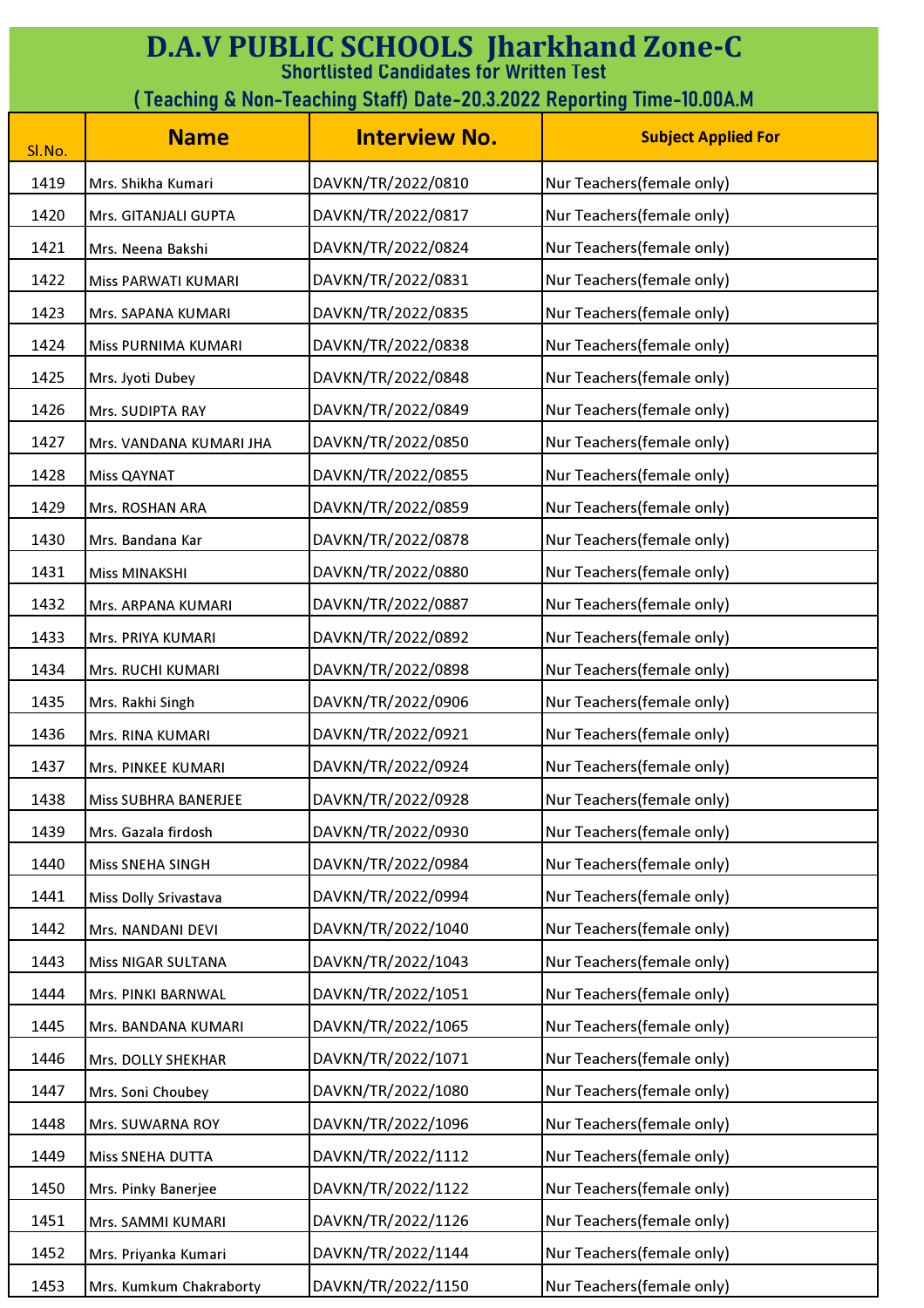# D.A.V PUBLIC SCHOOLS Jharkhand Zone-C

## Shortlisted Candidates for Written Test

## ( Teaching & Non-Teaching Staff) Date-20.3.2022 Reporting Time-10.00A.M

| Sl.No. | Name | Interview No. | Subject Applied For |
|---|---|---|---|
| 1419 | Mrs. Shikha Kumari | DAVKN/TR/2022/0810 | Nur Teachers(female only) |
| 1420 | Mrs. GITANJALI GUPTA | DAVKN/TR/2022/0817 | Nur Teachers(female only) |
| 1421 | Mrs. Neena Bakshi | DAVKN/TR/2022/0824 | Nur Teachers(female only) |
| 1422 | Miss PARWATI KUMARI | DAVKN/TR/2022/0831 | Nur Teachers(female only) |
| 1423 | Mrs. SAPANA KUMARI | DAVKN/TR/2022/0835 | Nur Teachers(female only) |
| 1424 | Miss PURNIMA KUMARI | DAVKN/TR/2022/0838 | Nur Teachers(female only) |
| 1425 | Mrs. Jyoti Dubey | DAVKN/TR/2022/0848 | Nur Teachers(female only) |
| 1426 | Mrs. SUDIPTA RAY | DAVKN/TR/2022/0849 | Nur Teachers(female only) |
| 1427 | Mrs. VANDANA KUMARI JHA | DAVKN/TR/2022/0850 | Nur Teachers(female only) |
| 1428 | Miss QAYNAT | DAVKN/TR/2022/0855 | Nur Teachers(female only) |
| 1429 | Mrs. ROSHAN ARA | DAVKN/TR/2022/0859 | Nur Teachers(female only) |
| 1430 | Mrs. Bandana Kar | DAVKN/TR/2022/0878 | Nur Teachers(female only) |
| 1431 | Miss MINAKSHI | DAVKN/TR/2022/0880 | Nur Teachers(female only) |
| 1432 | Mrs. ARPANA KUMARI | DAVKN/TR/2022/0887 | Nur Teachers(female only) |
| 1433 | Mrs. PRIYA KUMARI | DAVKN/TR/2022/0892 | Nur Teachers(female only) |
| 1434 | Mrs. RUCHI KUMARI | DAVKN/TR/2022/0898 | Nur Teachers(female only) |
| 1435 | Mrs. Rakhi Singh | DAVKN/TR/2022/0906 | Nur Teachers(female only) |
| 1436 | Mrs. RINA KUMARI | DAVKN/TR/2022/0921 | Nur Teachers(female only) |
| 1437 | Mrs. PINKEE KUMARI | DAVKN/TR/2022/0924 | Nur Teachers(female only) |
| 1438 | Miss SUBHRA BANERJEE | DAVKN/TR/2022/0928 | Nur Teachers(female only) |
| 1439 | Mrs. Gazala firdosh | DAVKN/TR/2022/0930 | Nur Teachers(female only) |
| 1440 | Miss SNEHA SINGH | DAVKN/TR/2022/0984 | Nur Teachers(female only) |
| 1441 | Miss Dolly Srivastava | DAVKN/TR/2022/0994 | Nur Teachers(female only) |
| 1442 | Mrs. NANDANI DEVI | DAVKN/TR/2022/1040 | Nur Teachers(female only) |
| 1443 | Miss NIGAR SULTANA | DAVKN/TR/2022/1043 | Nur Teachers(female only) |
| 1444 | Mrs. PINKI BARNWAL | DAVKN/TR/2022/1051 | Nur Teachers(female only) |
| 1445 | Mrs. BANDANA KUMARI | DAVKN/TR/2022/1065 | Nur Teachers(female only) |
| 1446 | Mrs. DOLLY SHEKHAR | DAVKN/TR/2022/1071 | Nur Teachers(female only) |
| 1447 | Mrs. Soni Choubey | DAVKN/TR/2022/1080 | Nur Teachers(female only) |
| 1448 | Mrs. SUWARNA ROY | DAVKN/TR/2022/1096 | Nur Teachers(female only) |
| 1449 | Miss SNEHA DUTTA | DAVKN/TR/2022/1112 | Nur Teachers(female only) |
| 1450 | Mrs. Pinky Banerjee | DAVKN/TR/2022/1122 | Nur Teachers(female only) |
| 1451 | Mrs. SAMMI KUMARI | DAVKN/TR/2022/1126 | Nur Teachers(female only) |
| 1452 | Mrs. Priyanka Kumari | DAVKN/TR/2022/1144 | Nur Teachers(female only) |
| 1453 | Mrs. Kumkum Chakraborty | DAVKN/TR/2022/1150 | Nur Teachers(female only) |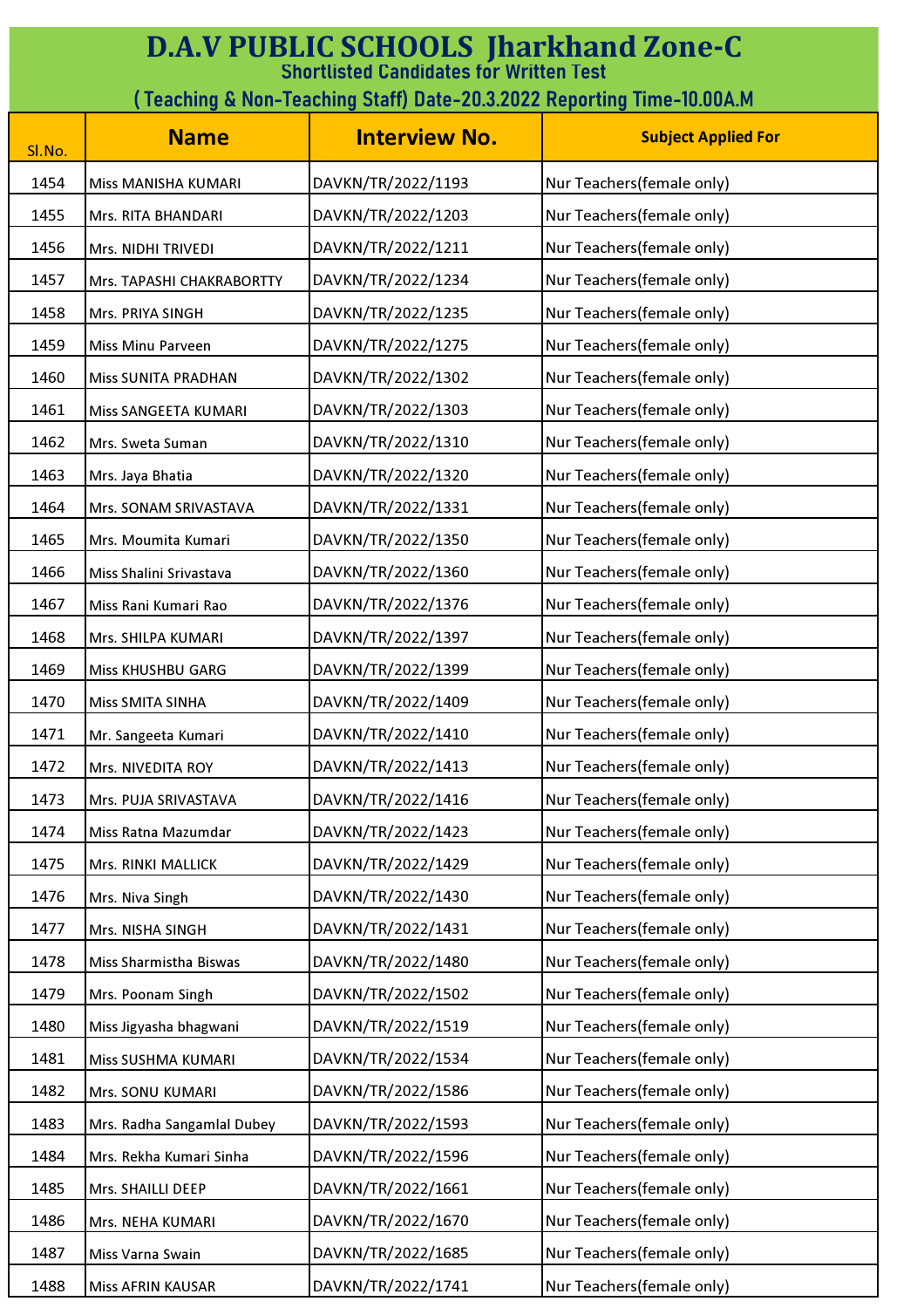# D.A.V PUBLIC SCHOOLS Jharkhand Zone-C

## Shortlisted Candidates for Written Test

### ( Teaching & Non-Teaching Staff) Date-20.3.2022 Reporting Time-10.00A.M

| Sl.No. | Name | Interview No. | Subject Applied For |
|---|---|---|---|
| 1454 | Miss MANISHA KUMARI | DAVKN/TR/2022/1193 | Nur Teachers(female only) |
| 1455 | Mrs. RITA BHANDARI | DAVKN/TR/2022/1203 | Nur Teachers(female only) |
| 1456 | Mrs. NIDHI TRIVEDI | DAVKN/TR/2022/1211 | Nur Teachers(female only) |
| 1457 | Mrs. TAPASHI CHAKRABORTTY | DAVKN/TR/2022/1234 | Nur Teachers(female only) |
| 1458 | Mrs. PRIYA SINGH | DAVKN/TR/2022/1235 | Nur Teachers(female only) |
| 1459 | Miss Minu Parveen | DAVKN/TR/2022/1275 | Nur Teachers(female only) |
| 1460 | Miss SUNITA PRADHAN | DAVKN/TR/2022/1302 | Nur Teachers(female only) |
| 1461 | Miss SANGEETA KUMARI | DAVKN/TR/2022/1303 | Nur Teachers(female only) |
| 1462 | Mrs. Sweta Suman | DAVKN/TR/2022/1310 | Nur Teachers(female only) |
| 1463 | Mrs. Jaya Bhatia | DAVKN/TR/2022/1320 | Nur Teachers(female only) |
| 1464 | Mrs. SONAM SRIVASTAVA | DAVKN/TR/2022/1331 | Nur Teachers(female only) |
| 1465 | Mrs. Moumita Kumari | DAVKN/TR/2022/1350 | Nur Teachers(female only) |
| 1466 | Miss Shalini Srivastava | DAVKN/TR/2022/1360 | Nur Teachers(female only) |
| 1467 | Miss Rani Kumari Rao | DAVKN/TR/2022/1376 | Nur Teachers(female only) |
| 1468 | Mrs. SHILPA KUMARI | DAVKN/TR/2022/1397 | Nur Teachers(female only) |
| 1469 | Miss KHUSHBU GARG | DAVKN/TR/2022/1399 | Nur Teachers(female only) |
| 1470 | Miss SMITA SINHA | DAVKN/TR/2022/1409 | Nur Teachers(female only) |
| 1471 | Mr. Sangeeta Kumari | DAVKN/TR/2022/1410 | Nur Teachers(female only) |
| 1472 | Mrs. NIVEDITA ROY | DAVKN/TR/2022/1413 | Nur Teachers(female only) |
| 1473 | Mrs. PUJA SRIVASTAVA | DAVKN/TR/2022/1416 | Nur Teachers(female only) |
| 1474 | Miss Ratna Mazumdar | DAVKN/TR/2022/1423 | Nur Teachers(female only) |
| 1475 | Mrs. RINKI MALLICK | DAVKN/TR/2022/1429 | Nur Teachers(female only) |
| 1476 | Mrs. Niva Singh | DAVKN/TR/2022/1430 | Nur Teachers(female only) |
| 1477 | Mrs. NISHA SINGH | DAVKN/TR/2022/1431 | Nur Teachers(female only) |
| 1478 | Miss Sharmistha Biswas | DAVKN/TR/2022/1480 | Nur Teachers(female only) |
| 1479 | Mrs. Poonam Singh | DAVKN/TR/2022/1502 | Nur Teachers(female only) |
| 1480 | Miss Jigyasha bhagwani | DAVKN/TR/2022/1519 | Nur Teachers(female only) |
| 1481 | Miss SUSHMA KUMARI | DAVKN/TR/2022/1534 | Nur Teachers(female only) |
| 1482 | Mrs. SONU KUMARI | DAVKN/TR/2022/1586 | Nur Teachers(female only) |
| 1483 | Mrs. Radha Sangamlal Dubey | DAVKN/TR/2022/1593 | Nur Teachers(female only) |
| 1484 | Mrs. Rekha Kumari Sinha | DAVKN/TR/2022/1596 | Nur Teachers(female only) |
| 1485 | Mrs. SHAILLI DEEP | DAVKN/TR/2022/1661 | Nur Teachers(female only) |
| 1486 | Mrs. NEHA KUMARI | DAVKN/TR/2022/1670 | Nur Teachers(female only) |
| 1487 | Miss Varna Swain | DAVKN/TR/2022/1685 | Nur Teachers(female only) |
| 1488 | Miss AFRIN KAUSAR | DAVKN/TR/2022/1741 | Nur Teachers(female only) |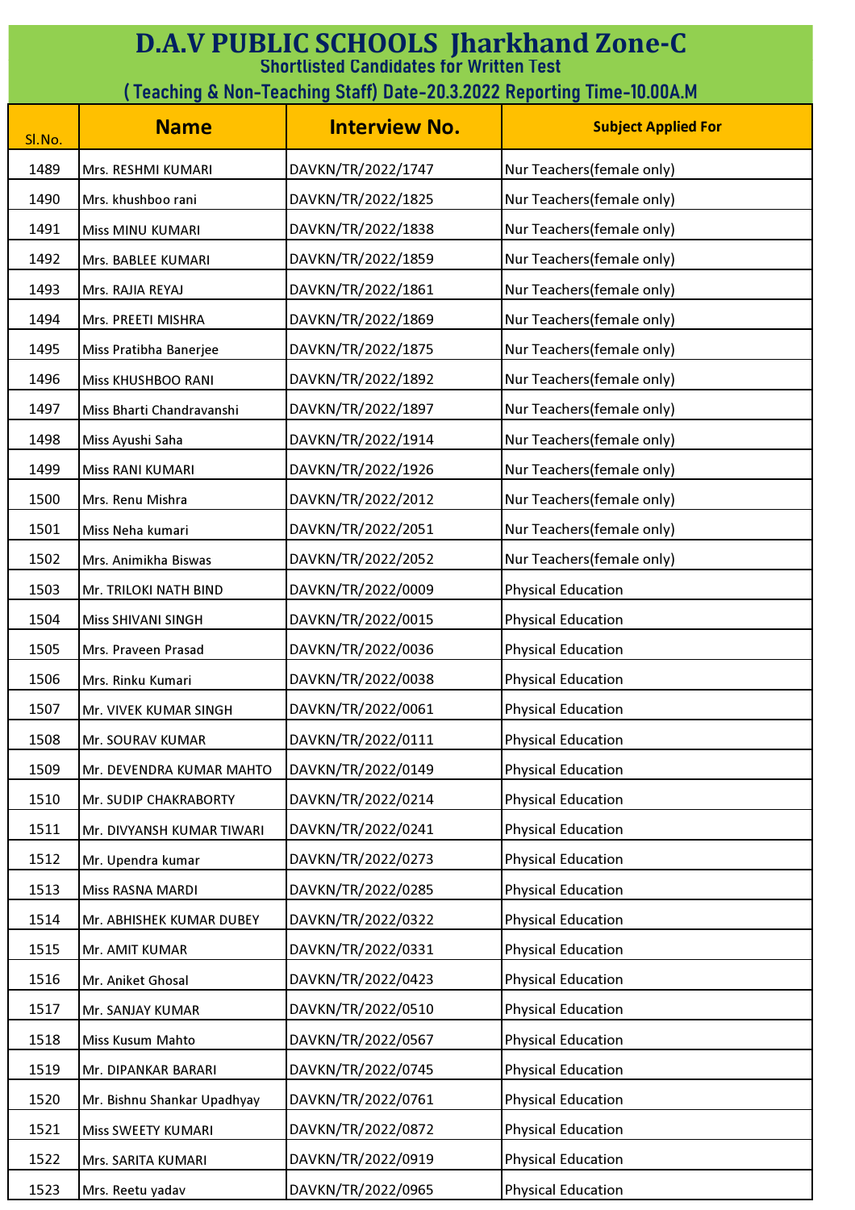# D.A.V PUBLIC SCHOOLS Jharkhand Zone-C

## Shortlisted Candidates for Written Test

## ( Teaching & Non-Teaching Staff) Date-20.3.2022 Reporting Time-10.00A.M

| Sl.No. | Name | Interview No. | Subject Applied For |
|---|---|---|---|
| 1489 | Mrs. RESHMI KUMARI | DAVKN/TR/2022/1747 | Nur Teachers(female only) |
| 1490 | Mrs. khushboo rani | DAVKN/TR/2022/1825 | Nur Teachers(female only) |
| 1491 | Miss MINU KUMARI | DAVKN/TR/2022/1838 | Nur Teachers(female only) |
| 1492 | Mrs. BABLEE KUMARI | DAVKN/TR/2022/1859 | Nur Teachers(female only) |
| 1493 | Mrs. RAJIA REYAJ | DAVKN/TR/2022/1861 | Nur Teachers(female only) |
| 1494 | Mrs. PREETI MISHRA | DAVKN/TR/2022/1869 | Nur Teachers(female only) |
| 1495 | Miss Pratibha Banerjee | DAVKN/TR/2022/1875 | Nur Teachers(female only) |
| 1496 | Miss KHUSHBOO RANI | DAVKN/TR/2022/1892 | Nur Teachers(female only) |
| 1497 | Miss Bharti Chandravanshi | DAVKN/TR/2022/1897 | Nur Teachers(female only) |
| 1498 | Miss Ayushi Saha | DAVKN/TR/2022/1914 | Nur Teachers(female only) |
| 1499 | Miss RANI KUMARI | DAVKN/TR/2022/1926 | Nur Teachers(female only) |
| 1500 | Mrs. Renu Mishra | DAVKN/TR/2022/2012 | Nur Teachers(female only) |
| 1501 | Miss Neha kumari | DAVKN/TR/2022/2051 | Nur Teachers(female only) |
| 1502 | Mrs. Animikha Biswas | DAVKN/TR/2022/2052 | Nur Teachers(female only) |
| 1503 | Mr. TRILOKI NATH BIND | DAVKN/TR/2022/0009 | Physical Education |
| 1504 | Miss SHIVANI SINGH | DAVKN/TR/2022/0015 | Physical Education |
| 1505 | Mrs. Praveen Prasad | DAVKN/TR/2022/0036 | Physical Education |
| 1506 | Mrs. Rinku Kumari | DAVKN/TR/2022/0038 | Physical Education |
| 1507 | Mr. VIVEK KUMAR SINGH | DAVKN/TR/2022/0061 | Physical Education |
| 1508 | Mr. SOURAV KUMAR | DAVKN/TR/2022/0111 | Physical Education |
| 1509 | Mr. DEVENDRA KUMAR MAHTO | DAVKN/TR/2022/0149 | Physical Education |
| 1510 | Mr. SUDIP CHAKRABORTY | DAVKN/TR/2022/0214 | Physical Education |
| 1511 | Mr. DIVYANSH KUMAR TIWARI | DAVKN/TR/2022/0241 | Physical Education |
| 1512 | Mr. Upendra kumar | DAVKN/TR/2022/0273 | Physical Education |
| 1513 | Miss RASNA MARDI | DAVKN/TR/2022/0285 | Physical Education |
| 1514 | Mr. ABHISHEK KUMAR DUBEY | DAVKN/TR/2022/0322 | Physical Education |
| 1515 | Mr. AMIT KUMAR | DAVKN/TR/2022/0331 | Physical Education |
| 1516 | Mr. Aniket Ghosal | DAVKN/TR/2022/0423 | Physical Education |
| 1517 | Mr. SANJAY KUMAR | DAVKN/TR/2022/0510 | Physical Education |
| 1518 | Miss Kusum Mahto | DAVKN/TR/2022/0567 | Physical Education |
| 1519 | Mr. DIPANKAR BARARI | DAVKN/TR/2022/0745 | Physical Education |
| 1520 | Mr. Bishnu Shankar Upadhyay | DAVKN/TR/2022/0761 | Physical Education |
| 1521 | Miss SWEETY KUMARI | DAVKN/TR/2022/0872 | Physical Education |
| 1522 | Mrs. SARITA KUMARI | DAVKN/TR/2022/0919 | Physical Education |
| 1523 | Mrs. Reetu yadav | DAVKN/TR/2022/0965 | Physical Education |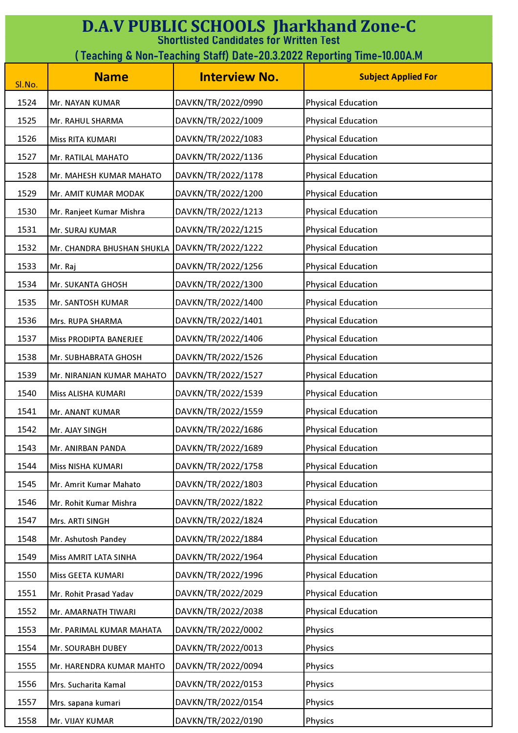# D.A.V PUBLIC SCHOOLS Jharkhand Zone-C

## Shortlisted Candidates for Written Test

## ( Teaching & Non-Teaching Staff) Date-20.3.2022 Reporting Time-10.00A.M

| Sl.No. | Name | Interview No. | Subject Applied For |
|---|---|---|---|
| 1524 | Mr. NAYAN KUMAR | DAVKN/TR/2022/0990 | Physical Education |
| 1525 | Mr. RAHUL SHARMA | DAVKN/TR/2022/1009 | Physical Education |
| 1526 | Miss RITA KUMARI | DAVKN/TR/2022/1083 | Physical Education |
| 1527 | Mr. RATILAL MAHATO | DAVKN/TR/2022/1136 | Physical Education |
| 1528 | Mr. MAHESH KUMAR MAHATO | DAVKN/TR/2022/1178 | Physical Education |
| 1529 | Mr. AMIT KUMAR MODAK | DAVKN/TR/2022/1200 | Physical Education |
| 1530 | Mr. Ranjeet Kumar Mishra | DAVKN/TR/2022/1213 | Physical Education |
| 1531 | Mr. SURAJ KUMAR | DAVKN/TR/2022/1215 | Physical Education |
| 1532 | Mr. CHANDRA BHUSHAN SHUKLA | DAVKN/TR/2022/1222 | Physical Education |
| 1533 | Mr. Raj | DAVKN/TR/2022/1256 | Physical Education |
| 1534 | Mr. SUKANTA GHOSH | DAVKN/TR/2022/1300 | Physical Education |
| 1535 | Mr. SANTOSH KUMAR | DAVKN/TR/2022/1400 | Physical Education |
| 1536 | Mrs. RUPA SHARMA | DAVKN/TR/2022/1401 | Physical Education |
| 1537 | Miss PRODIPTA BANERJEE | DAVKN/TR/2022/1406 | Physical Education |
| 1538 | Mr. SUBHABRATA GHOSH | DAVKN/TR/2022/1526 | Physical Education |
| 1539 | Mr. NIRANJAN KUMAR MAHATO | DAVKN/TR/2022/1527 | Physical Education |
| 1540 | Miss ALISHA KUMARI | DAVKN/TR/2022/1539 | Physical Education |
| 1541 | Mr. ANANT KUMAR | DAVKN/TR/2022/1559 | Physical Education |
| 1542 | Mr. AJAY SINGH | DAVKN/TR/2022/1686 | Physical Education |
| 1543 | Mr. ANIRBAN PANDA | DAVKN/TR/2022/1689 | Physical Education |
| 1544 | Miss NISHA KUMARI | DAVKN/TR/2022/1758 | Physical Education |
| 1545 | Mr. Amrit Kumar Mahato | DAVKN/TR/2022/1803 | Physical Education |
| 1546 | Mr. Rohit Kumar Mishra | DAVKN/TR/2022/1822 | Physical Education |
| 1547 | Mrs. ARTI SINGH | DAVKN/TR/2022/1824 | Physical Education |
| 1548 | Mr. Ashutosh Pandey | DAVKN/TR/2022/1884 | Physical Education |
| 1549 | Miss AMRIT LATA SINHA | DAVKN/TR/2022/1964 | Physical Education |
| 1550 | Miss GEETA KUMARI | DAVKN/TR/2022/1996 | Physical Education |
| 1551 | Mr. Rohit Prasad Yadav | DAVKN/TR/2022/2029 | Physical Education |
| 1552 | Mr. AMARNATH TIWARI | DAVKN/TR/2022/2038 | Physical Education |
| 1553 | Mr. PARIMAL KUMAR MAHATA | DAVKN/TR/2022/0002 | Physics |
| 1554 | Mr. SOURABH DUBEY | DAVKN/TR/2022/0013 | Physics |
| 1555 | Mr. HARENDRA KUMAR MAHTO | DAVKN/TR/2022/0094 | Physics |
| 1556 | Mrs. Sucharita Kamal | DAVKN/TR/2022/0153 | Physics |
| 1557 | Mrs. sapana kumari | DAVKN/TR/2022/0154 | Physics |
| 1558 | Mr. VIJAY KUMAR | DAVKN/TR/2022/0190 | Physics |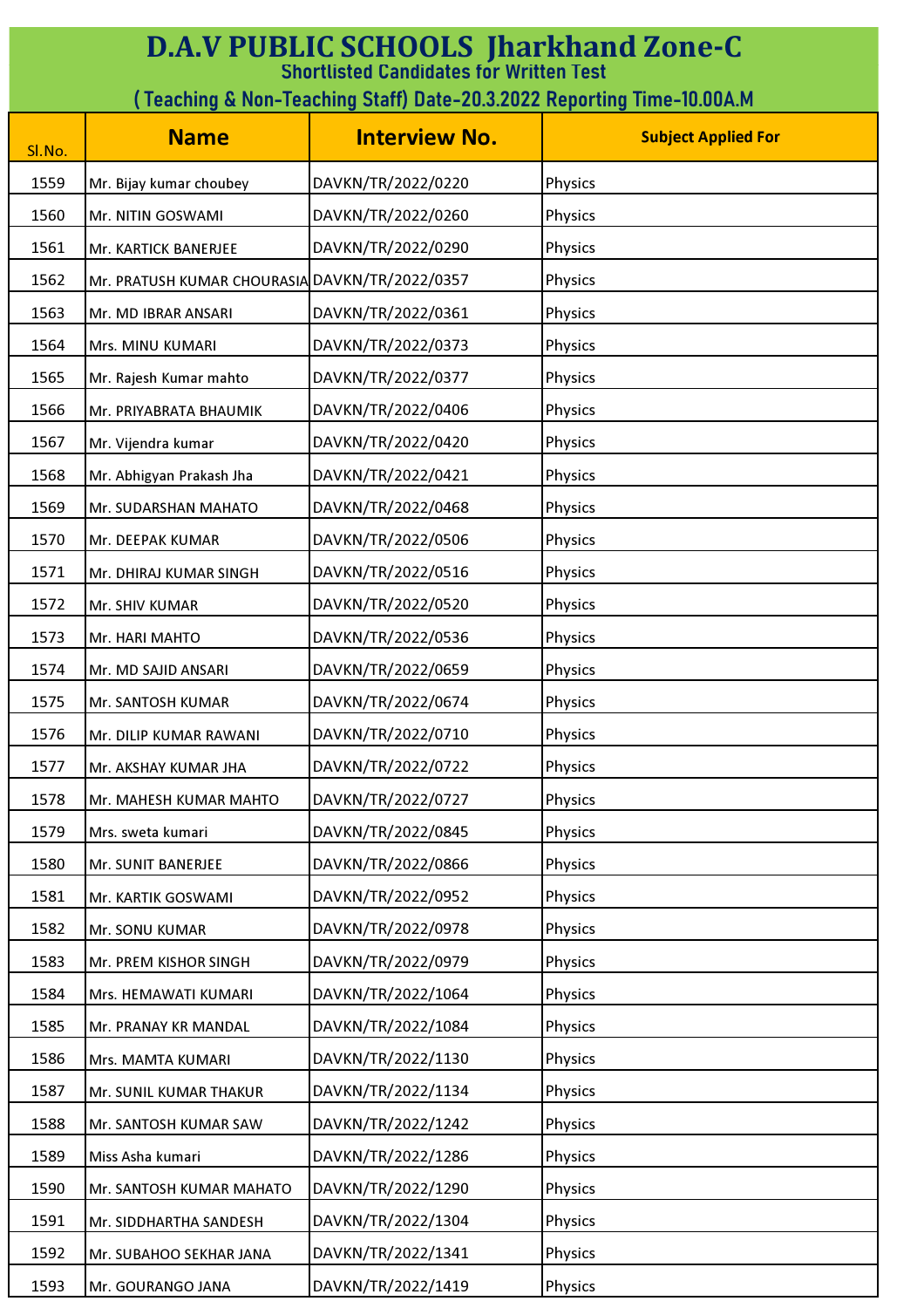# D.A.V PUBLIC SCHOOLS Jharkhand Zone-C

## Shortlisted Candidates for Written Test

### ( Teaching & Non-Teaching Staff) Date-20.3.2022 Reporting Time-10.00A.M

| Sl.No. | Name | Interview No. | Subject Applied For |
|---|---|---|---|
| 1559 | Mr. Bijay kumar choubey | DAVKN/TR/2022/0220 | Physics |
| 1560 | Mr. NITIN GOSWAMI | DAVKN/TR/2022/0260 | Physics |
| 1561 | Mr. KARTICK BANERJEE | DAVKN/TR/2022/0290 | Physics |
| 1562 | Mr. PRATUSH KUMAR CHOURASIA | DAVKN/TR/2022/0357 | Physics |
| 1563 | Mr. MD IBRAR ANSARI | DAVKN/TR/2022/0361 | Physics |
| 1564 | Mrs. MINU KUMARI | DAVKN/TR/2022/0373 | Physics |
| 1565 | Mr. Rajesh Kumar mahto | DAVKN/TR/2022/0377 | Physics |
| 1566 | Mr. PRIYABRATA BHAUMIK | DAVKN/TR/2022/0406 | Physics |
| 1567 | Mr. Vijendra kumar | DAVKN/TR/2022/0420 | Physics |
| 1568 | Mr. Abhigyan Prakash Jha | DAVKN/TR/2022/0421 | Physics |
| 1569 | Mr. SUDARSHAN MAHATO | DAVKN/TR/2022/0468 | Physics |
| 1570 | Mr. DEEPAK KUMAR | DAVKN/TR/2022/0506 | Physics |
| 1571 | Mr. DHIRAJ KUMAR SINGH | DAVKN/TR/2022/0516 | Physics |
| 1572 | Mr. SHIV KUMAR | DAVKN/TR/2022/0520 | Physics |
| 1573 | Mr. HARI MAHTO | DAVKN/TR/2022/0536 | Physics |
| 1574 | Mr. MD SAJID ANSARI | DAVKN/TR/2022/0659 | Physics |
| 1575 | Mr. SANTOSH KUMAR | DAVKN/TR/2022/0674 | Physics |
| 1576 | Mr. DILIP KUMAR RAWANI | DAVKN/TR/2022/0710 | Physics |
| 1577 | Mr. AKSHAY KUMAR JHA | DAVKN/TR/2022/0722 | Physics |
| 1578 | Mr. MAHESH KUMAR MAHTO | DAVKN/TR/2022/0727 | Physics |
| 1579 | Mrs. sweta kumari | DAVKN/TR/2022/0845 | Physics |
| 1580 | Mr. SUNIT BANERJEE | DAVKN/TR/2022/0866 | Physics |
| 1581 | Mr. KARTIK GOSWAMI | DAVKN/TR/2022/0952 | Physics |
| 1582 | Mr. SONU KUMAR | DAVKN/TR/2022/0978 | Physics |
| 1583 | Mr. PREM KISHOR SINGH | DAVKN/TR/2022/0979 | Physics |
| 1584 | Mrs. HEMAWATI KUMARI | DAVKN/TR/2022/1064 | Physics |
| 1585 | Mr. PRANAY KR MANDAL | DAVKN/TR/2022/1084 | Physics |
| 1586 | Mrs. MAMTA KUMARI | DAVKN/TR/2022/1130 | Physics |
| 1587 | Mr. SUNIL KUMAR THAKUR | DAVKN/TR/2022/1134 | Physics |
| 1588 | Mr. SANTOSH KUMAR SAW | DAVKN/TR/2022/1242 | Physics |
| 1589 | Miss Asha kumari | DAVKN/TR/2022/1286 | Physics |
| 1590 | Mr. SANTOSH KUMAR MAHATO | DAVKN/TR/2022/1290 | Physics |
| 1591 | Mr. SIDDHARTHA SANDESH | DAVKN/TR/2022/1304 | Physics |
| 1592 | Mr. SUBAHOO SEKHAR JANA | DAVKN/TR/2022/1341 | Physics |
| 1593 | Mr. GOURANGO JANA | DAVKN/TR/2022/1419 | Physics |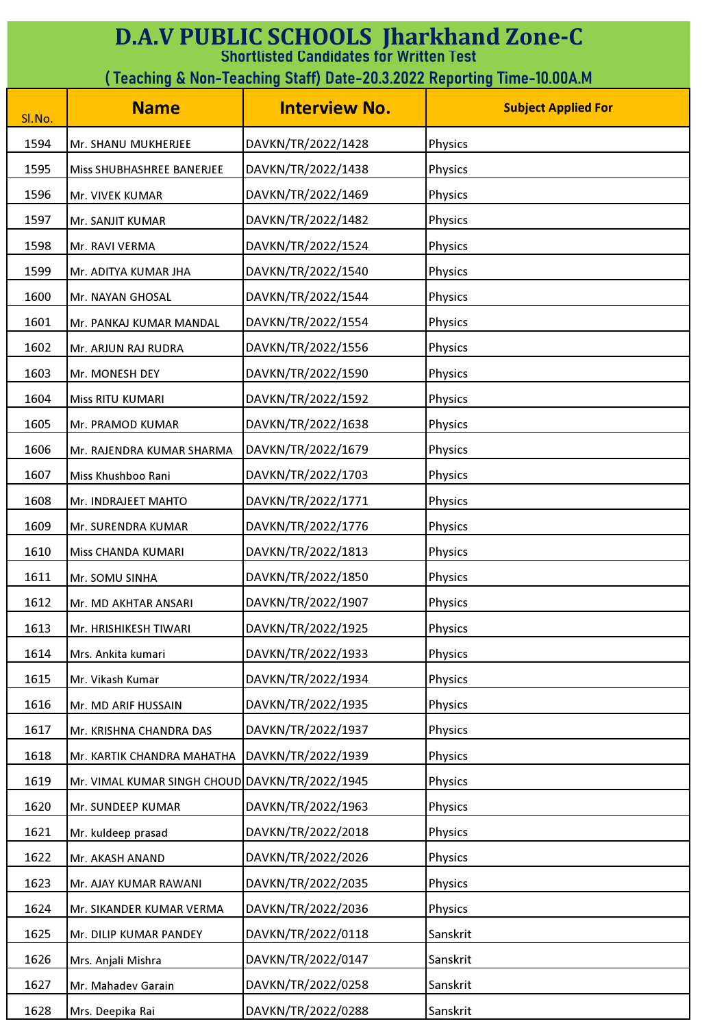# D.A.V PUBLIC SCHOOLS Jharkhand Zone-C

## Shortlisted Candidates for Written Test

## ( Teaching & Non-Teaching Staff) Date-20.3.2022 Reporting Time-10.00A.M

| Sl.No. | Name | Interview No. | Subject Applied For |
|---|---|---|---|
| 1594 | Mr. SHANU MUKHERJEE | DAVKN/TR/2022/1428 | Physics |
| 1595 | Miss SHUBHASHREE BANERJEE | DAVKN/TR/2022/1438 | Physics |
| 1596 | Mr. VIVEK KUMAR | DAVKN/TR/2022/1469 | Physics |
| 1597 | Mr. SANJIT KUMAR | DAVKN/TR/2022/1482 | Physics |
| 1598 | Mr. RAVI VERMA | DAVKN/TR/2022/1524 | Physics |
| 1599 | Mr. ADITYA KUMAR JHA | DAVKN/TR/2022/1540 | Physics |
| 1600 | Mr. NAYAN GHOSAL | DAVKN/TR/2022/1544 | Physics |
| 1601 | Mr. PANKAJ KUMAR MANDAL | DAVKN/TR/2022/1554 | Physics |
| 1602 | Mr. ARJUN RAJ RUDRA | DAVKN/TR/2022/1556 | Physics |
| 1603 | Mr. MONESH DEY | DAVKN/TR/2022/1590 | Physics |
| 1604 | Miss RITU KUMARI | DAVKN/TR/2022/1592 | Physics |
| 1605 | Mr. PRAMOD KUMAR | DAVKN/TR/2022/1638 | Physics |
| 1606 | Mr. RAJENDRA KUMAR SHARMA | DAVKN/TR/2022/1679 | Physics |
| 1607 | Miss Khushboo Rani | DAVKN/TR/2022/1703 | Physics |
| 1608 | Mr. INDRAJEET MAHTO | DAVKN/TR/2022/1771 | Physics |
| 1609 | Mr. SURENDRA KUMAR | DAVKN/TR/2022/1776 | Physics |
| 1610 | Miss CHANDA KUMARI | DAVKN/TR/2022/1813 | Physics |
| 1611 | Mr. SOMU SINHA | DAVKN/TR/2022/1850 | Physics |
| 1612 | Mr. MD AKHTAR ANSARI | DAVKN/TR/2022/1907 | Physics |
| 1613 | Mr. HRISHIKESH TIWARI | DAVKN/TR/2022/1925 | Physics |
| 1614 | Mrs. Ankita kumari | DAVKN/TR/2022/1933 | Physics |
| 1615 | Mr. Vikash Kumar | DAVKN/TR/2022/1934 | Physics |
| 1616 | Mr. MD ARIF HUSSAIN | DAVKN/TR/2022/1935 | Physics |
| 1617 | Mr. KRISHNA CHANDRA DAS | DAVKN/TR/2022/1937 | Physics |
| 1618 | Mr. KARTIK CHANDRA MAHATHA | DAVKN/TR/2022/1939 | Physics |
| 1619 | Mr. VIMAL KUMAR SINGH CHOUD | DAVKN/TR/2022/1945 | Physics |
| 1620 | Mr. SUNDEEP KUMAR | DAVKN/TR/2022/1963 | Physics |
| 1621 | Mr. kuldeep prasad | DAVKN/TR/2022/2018 | Physics |
| 1622 | Mr. AKASH ANAND | DAVKN/TR/2022/2026 | Physics |
| 1623 | Mr. AJAY KUMAR RAWANI | DAVKN/TR/2022/2035 | Physics |
| 1624 | Mr. SIKANDER KUMAR VERMA | DAVKN/TR/2022/2036 | Physics |
| 1625 | Mr. DILIP KUMAR PANDEY | DAVKN/TR/2022/0118 | Sanskrit |
| 1626 | Mrs. Anjali Mishra | DAVKN/TR/2022/0147 | Sanskrit |
| 1627 | Mr. Mahadev Garain | DAVKN/TR/2022/0258 | Sanskrit |
| 1628 | Mrs. Deepika Rai | DAVKN/TR/2022/0288 | Sanskrit |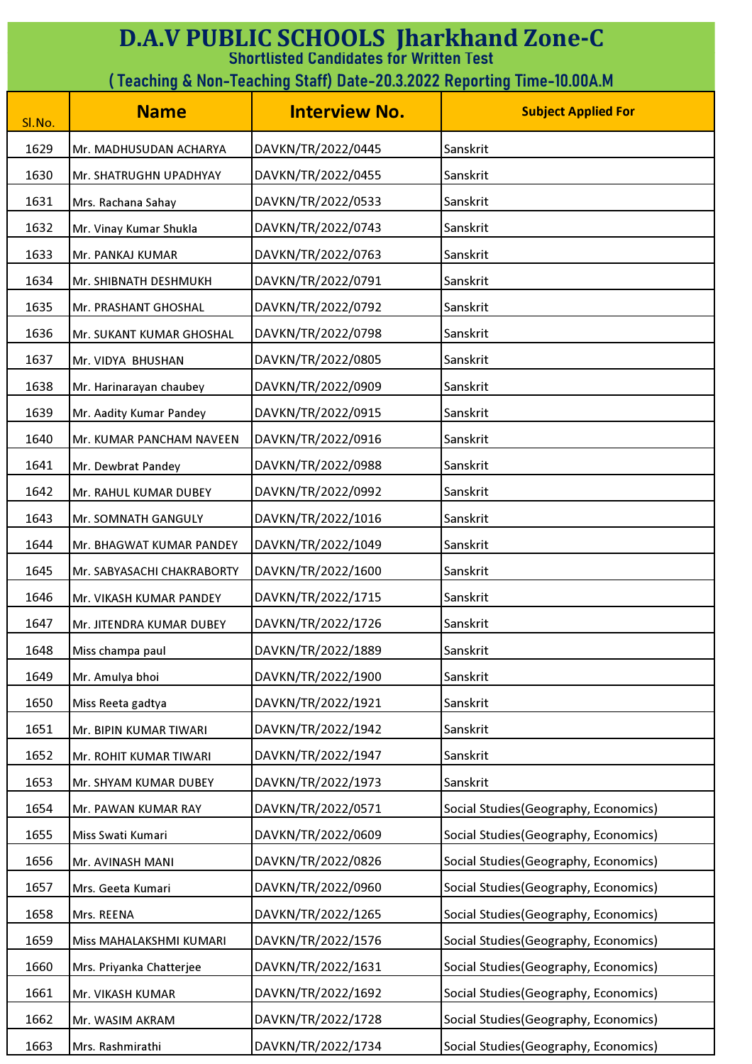# D.A.V PUBLIC SCHOOLS Jharkhand Zone-C

Shortlisted Candidates for Written Test

( Teaching & Non-Teaching Staff) Date-20.3.2022 Reporting Time-10.00A.M

| Sl.No. | Name | Interview No. | Subject Applied For |
|---|---|---|---|
| 1629 | Mr. MADHUSUDAN ACHARYA | DAVKN/TR/2022/0445 | Sanskrit |
| 1630 | Mr. SHATRUGHN UPADHYAY | DAVKN/TR/2022/0455 | Sanskrit |
| 1631 | Mrs. Rachana Sahay | DAVKN/TR/2022/0533 | Sanskrit |
| 1632 | Mr. Vinay Kumar Shukla | DAVKN/TR/2022/0743 | Sanskrit |
| 1633 | Mr. PANKAJ KUMAR | DAVKN/TR/2022/0763 | Sanskrit |
| 1634 | Mr. SHIBNATH DESHMUKH | DAVKN/TR/2022/0791 | Sanskrit |
| 1635 | Mr. PRASHANT GHOSHAL | DAVKN/TR/2022/0792 | Sanskrit |
| 1636 | Mr. SUKANT KUMAR GHOSHAL | DAVKN/TR/2022/0798 | Sanskrit |
| 1637 | Mr. VIDYA BHUSHAN | DAVKN/TR/2022/0805 | Sanskrit |
| 1638 | Mr. Harinarayan chaubey | DAVKN/TR/2022/0909 | Sanskrit |
| 1639 | Mr. Aadity Kumar Pandey | DAVKN/TR/2022/0915 | Sanskrit |
| 1640 | Mr. KUMAR PANCHAM NAVEEN | DAVKN/TR/2022/0916 | Sanskrit |
| 1641 | Mr. Dewbrat Pandey | DAVKN/TR/2022/0988 | Sanskrit |
| 1642 | Mr. RAHUL KUMAR DUBEY | DAVKN/TR/2022/0992 | Sanskrit |
| 1643 | Mr. SOMNATH GANGULY | DAVKN/TR/2022/1016 | Sanskrit |
| 1644 | Mr. BHAGWAT KUMAR PANDEY | DAVKN/TR/2022/1049 | Sanskrit |
| 1645 | Mr. SABYASACHI CHAKRABORTY | DAVKN/TR/2022/1600 | Sanskrit |
| 1646 | Mr. VIKASH KUMAR PANDEY | DAVKN/TR/2022/1715 | Sanskrit |
| 1647 | Mr. JITENDRA KUMAR DUBEY | DAVKN/TR/2022/1726 | Sanskrit |
| 1648 | Miss champa paul | DAVKN/TR/2022/1889 | Sanskrit |
| 1649 | Mr. Amulya bhoi | DAVKN/TR/2022/1900 | Sanskrit |
| 1650 | Miss Reeta gadtya | DAVKN/TR/2022/1921 | Sanskrit |
| 1651 | Mr. BIPIN KUMAR TIWARI | DAVKN/TR/2022/1942 | Sanskrit |
| 1652 | Mr. ROHIT KUMAR TIWARI | DAVKN/TR/2022/1947 | Sanskrit |
| 1653 | Mr. SHYAM KUMAR DUBEY | DAVKN/TR/2022/1973 | Sanskrit |
| 1654 | Mr. PAWAN KUMAR RAY | DAVKN/TR/2022/0571 | Social Studies(Geography, Economics) |
| 1655 | Miss Swati Kumari | DAVKN/TR/2022/0609 | Social Studies(Geography, Economics) |
| 1656 | Mr. AVINASH MANI | DAVKN/TR/2022/0826 | Social Studies(Geography, Economics) |
| 1657 | Mrs. Geeta Kumari | DAVKN/TR/2022/0960 | Social Studies(Geography, Economics) |
| 1658 | Mrs. REENA | DAVKN/TR/2022/1265 | Social Studies(Geography, Economics) |
| 1659 | Miss MAHALAKSHMI KUMARI | DAVKN/TR/2022/1576 | Social Studies(Geography, Economics) |
| 1660 | Mrs. Priyanka Chatterjee | DAVKN/TR/2022/1631 | Social Studies(Geography, Economics) |
| 1661 | Mr. VIKASH KUMAR | DAVKN/TR/2022/1692 | Social Studies(Geography, Economics) |
| 1662 | Mr. WASIM AKRAM | DAVKN/TR/2022/1728 | Social Studies(Geography, Economics) |
| 1663 | Mrs. Rashmirathi | DAVKN/TR/2022/1734 | Social Studies(Geography, Economics) |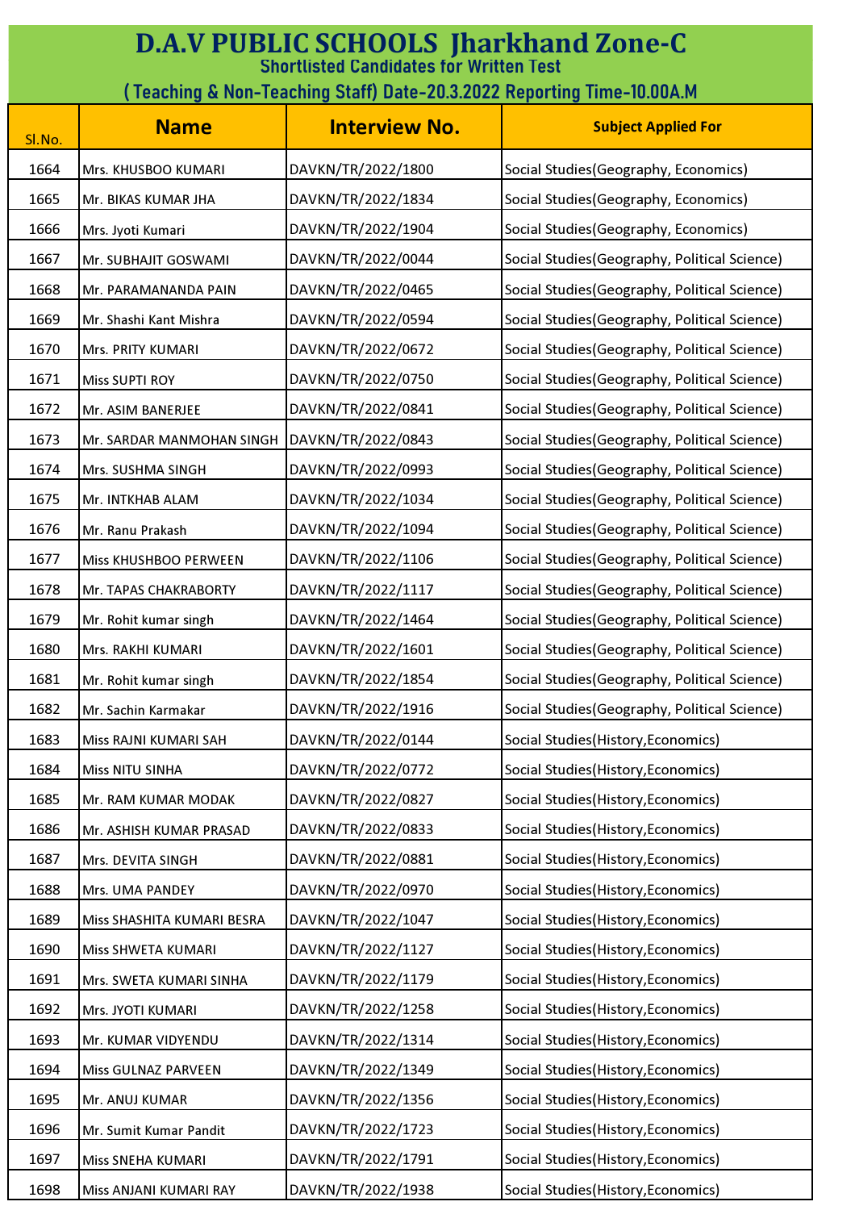# D.A.V PUBLIC SCHOOLS Jharkhand Zone-C

## Shortlisted Candidates for Written Test

### ( Teaching & Non-Teaching Staff) Date-20.3.2022 Reporting Time-10.00A.M

| Sl.No. | Name | Interview No. | Subject Applied For |
|---|---|---|---|
| 1664 | Mrs. KHUSBOO KUMARI | DAVKN/TR/2022/1800 | Social Studies(Geography, Economics) |
| 1665 | Mr. BIKAS KUMAR JHA | DAVKN/TR/2022/1834 | Social Studies(Geography, Economics) |
| 1666 | Mrs. Jyoti Kumari | DAVKN/TR/2022/1904 | Social Studies(Geography, Economics) |
| 1667 | Mr. SUBHAJIT GOSWAMI | DAVKN/TR/2022/0044 | Social Studies(Geography, Political Science) |
| 1668 | Mr. PARAMANANDA PAIN | DAVKN/TR/2022/0465 | Social Studies(Geography, Political Science) |
| 1669 | Mr. Shashi Kant Mishra | DAVKN/TR/2022/0594 | Social Studies(Geography, Political Science) |
| 1670 | Mrs. PRITY KUMARI | DAVKN/TR/2022/0672 | Social Studies(Geography, Political Science) |
| 1671 | Miss SUPTI ROY | DAVKN/TR/2022/0750 | Social Studies(Geography, Political Science) |
| 1672 | Mr. ASIM BANERJEE | DAVKN/TR/2022/0841 | Social Studies(Geography, Political Science) |
| 1673 | Mr. SARDAR MANMOHAN SINGH | DAVKN/TR/2022/0843 | Social Studies(Geography, Political Science) |
| 1674 | Mrs. SUSHMA SINGH | DAVKN/TR/2022/0993 | Social Studies(Geography, Political Science) |
| 1675 | Mr. INTKHAB ALAM | DAVKN/TR/2022/1034 | Social Studies(Geography, Political Science) |
| 1676 | Mr. Ranu Prakash | DAVKN/TR/2022/1094 | Social Studies(Geography, Political Science) |
| 1677 | Miss KHUSHBOO PERWEEN | DAVKN/TR/2022/1106 | Social Studies(Geography, Political Science) |
| 1678 | Mr. TAPAS CHAKRABORTY | DAVKN/TR/2022/1117 | Social Studies(Geography, Political Science) |
| 1679 | Mr. Rohit kumar singh | DAVKN/TR/2022/1464 | Social Studies(Geography, Political Science) |
| 1680 | Mrs. RAKHI KUMARI | DAVKN/TR/2022/1601 | Social Studies(Geography, Political Science) |
| 1681 | Mr. Rohit kumar singh | DAVKN/TR/2022/1854 | Social Studies(Geography, Political Science) |
| 1682 | Mr. Sachin Karmakar | DAVKN/TR/2022/1916 | Social Studies(Geography, Political Science) |
| 1683 | Miss RAJNI KUMARI SAH | DAVKN/TR/2022/0144 | Social Studies(History,Economics) |
| 1684 | Miss NITU SINHA | DAVKN/TR/2022/0772 | Social Studies(History,Economics) |
| 1685 | Mr. RAM KUMAR MODAK | DAVKN/TR/2022/0827 | Social Studies(History,Economics) |
| 1686 | Mr. ASHISH KUMAR PRASAD | DAVKN/TR/2022/0833 | Social Studies(History,Economics) |
| 1687 | Mrs. DEVITA SINGH | DAVKN/TR/2022/0881 | Social Studies(History,Economics) |
| 1688 | Mrs. UMA PANDEY | DAVKN/TR/2022/0970 | Social Studies(History,Economics) |
| 1689 | Miss SHASHITA KUMARI BESRA | DAVKN/TR/2022/1047 | Social Studies(History,Economics) |
| 1690 | Miss SHWETA KUMARI | DAVKN/TR/2022/1127 | Social Studies(History,Economics) |
| 1691 | Mrs. SWETA KUMARI SINHA | DAVKN/TR/2022/1179 | Social Studies(History,Economics) |
| 1692 | Mrs. JYOTI KUMARI | DAVKN/TR/2022/1258 | Social Studies(History,Economics) |
| 1693 | Mr. KUMAR VIDYENDU | DAVKN/TR/2022/1314 | Social Studies(History,Economics) |
| 1694 | Miss GULNAZ PARVEEN | DAVKN/TR/2022/1349 | Social Studies(History,Economics) |
| 1695 | Mr. ANUJ KUMAR | DAVKN/TR/2022/1356 | Social Studies(History,Economics) |
| 1696 | Mr. Sumit Kumar Pandit | DAVKN/TR/2022/1723 | Social Studies(History,Economics) |
| 1697 | Miss SNEHA KUMARI | DAVKN/TR/2022/1791 | Social Studies(History,Economics) |
| 1698 | Miss ANJANI KUMARI RAY | DAVKN/TR/2022/1938 | Social Studies(History,Economics) |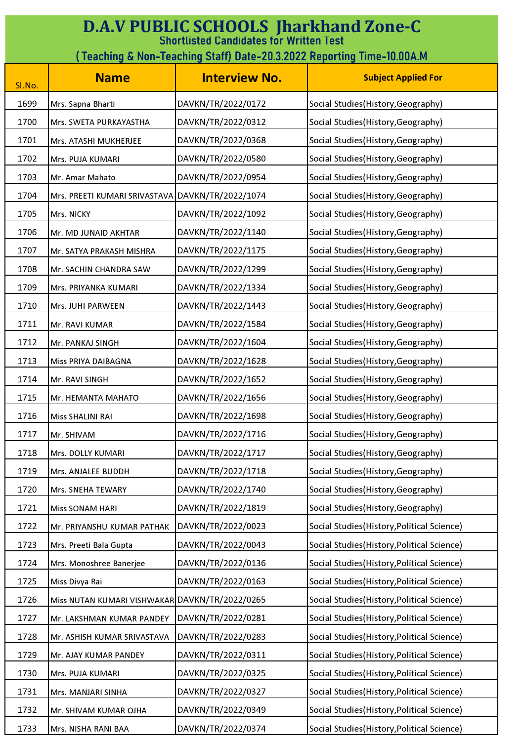# D.A.V PUBLIC SCHOOLS Jharkhand Zone-C

## Shortlisted Candidates for Written Test

### ( Teaching & Non-Teaching Staff) Date-20.3.2022 Reporting Time-10.00A.M

| Sl.No. | Name | Interview No. | Subject Applied For |
|---|---|---|---|
| 1699 | Mrs. Sapna Bharti | DAVKN/TR/2022/0172 | Social Studies(History,Geography) |
| 1700 | Mrs. SWETA PURKAYASTHA | DAVKN/TR/2022/0312 | Social Studies(History,Geography) |
| 1701 | Mrs. ATASHI MUKHERJEE | DAVKN/TR/2022/0368 | Social Studies(History,Geography) |
| 1702 | Mrs. PUJA KUMARI | DAVKN/TR/2022/0580 | Social Studies(History,Geography) |
| 1703 | Mr. Amar Mahato | DAVKN/TR/2022/0954 | Social Studies(History,Geography) |
| 1704 | Mrs. PREETI KUMARI SRIVASTAVA | DAVKN/TR/2022/1074 | Social Studies(History,Geography) |
| 1705 | Mrs. NICKY | DAVKN/TR/2022/1092 | Social Studies(History,Geography) |
| 1706 | Mr. MD JUNAID AKHTAR | DAVKN/TR/2022/1140 | Social Studies(History,Geography) |
| 1707 | Mr. SATYA PRAKASH MISHRA | DAVKN/TR/2022/1175 | Social Studies(History,Geography) |
| 1708 | Mr. SACHIN CHANDRA SAW | DAVKN/TR/2022/1299 | Social Studies(History,Geography) |
| 1709 | Mrs. PRIYANKA KUMARI | DAVKN/TR/2022/1334 | Social Studies(History,Geography) |
| 1710 | Mrs. JUHI PARWEEN | DAVKN/TR/2022/1443 | Social Studies(History,Geography) |
| 1711 | Mr. RAVI KUMAR | DAVKN/TR/2022/1584 | Social Studies(History,Geography) |
| 1712 | Mr. PANKAJ SINGH | DAVKN/TR/2022/1604 | Social Studies(History,Geography) |
| 1713 | Miss PRIYA DAIBAGNA | DAVKN/TR/2022/1628 | Social Studies(History,Geography) |
| 1714 | Mr. RAVI SINGH | DAVKN/TR/2022/1652 | Social Studies(History,Geography) |
| 1715 | Mr. HEMANTA MAHATO | DAVKN/TR/2022/1656 | Social Studies(History,Geography) |
| 1716 | Miss SHALINI RAI | DAVKN/TR/2022/1698 | Social Studies(History,Geography) |
| 1717 | Mr. SHIVAM | DAVKN/TR/2022/1716 | Social Studies(History,Geography) |
| 1718 | Mrs. DOLLY KUMARI | DAVKN/TR/2022/1717 | Social Studies(History,Geography) |
| 1719 | Mrs. ANJALEE BUDDH | DAVKN/TR/2022/1718 | Social Studies(History,Geography) |
| 1720 | Mrs. SNEHA TEWARY | DAVKN/TR/2022/1740 | Social Studies(History,Geography) |
| 1721 | Miss SONAM HARI | DAVKN/TR/2022/1819 | Social Studies(History,Geography) |
| 1722 | Mr. PRIYANSHU KUMAR PATHAK | DAVKN/TR/2022/0023 | Social Studies(History,Political Science) |
| 1723 | Mrs. Preeti Bala Gupta | DAVKN/TR/2022/0043 | Social Studies(History,Political Science) |
| 1724 | Mrs. Monoshree Banerjee | DAVKN/TR/2022/0136 | Social Studies(History,Political Science) |
| 1725 | Miss Divya Rai | DAVKN/TR/2022/0163 | Social Studies(History,Political Science) |
| 1726 | Miss NUTAN KUMARI VISHWAKAR | DAVKN/TR/2022/0265 | Social Studies(History,Political Science) |
| 1727 | Mr. LAKSHMAN KUMAR PANDEY | DAVKN/TR/2022/0281 | Social Studies(History,Political Science) |
| 1728 | Mr. ASHISH KUMAR SRIVASTAVA | DAVKN/TR/2022/0283 | Social Studies(History,Political Science) |
| 1729 | Mr. AJAY KUMAR PANDEY | DAVKN/TR/2022/0311 | Social Studies(History,Political Science) |
| 1730 | Mrs. PUJA KUMARI | DAVKN/TR/2022/0325 | Social Studies(History,Political Science) |
| 1731 | Mrs. MANJARI SINHA | DAVKN/TR/2022/0327 | Social Studies(History,Political Science) |
| 1732 | Mr. SHIVAM KUMAR OJHA | DAVKN/TR/2022/0349 | Social Studies(History,Political Science) |
| 1733 | Mrs. NISHA RANI BAA | DAVKN/TR/2022/0374 | Social Studies(History,Political Science) |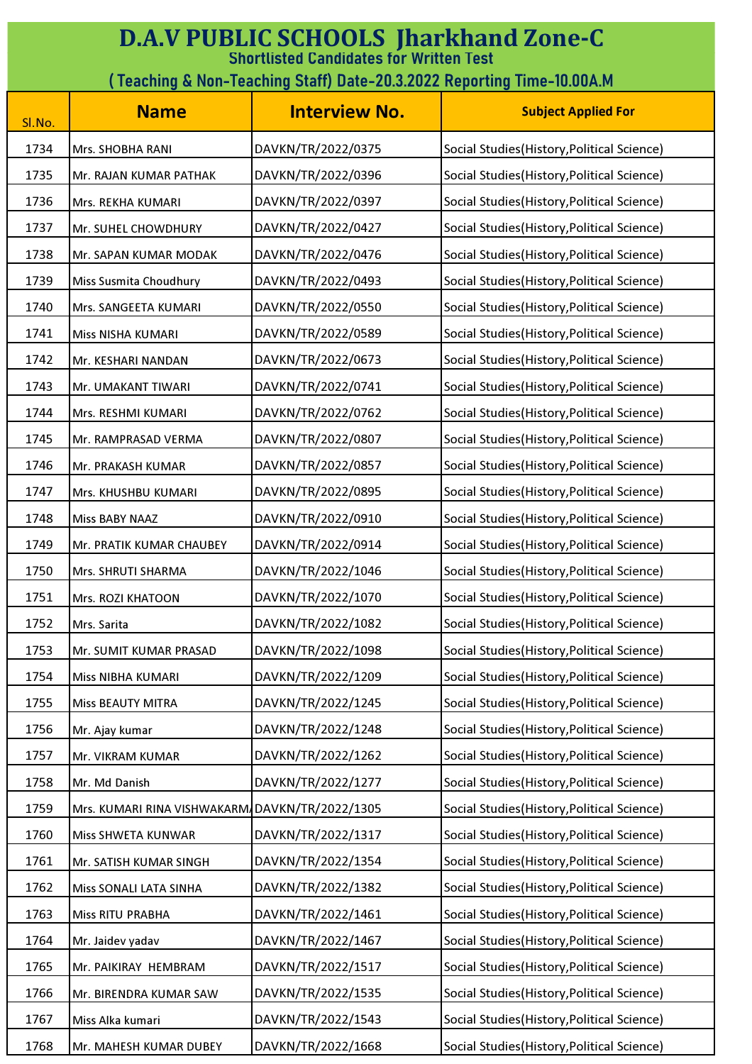# D.A.V PUBLIC SCHOOLS Jharkhand Zone-C

## Shortlisted Candidates for Written Test

## ( Teaching & Non-Teaching Staff) Date-20.3.2022 Reporting Time-10.00A.M

| Sl.No. | Name | Interview No. | Subject Applied For |
|---|---|---|---|
| 1734 | Mrs. SHOBHA RANI | DAVKN/TR/2022/0375 | Social Studies(History,Political Science) |
| 1735 | Mr. RAJAN KUMAR PATHAK | DAVKN/TR/2022/0396 | Social Studies(History,Political Science) |
| 1736 | Mrs. REKHA KUMARI | DAVKN/TR/2022/0397 | Social Studies(History,Political Science) |
| 1737 | Mr. SUHEL CHOWDHURY | DAVKN/TR/2022/0427 | Social Studies(History,Political Science) |
| 1738 | Mr. SAPAN KUMAR MODAK | DAVKN/TR/2022/0476 | Social Studies(History,Political Science) |
| 1739 | Miss Susmita Choudhury | DAVKN/TR/2022/0493 | Social Studies(History,Political Science) |
| 1740 | Mrs. SANGEETA KUMARI | DAVKN/TR/2022/0550 | Social Studies(History,Political Science) |
| 1741 | Miss NISHA KUMARI | DAVKN/TR/2022/0589 | Social Studies(History,Political Science) |
| 1742 | Mr. KESHARI NANDAN | DAVKN/TR/2022/0673 | Social Studies(History,Political Science) |
| 1743 | Mr. UMAKANT TIWARI | DAVKN/TR/2022/0741 | Social Studies(History,Political Science) |
| 1744 | Mrs. RESHMI KUMARI | DAVKN/TR/2022/0762 | Social Studies(History,Political Science) |
| 1745 | Mr. RAMPRASAD VERMA | DAVKN/TR/2022/0807 | Social Studies(History,Political Science) |
| 1746 | Mr. PRAKASH KUMAR | DAVKN/TR/2022/0857 | Social Studies(History,Political Science) |
| 1747 | Mrs. KHUSHBU KUMARI | DAVKN/TR/2022/0895 | Social Studies(History,Political Science) |
| 1748 | Miss BABY NAAZ | DAVKN/TR/2022/0910 | Social Studies(History,Political Science) |
| 1749 | Mr. PRATIK KUMAR CHAUBEY | DAVKN/TR/2022/0914 | Social Studies(History,Political Science) |
| 1750 | Mrs. SHRUTI SHARMA | DAVKN/TR/2022/1046 | Social Studies(History,Political Science) |
| 1751 | Mrs. ROZI KHATOON | DAVKN/TR/2022/1070 | Social Studies(History,Political Science) |
| 1752 | Mrs. Sarita | DAVKN/TR/2022/1082 | Social Studies(History,Political Science) |
| 1753 | Mr. SUMIT KUMAR PRASAD | DAVKN/TR/2022/1098 | Social Studies(History,Political Science) |
| 1754 | Miss NIBHA KUMARI | DAVKN/TR/2022/1209 | Social Studies(History,Political Science) |
| 1755 | Miss BEAUTY MITRA | DAVKN/TR/2022/1245 | Social Studies(History,Political Science) |
| 1756 | Mr. Ajay kumar | DAVKN/TR/2022/1248 | Social Studies(History,Political Science) |
| 1757 | Mr. VIKRAM KUMAR | DAVKN/TR/2022/1262 | Social Studies(History,Political Science) |
| 1758 | Mr. Md Danish | DAVKN/TR/2022/1277 | Social Studies(History,Political Science) |
| 1759 | Mrs. KUMARI RINA VISHWAKARMA | DAVKN/TR/2022/1305 | Social Studies(History,Political Science) |
| 1760 | Miss SHWETA KUNWAR | DAVKN/TR/2022/1317 | Social Studies(History,Political Science) |
| 1761 | Mr. SATISH KUMAR SINGH | DAVKN/TR/2022/1354 | Social Studies(History,Political Science) |
| 1762 | Miss SONALI LATA SINHA | DAVKN/TR/2022/1382 | Social Studies(History,Political Science) |
| 1763 | Miss RITU PRABHA | DAVKN/TR/2022/1461 | Social Studies(History,Political Science) |
| 1764 | Mr. Jaidev yadav | DAVKN/TR/2022/1467 | Social Studies(History,Political Science) |
| 1765 | Mr. PAIKIRAY HEMBRAM | DAVKN/TR/2022/1517 | Social Studies(History,Political Science) |
| 1766 | Mr. BIRENDRA KUMAR SAW | DAVKN/TR/2022/1535 | Social Studies(History,Political Science) |
| 1767 | Miss Alka kumari | DAVKN/TR/2022/1543 | Social Studies(History,Political Science) |
| 1768 | Mr. MAHESH KUMAR DUBEY | DAVKN/TR/2022/1668 | Social Studies(History,Political Science) |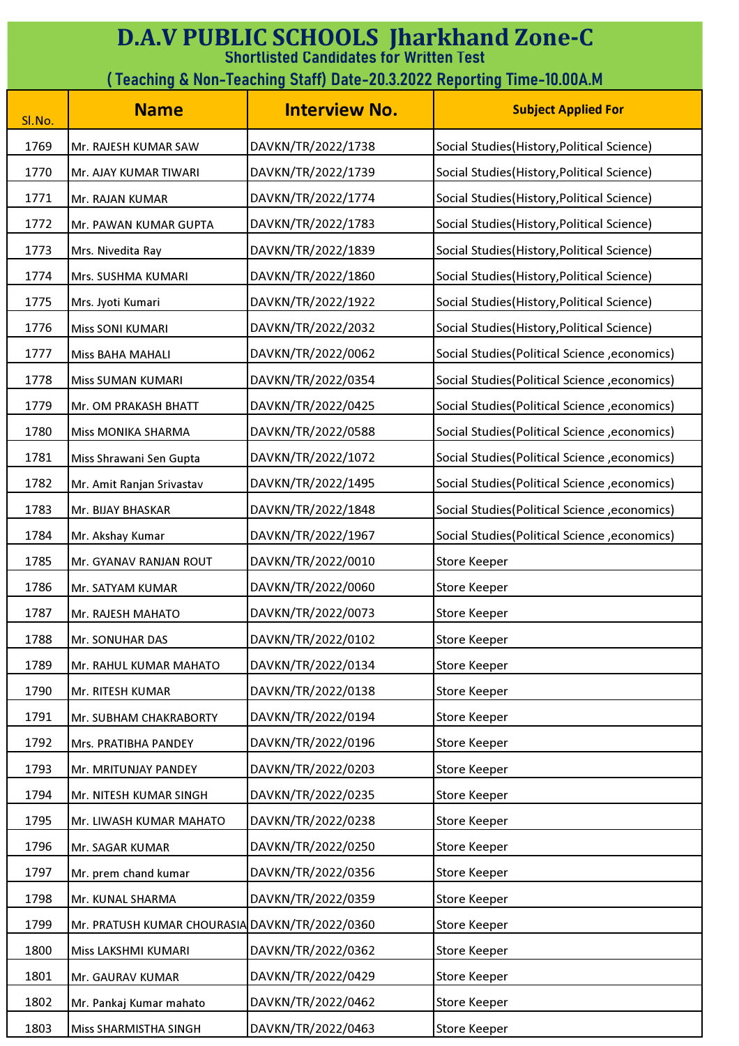# D.A.V PUBLIC SCHOOLS Jharkhand Zone-C

## Shortlisted Candidates for Written Test

## ( Teaching & Non-Teaching Staff) Date-20.3.2022 Reporting Time-10.00A.M

| Sl.No. | Name | Interview No. | Subject Applied For |
|---|---|---|---|
| 1769 | Mr. RAJESH KUMAR SAW | DAVKN/TR/2022/1738 | Social Studies(History,Political Science) |
| 1770 | Mr. AJAY KUMAR TIWARI | DAVKN/TR/2022/1739 | Social Studies(History,Political Science) |
| 1771 | Mr. RAJAN KUMAR | DAVKN/TR/2022/1774 | Social Studies(History,Political Science) |
| 1772 | Mr. PAWAN KUMAR GUPTA | DAVKN/TR/2022/1783 | Social Studies(History,Political Science) |
| 1773 | Mrs. Nivedita Ray | DAVKN/TR/2022/1839 | Social Studies(History,Political Science) |
| 1774 | Mrs. SUSHMA KUMARI | DAVKN/TR/2022/1860 | Social Studies(History,Political Science) |
| 1775 | Mrs. Jyoti Kumari | DAVKN/TR/2022/1922 | Social Studies(History,Political Science) |
| 1776 | Miss SONI KUMARI | DAVKN/TR/2022/2032 | Social Studies(History,Political Science) |
| 1777 | Miss BAHA MAHALI | DAVKN/TR/2022/0062 | Social Studies(Political Science ,economics) |
| 1778 | Miss SUMAN KUMARI | DAVKN/TR/2022/0354 | Social Studies(Political Science ,economics) |
| 1779 | Mr. OM PRAKASH BHATT | DAVKN/TR/2022/0425 | Social Studies(Political Science ,economics) |
| 1780 | Miss MONIKA SHARMA | DAVKN/TR/2022/0588 | Social Studies(Political Science ,economics) |
| 1781 | Miss Shrawani Sen Gupta | DAVKN/TR/2022/1072 | Social Studies(Political Science ,economics) |
| 1782 | Mr. Amit Ranjan Srivastav | DAVKN/TR/2022/1495 | Social Studies(Political Science ,economics) |
| 1783 | Mr. BIJAY BHASKAR | DAVKN/TR/2022/1848 | Social Studies(Political Science ,economics) |
| 1784 | Mr. Akshay Kumar | DAVKN/TR/2022/1967 | Social Studies(Political Science ,economics) |
| 1785 | Mr. GYANAV RANJAN ROUT | DAVKN/TR/2022/0010 | Store Keeper |
| 1786 | Mr. SATYAM KUMAR | DAVKN/TR/2022/0060 | Store Keeper |
| 1787 | Mr. RAJESH MAHATO | DAVKN/TR/2022/0073 | Store Keeper |
| 1788 | Mr. SONUHAR DAS | DAVKN/TR/2022/0102 | Store Keeper |
| 1789 | Mr. RAHUL KUMAR MAHATO | DAVKN/TR/2022/0134 | Store Keeper |
| 1790 | Mr. RITESH KUMAR | DAVKN/TR/2022/0138 | Store Keeper |
| 1791 | Mr. SUBHAM CHAKRABORTY | DAVKN/TR/2022/0194 | Store Keeper |
| 1792 | Mrs. PRATIBHA PANDEY | DAVKN/TR/2022/0196 | Store Keeper |
| 1793 | Mr. MRITUNJAY PANDEY | DAVKN/TR/2022/0203 | Store Keeper |
| 1794 | Mr. NITESH KUMAR SINGH | DAVKN/TR/2022/0235 | Store Keeper |
| 1795 | Mr. LIWASH KUMAR MAHATO | DAVKN/TR/2022/0238 | Store Keeper |
| 1796 | Mr. SAGAR KUMAR | DAVKN/TR/2022/0250 | Store Keeper |
| 1797 | Mr. prem chand kumar | DAVKN/TR/2022/0356 | Store Keeper |
| 1798 | Mr. KUNAL SHARMA | DAVKN/TR/2022/0359 | Store Keeper |
| 1799 | Mr. PRATUSH KUMAR CHOURASIA | DAVKN/TR/2022/0360 | Store Keeper |
| 1800 | Miss LAKSHMI KUMARI | DAVKN/TR/2022/0362 | Store Keeper |
| 1801 | Mr. GAURAV KUMAR | DAVKN/TR/2022/0429 | Store Keeper |
| 1802 | Mr. Pankaj Kumar mahato | DAVKN/TR/2022/0462 | Store Keeper |
| 1803 | Miss SHARMISTHA SINGH | DAVKN/TR/2022/0463 | Store Keeper |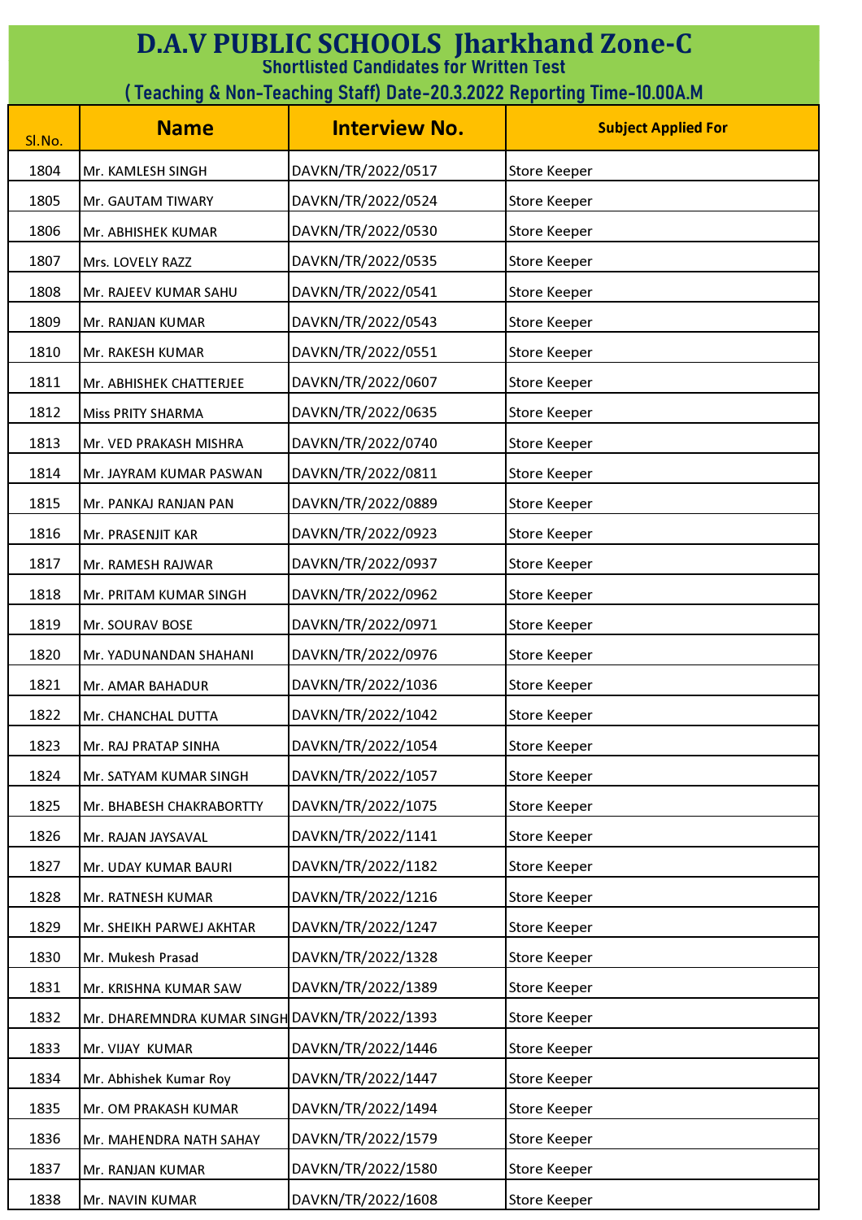# D.A.V PUBLIC SCHOOLS Jharkhand Zone-C

## Shortlisted Candidates for Written Test

## ( Teaching & Non-Teaching Staff) Date-20.3.2022 Reporting Time-10.00A.M

| Sl.No. | Name | Interview No. | Subject Applied For |
|---|---|---|---|
| 1804 | Mr. KAMLESH SINGH | DAVKN/TR/2022/0517 | Store Keeper |
| 1805 | Mr. GAUTAM TIWARY | DAVKN/TR/2022/0524 | Store Keeper |
| 1806 | Mr. ABHISHEK KUMAR | DAVKN/TR/2022/0530 | Store Keeper |
| 1807 | Mrs. LOVELY RAZZ | DAVKN/TR/2022/0535 | Store Keeper |
| 1808 | Mr. RAJEEV KUMAR SAHU | DAVKN/TR/2022/0541 | Store Keeper |
| 1809 | Mr. RANJAN KUMAR | DAVKN/TR/2022/0543 | Store Keeper |
| 1810 | Mr. RAKESH KUMAR | DAVKN/TR/2022/0551 | Store Keeper |
| 1811 | Mr. ABHISHEK CHATTERJEE | DAVKN/TR/2022/0607 | Store Keeper |
| 1812 | Miss PRITY SHARMA | DAVKN/TR/2022/0635 | Store Keeper |
| 1813 | Mr. VED PRAKASH MISHRA | DAVKN/TR/2022/0740 | Store Keeper |
| 1814 | Mr. JAYRAM KUMAR PASWAN | DAVKN/TR/2022/0811 | Store Keeper |
| 1815 | Mr. PANKAJ RANJAN PAN | DAVKN/TR/2022/0889 | Store Keeper |
| 1816 | Mr. PRASENJIT KAR | DAVKN/TR/2022/0923 | Store Keeper |
| 1817 | Mr. RAMESH RAJWAR | DAVKN/TR/2022/0937 | Store Keeper |
| 1818 | Mr. PRITAM KUMAR SINGH | DAVKN/TR/2022/0962 | Store Keeper |
| 1819 | Mr. SOURAV BOSE | DAVKN/TR/2022/0971 | Store Keeper |
| 1820 | Mr. YADUNANDAN SHAHANI | DAVKN/TR/2022/0976 | Store Keeper |
| 1821 | Mr. AMAR BAHADUR | DAVKN/TR/2022/1036 | Store Keeper |
| 1822 | Mr. CHANCHAL DUTTA | DAVKN/TR/2022/1042 | Store Keeper |
| 1823 | Mr. RAJ PRATAP SINHA | DAVKN/TR/2022/1054 | Store Keeper |
| 1824 | Mr. SATYAM KUMAR SINGH | DAVKN/TR/2022/1057 | Store Keeper |
| 1825 | Mr. BHABESH CHAKRABORTTY | DAVKN/TR/2022/1075 | Store Keeper |
| 1826 | Mr. RAJAN JAYSAVAL | DAVKN/TR/2022/1141 | Store Keeper |
| 1827 | Mr. UDAY KUMAR BAURI | DAVKN/TR/2022/1182 | Store Keeper |
| 1828 | Mr. RATNESH KUMAR | DAVKN/TR/2022/1216 | Store Keeper |
| 1829 | Mr. SHEIKH PARWEJ AKHTAR | DAVKN/TR/2022/1247 | Store Keeper |
| 1830 | Mr. Mukesh Prasad | DAVKN/TR/2022/1328 | Store Keeper |
| 1831 | Mr. KRISHNA KUMAR SAW | DAVKN/TR/2022/1389 | Store Keeper |
| 1832 | Mr. DHAREMNDRA KUMAR SINGH | DAVKN/TR/2022/1393 | Store Keeper |
| 1833 | Mr. VIJAY KUMAR | DAVKN/TR/2022/1446 | Store Keeper |
| 1834 | Mr. Abhishek Kumar Roy | DAVKN/TR/2022/1447 | Store Keeper |
| 1835 | Mr. OM PRAKASH KUMAR | DAVKN/TR/2022/1494 | Store Keeper |
| 1836 | Mr. MAHENDRA NATH SAHAY | DAVKN/TR/2022/1579 | Store Keeper |
| 1837 | Mr. RANJAN KUMAR | DAVKN/TR/2022/1580 | Store Keeper |
| 1838 | Mr. NAVIN KUMAR | DAVKN/TR/2022/1608 | Store Keeper |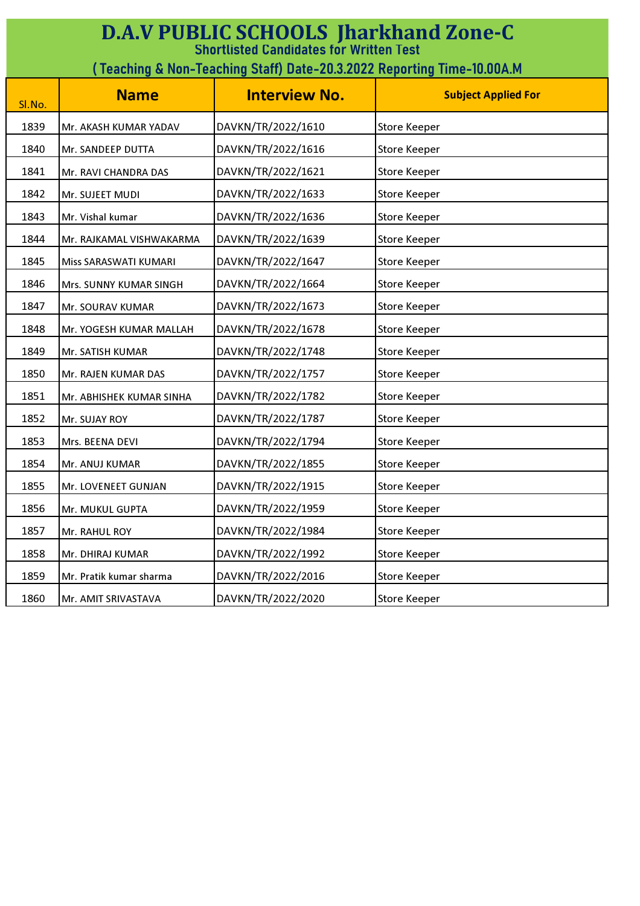# D.A.V PUBLIC SCHOOLS Jharkhand Zone-C

## Shortlisted Candidates for Written Test

### ( Teaching & Non-Teaching Staff) Date-20.3.2022 Reporting Time-10.00A.M

| Sl.No. | Name | Interview No. | Subject Applied For |
|---|---|---|---|
| 1839 | Mr. AKASH KUMAR YADAV | DAVKN/TR/2022/1610 | Store Keeper |
| 1840 | Mr. SANDEEP DUTTA | DAVKN/TR/2022/1616 | Store Keeper |
| 1841 | Mr. RAVI CHANDRA DAS | DAVKN/TR/2022/1621 | Store Keeper |
| 1842 | Mr. SUJEET MUDI | DAVKN/TR/2022/1633 | Store Keeper |
| 1843 | Mr. Vishal kumar | DAVKN/TR/2022/1636 | Store Keeper |
| 1844 | Mr. RAJKAMAL VISHWAKARMA | DAVKN/TR/2022/1639 | Store Keeper |
| 1845 | Miss SARASWATI KUMARI | DAVKN/TR/2022/1647 | Store Keeper |
| 1846 | Mrs. SUNNY KUMAR SINGH | DAVKN/TR/2022/1664 | Store Keeper |
| 1847 | Mr. SOURAV KUMAR | DAVKN/TR/2022/1673 | Store Keeper |
| 1848 | Mr. YOGESH KUMAR MALLAH | DAVKN/TR/2022/1678 | Store Keeper |
| 1849 | Mr. SATISH KUMAR | DAVKN/TR/2022/1748 | Store Keeper |
| 1850 | Mr. RAJEN KUMAR DAS | DAVKN/TR/2022/1757 | Store Keeper |
| 1851 | Mr. ABHISHEK KUMAR SINHA | DAVKN/TR/2022/1782 | Store Keeper |
| 1852 | Mr. SUJAY ROY | DAVKN/TR/2022/1787 | Store Keeper |
| 1853 | Mrs. BEENA DEVI | DAVKN/TR/2022/1794 | Store Keeper |
| 1854 | Mr. ANUJ KUMAR | DAVKN/TR/2022/1855 | Store Keeper |
| 1855 | Mr. LOVENEET GUNJAN | DAVKN/TR/2022/1915 | Store Keeper |
| 1856 | Mr. MUKUL GUPTA | DAVKN/TR/2022/1959 | Store Keeper |
| 1857 | Mr. RAHUL ROY | DAVKN/TR/2022/1984 | Store Keeper |
| 1858 | Mr. DHIRAJ KUMAR | DAVKN/TR/2022/1992 | Store Keeper |
| 1859 | Mr. Pratik kumar sharma | DAVKN/TR/2022/2016 | Store Keeper |
| 1860 | Mr. AMIT SRIVASTAVA | DAVKN/TR/2022/2020 | Store Keeper |